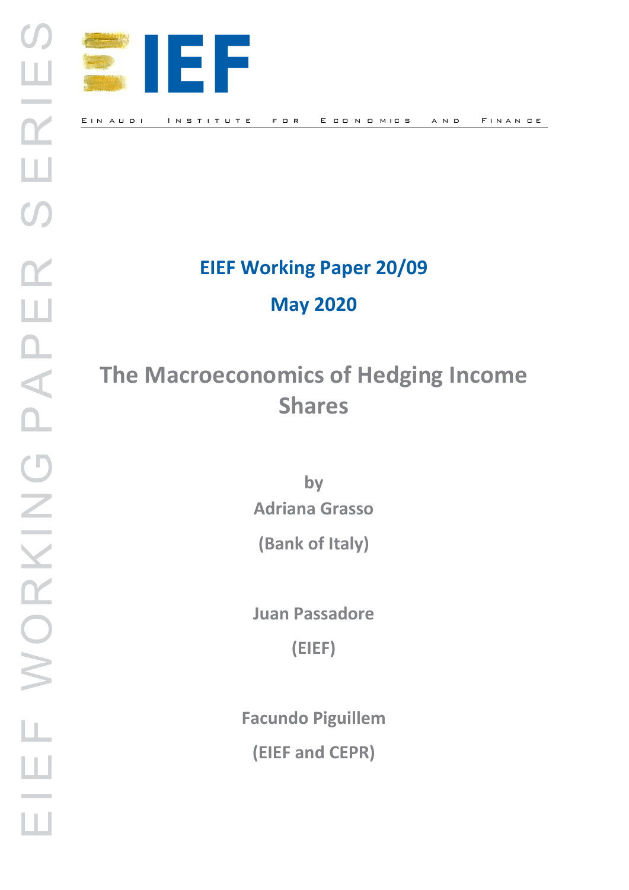EIEF WORKING PAPER SERIES

IEF

EINAUDI INSTITUTE FOR ECONOMICS AND FINANCE

**EIEF Working Paper 20/09**

**May 2020**

# The Macroeconomics of Hedging Income Shares

by

**Adriana Grasso**

**(Bank of Italy)**

**Juan Passadore**

**(EIEF)**

**Facundo Piguillem**

**(EIEF and CEPR)**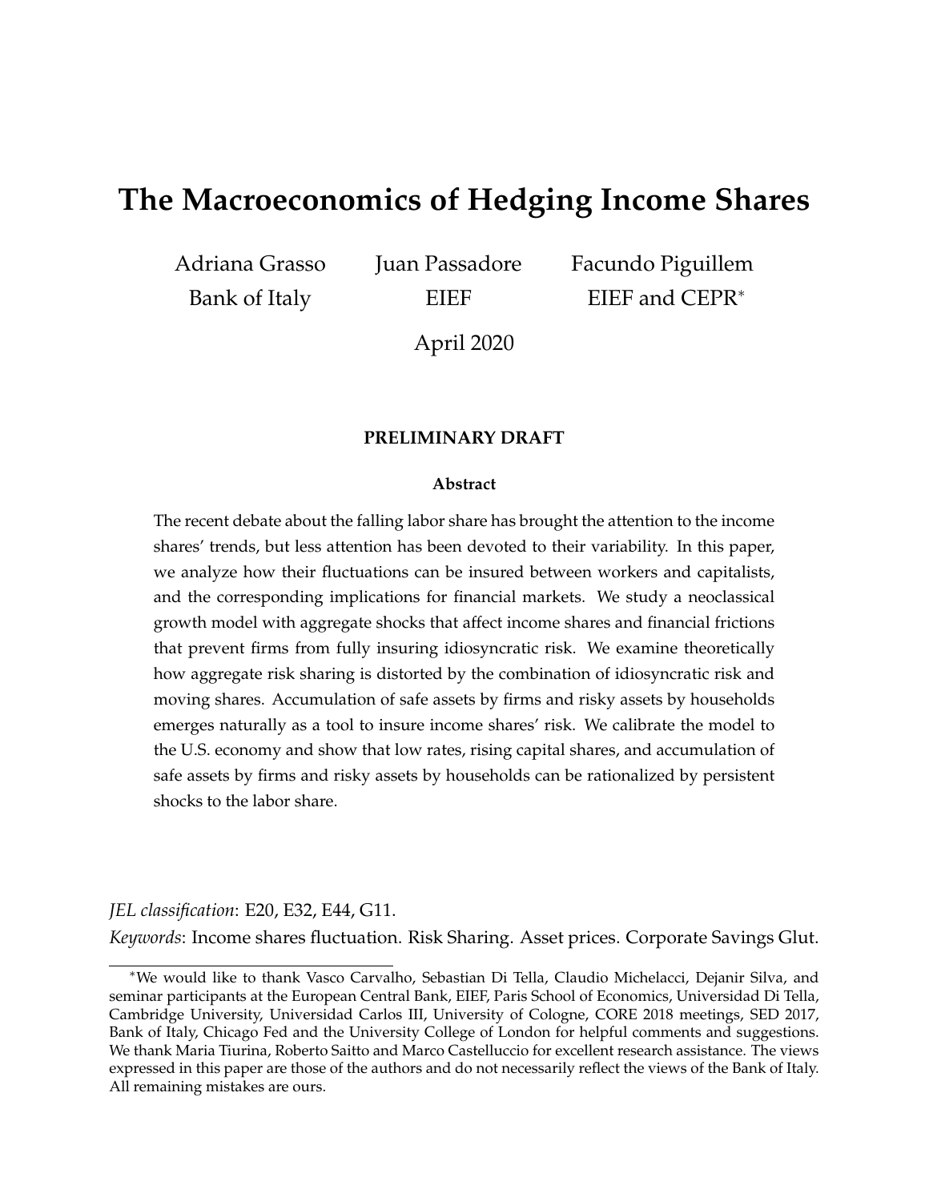# The Macroeconomics of Hedging Income Shares

Adriana Grasso — Bank of Italy

Juan Passadore — EIEF

Facundo Piguillem — EIEF and CEPR*

April 2020

**PRELIMINARY DRAFT**

**Abstract**

The recent debate about the falling labor share has brought the attention to the income shares' trends, but less attention has been devoted to their variability. In this paper, we analyze how their fluctuations can be insured between workers and capitalists, and the corresponding implications for financial markets. We study a neoclassical growth model with aggregate shocks that affect income shares and financial frictions that prevent firms from fully insuring idiosyncratic risk. We examine theoretically how aggregate risk sharing is distorted by the combination of idiosyncratic risk and moving shares. Accumulation of safe assets by firms and risky assets by households emerges naturally as a tool to insure income shares' risk. We calibrate the model to the U.S. economy and show that low rates, rising capital shares, and accumulation of safe assets by firms and risky assets by households can be rationalized by persistent shocks to the labor share.

*JEL classification*: E20, E32, E44, G11.

*Keywords*: Income shares fluctuation. Risk Sharing. Asset prices. Corporate Savings Glut.

*We would like to thank Vasco Carvalho, Sebastian Di Tella, Claudio Michelacci, Dejanir Silva, and seminar participants at the European Central Bank, EIEF, Paris School of Economics, Universidad Di Tella, Cambridge University, Universidad Carlos III, University of Cologne, CORE 2018 meetings, SED 2017, Bank of Italy, Chicago Fed and the University College of London for helpful comments and suggestions. We thank Maria Tiurina, Roberto Saitto and Marco Castelluccio for excellent research assistance. The views expressed in this paper are those of the authors and do not necessarily reflect the views of the Bank of Italy. All remaining mistakes are ours.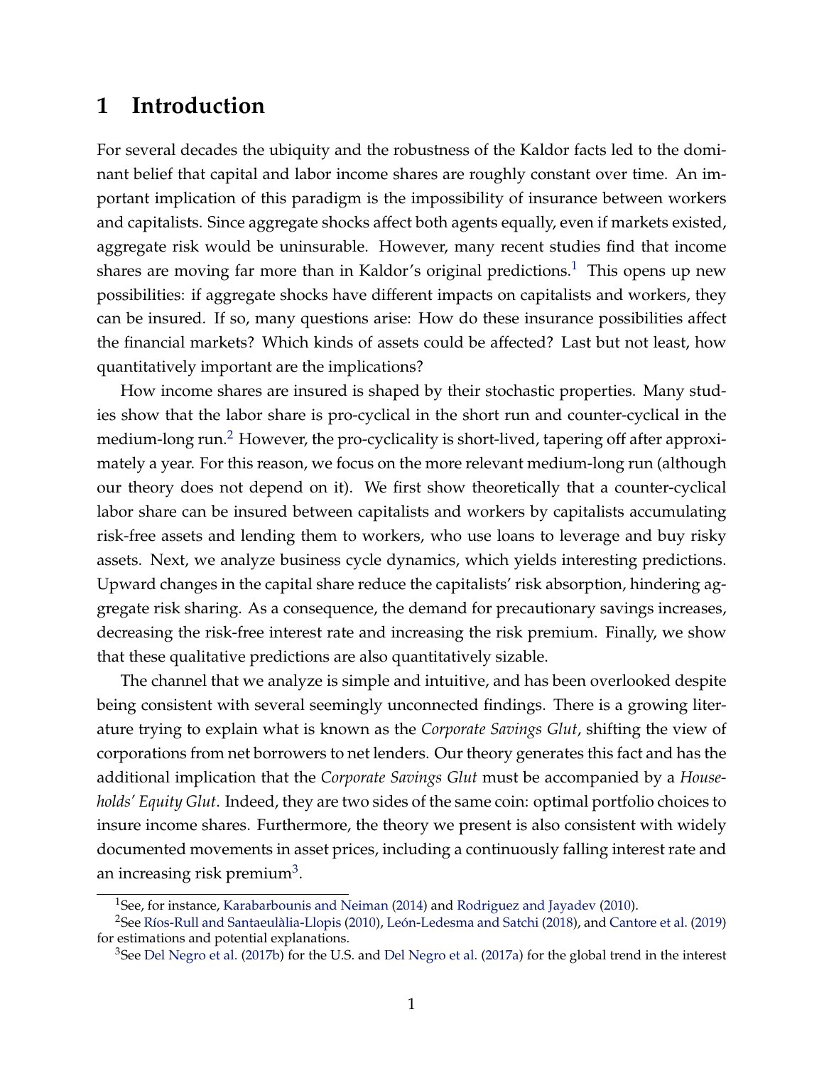# 1 Introduction

For several decades the ubiquity and the robustness of the Kaldor facts led to the dominant belief that capital and labor income shares are roughly constant over time. An important implication of this paradigm is the impossibility of insurance between workers and capitalists. Since aggregate shocks affect both agents equally, even if markets existed, aggregate risk would be uninsurable. However, many recent studies find that income shares are moving far more than in Kaldor's original predictions.[1] This opens up new possibilities: if aggregate shocks have different impacts on capitalists and workers, they can be insured. If so, many questions arise: How do these insurance possibilities affect the financial markets? Which kinds of assets could be affected? Last but not least, how quantitatively important are the implications?

How income shares are insured is shaped by their stochastic properties. Many studies show that the labor share is pro-cyclical in the short run and counter-cyclical in the medium-long run.[2] However, the pro-cyclicality is short-lived, tapering off after approximately a year. For this reason, we focus on the more relevant medium-long run (although our theory does not depend on it). We first show theoretically that a counter-cyclical labor share can be insured between capitalists and workers by capitalists accumulating risk-free assets and lending them to workers, who use loans to leverage and buy risky assets. Next, we analyze business cycle dynamics, which yields interesting predictions. Upward changes in the capital share reduce the capitalists' risk absorption, hindering aggregate risk sharing. As a consequence, the demand for precautionary savings increases, decreasing the risk-free interest rate and increasing the risk premium. Finally, we show that these qualitative predictions are also quantitatively sizable.

The channel that we analyze is simple and intuitive, and has been overlooked despite being consistent with several seemingly unconnected findings. There is a growing literature trying to explain what is known as the *Corporate Savings Glut*, shifting the view of corporations from net borrowers to net lenders. Our theory generates this fact and has the additional implication that the *Corporate Savings Glut* must be accompanied by a *Households' Equity Glut*. Indeed, they are two sides of the same coin: optimal portfolio choices to insure income shares. Furthermore, the theory we present is also consistent with widely documented movements in asset prices, including a continuously falling interest rate and an increasing risk premium[3].

---

[1] See, for instance, Karabarbounis and Neiman (2014) and Rodriguez and Jayadev (2010).

[2] See Ríos-Rull and Santaeulàlia-Llopis (2010), León-Ledesma and Satchi (2018), and Cantore et al. (2019) for estimations and potential explanations.

[3] See Del Negro et al. (2017b) for the U.S. and Del Negro et al. (2017a) for the global trend in the interest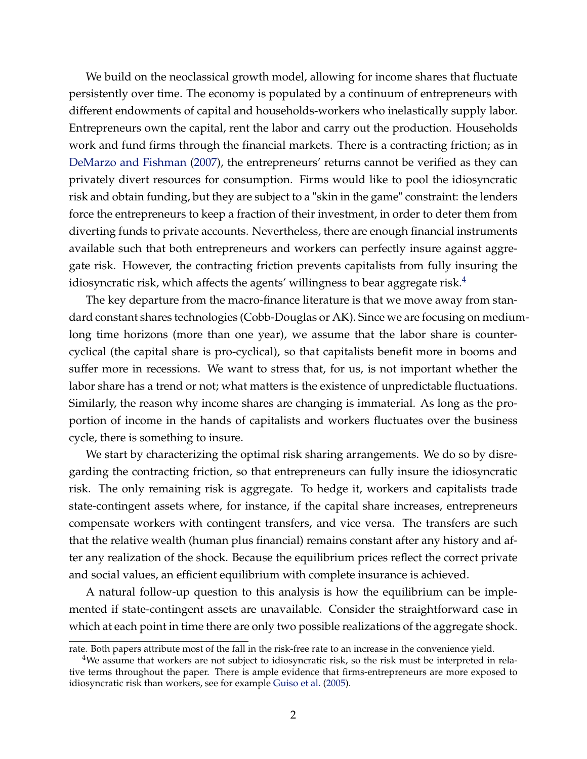We build on the neoclassical growth model, allowing for income shares that fluctuate persistently over time. The economy is populated by a continuum of entrepreneurs with different endowments of capital and households-workers who inelastically supply labor. Entrepreneurs own the capital, rent the labor and carry out the production. Households work and fund firms through the financial markets. There is a contracting friction; as in DeMarzo and Fishman (2007), the entrepreneurs' returns cannot be verified as they can privately divert resources for consumption. Firms would like to pool the idiosyncratic risk and obtain funding, but they are subject to a "skin in the game" constraint: the lenders force the entrepreneurs to keep a fraction of their investment, in order to deter them from diverting funds to private accounts. Nevertheless, there are enough financial instruments available such that both entrepreneurs and workers can perfectly insure against aggregate risk. However, the contracting friction prevents capitalists from fully insuring the idiosyncratic risk, which affects the agents' willingness to bear aggregate risk.[4]

The key departure from the macro-finance literature is that we move away from standard constant shares technologies (Cobb-Douglas or AK). Since we are focusing on medium-long time horizons (more than one year), we assume that the labor share is countercyclical (the capital share is pro-cyclical), so that capitalists benefit more in booms and suffer more in recessions. We want to stress that, for us, is not important whether the labor share has a trend or not; what matters is the existence of unpredictable fluctuations. Similarly, the reason why income shares are changing is immaterial. As long as the proportion of income in the hands of capitalists and workers fluctuates over the business cycle, there is something to insure.

We start by characterizing the optimal risk sharing arrangements. We do so by disregarding the contracting friction, so that entrepreneurs can fully insure the idiosyncratic risk. The only remaining risk is aggregate. To hedge it, workers and capitalists trade state-contingent assets where, for instance, if the capital share increases, entrepreneurs compensate workers with contingent transfers, and vice versa. The transfers are such that the relative wealth (human plus financial) remains constant after any history and after any realization of the shock. Because the equilibrium prices reflect the correct private and social values, an efficient equilibrium with complete insurance is achieved.

A natural follow-up question to this analysis is how the equilibrium can be implemented if state-contingent assets are unavailable. Consider the straightforward case in which at each point in time there are only two possible realizations of the aggregate shock.

rate. Both papers attribute most of the fall in the risk-free rate to an increase in the convenience yield.

[4] We assume that workers are not subject to idiosyncratic risk, so the risk must be interpreted in relative terms throughout the paper. There is ample evidence that firms-entrepreneurs are more exposed to idiosyncratic risk than workers, see for example Guiso et al. (2005).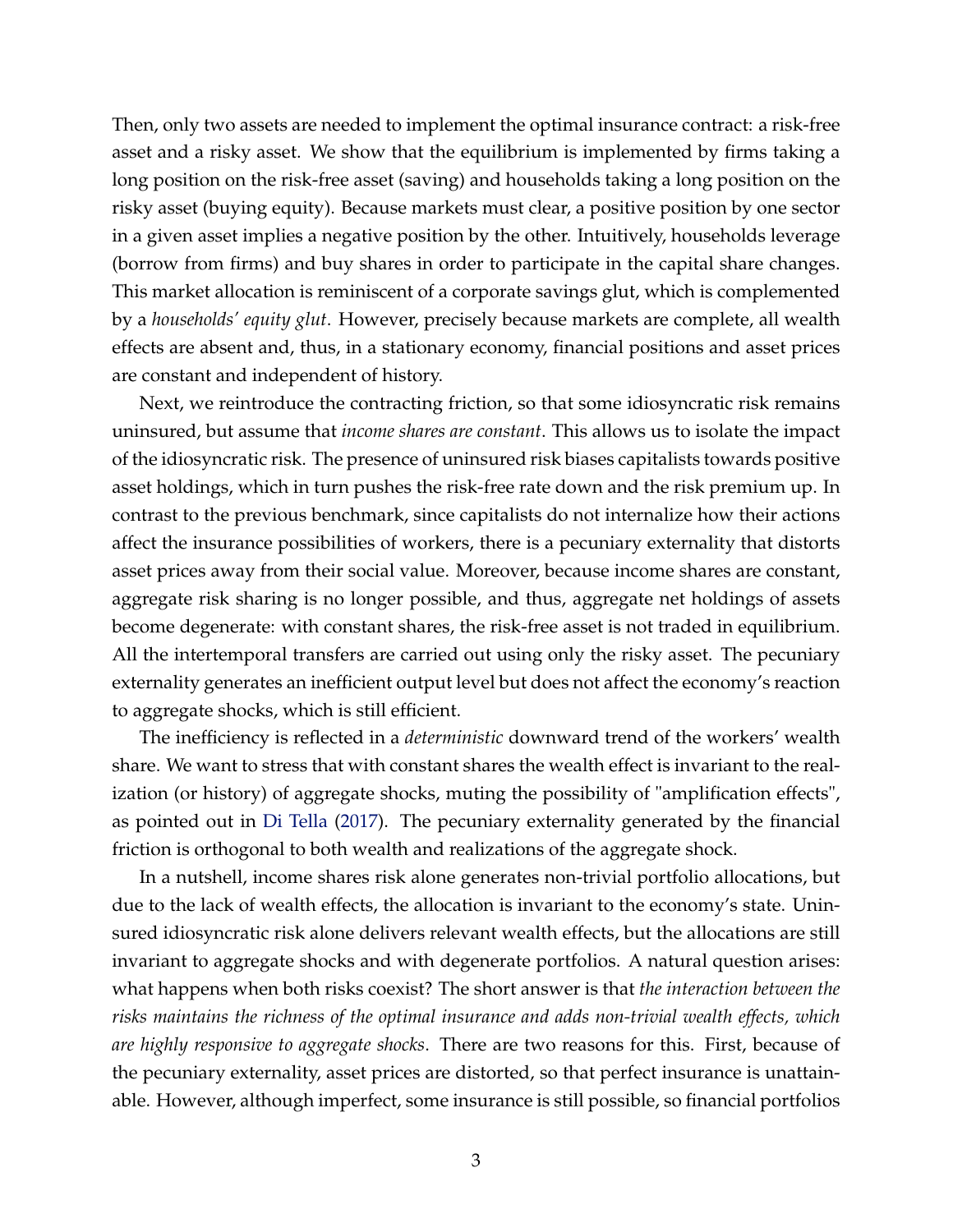Then, only two assets are needed to implement the optimal insurance contract: a risk-free asset and a risky asset. We show that the equilibrium is implemented by firms taking a long position on the risk-free asset (saving) and households taking a long position on the risky asset (buying equity). Because markets must clear, a positive position by one sector in a given asset implies a negative position by the other. Intuitively, households leverage (borrow from firms) and buy shares in order to participate in the capital share changes. This market allocation is reminiscent of a corporate savings glut, which is complemented by a *households' equity glut*. However, precisely because markets are complete, all wealth effects are absent and, thus, in a stationary economy, financial positions and asset prices are constant and independent of history.

Next, we reintroduce the contracting friction, so that some idiosyncratic risk remains uninsured, but assume that *income shares are constant*. This allows us to isolate the impact of the idiosyncratic risk. The presence of uninsured risk biases capitalists towards positive asset holdings, which in turn pushes the risk-free rate down and the risk premium up. In contrast to the previous benchmark, since capitalists do not internalize how their actions affect the insurance possibilities of workers, there is a pecuniary externality that distorts asset prices away from their social value. Moreover, because income shares are constant, aggregate risk sharing is no longer possible, and thus, aggregate net holdings of assets become degenerate: with constant shares, the risk-free asset is not traded in equilibrium. All the intertemporal transfers are carried out using only the risky asset. The pecuniary externality generates an inefficient output level but does not affect the economy's reaction to aggregate shocks, which is still efficient.

The inefficiency is reflected in a *deterministic* downward trend of the workers' wealth share. We want to stress that with constant shares the wealth effect is invariant to the realization (or history) of aggregate shocks, muting the possibility of "amplification effects", as pointed out in Di Tella (2017). The pecuniary externality generated by the financial friction is orthogonal to both wealth and realizations of the aggregate shock.

In a nutshell, income shares risk alone generates non-trivial portfolio allocations, but due to the lack of wealth effects, the allocation is invariant to the economy's state. Uninsured idiosyncratic risk alone delivers relevant wealth effects, but the allocations are still invariant to aggregate shocks and with degenerate portfolios. A natural question arises: what happens when both risks coexist? The short answer is that *the interaction between the risks maintains the richness of the optimal insurance and adds non-trivial wealth effects, which are highly responsive to aggregate shocks*. There are two reasons for this. First, because of the pecuniary externality, asset prices are distorted, so that perfect insurance is unattainable. However, although imperfect, some insurance is still possible, so financial portfolios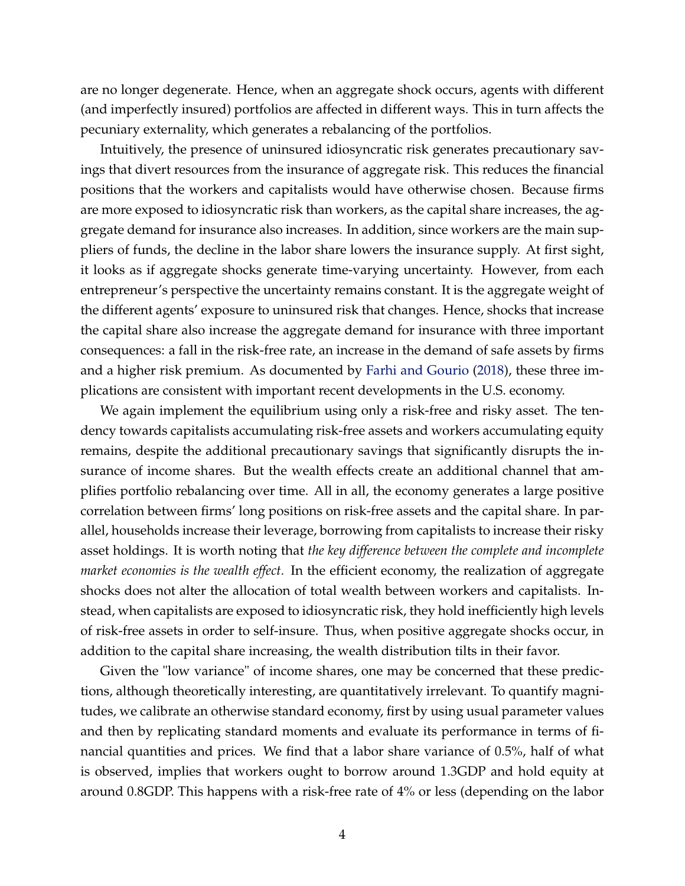are no longer degenerate. Hence, when an aggregate shock occurs, agents with different (and imperfectly insured) portfolios are affected in different ways. This in turn affects the pecuniary externality, which generates a rebalancing of the portfolios.

Intuitively, the presence of uninsured idiosyncratic risk generates precautionary savings that divert resources from the insurance of aggregate risk. This reduces the financial positions that the workers and capitalists would have otherwise chosen. Because firms are more exposed to idiosyncratic risk than workers, as the capital share increases, the aggregate demand for insurance also increases. In addition, since workers are the main suppliers of funds, the decline in the labor share lowers the insurance supply. At first sight, it looks as if aggregate shocks generate time-varying uncertainty. However, from each entrepreneur's perspective the uncertainty remains constant. It is the aggregate weight of the different agents' exposure to uninsured risk that changes. Hence, shocks that increase the capital share also increase the aggregate demand for insurance with three important consequences: a fall in the risk-free rate, an increase in the demand of safe assets by firms and a higher risk premium. As documented by Farhi and Gourio (2018), these three implications are consistent with important recent developments in the U.S. economy.

We again implement the equilibrium using only a risk-free and risky asset. The tendency towards capitalists accumulating risk-free assets and workers accumulating equity remains, despite the additional precautionary savings that significantly disrupts the insurance of income shares. But the wealth effects create an additional channel that amplifies portfolio rebalancing over time. All in all, the economy generates a large positive correlation between firms' long positions on risk-free assets and the capital share. In parallel, households increase their leverage, borrowing from capitalists to increase their risky asset holdings. It is worth noting that *the key difference between the complete and incomplete market economies is the wealth effect.* In the efficient economy, the realization of aggregate shocks does not alter the allocation of total wealth between workers and capitalists. Instead, when capitalists are exposed to idiosyncratic risk, they hold inefficiently high levels of risk-free assets in order to self-insure. Thus, when positive aggregate shocks occur, in addition to the capital share increasing, the wealth distribution tilts in their favor.

Given the "low variance" of income shares, one may be concerned that these predictions, although theoretically interesting, are quantitatively irrelevant. To quantify magnitudes, we calibrate an otherwise standard economy, first by using usual parameter values and then by replicating standard moments and evaluate its performance in terms of financial quantities and prices. We find that a labor share variance of 0.5%, half of what is observed, implies that workers ought to borrow around 1.3GDP and hold equity at around 0.8GDP. This happens with a risk-free rate of 4% or less (depending on the labor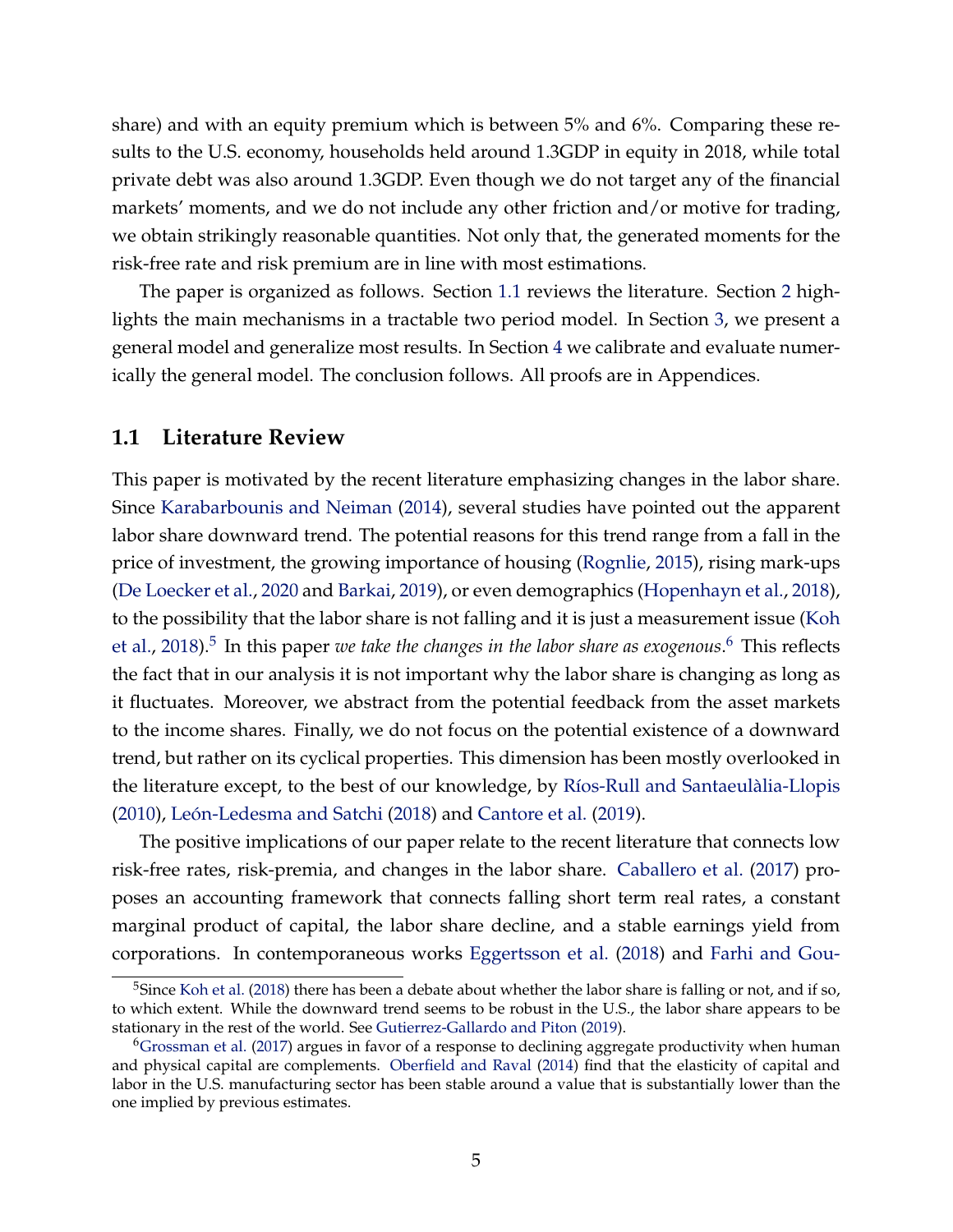share) and with an equity premium which is between 5% and 6%. Comparing these results to the U.S. economy, households held around 1.3GDP in equity in 2018, while total private debt was also around 1.3GDP. Even though we do not target any of the financial markets' moments, and we do not include any other friction and/or motive for trading, we obtain strikingly reasonable quantities. Not only that, the generated moments for the risk-free rate and risk premium are in line with most estimations.

The paper is organized as follows. Section 1.1 reviews the literature. Section 2 highlights the main mechanisms in a tractable two period model. In Section 3, we present a general model and generalize most results. In Section 4 we calibrate and evaluate numerically the general model. The conclusion follows. All proofs are in Appendices.

## 1.1 Literature Review

This paper is motivated by the recent literature emphasizing changes in the labor share. Since Karabarbounis and Neiman (2014), several studies have pointed out the apparent labor share downward trend. The potential reasons for this trend range from a fall in the price of investment, the growing importance of housing (Rognlie, 2015), rising mark-ups (De Loecker et al., 2020 and Barkai, 2019), or even demographics (Hopenhayn et al., 2018), to the possibility that the labor share is not falling and it is just a measurement issue (Koh et al., 2018).[5] In this paper *we take the changes in the labor share as exogenous*.[6] This reflects the fact that in our analysis it is not important why the labor share is changing as long as it fluctuates. Moreover, we abstract from the potential feedback from the asset markets to the income shares. Finally, we do not focus on the potential existence of a downward trend, but rather on its cyclical properties. This dimension has been mostly overlooked in the literature except, to the best of our knowledge, by Ríos-Rull and Santaeulàlia-Llopis (2010), León-Ledesma and Satchi (2018) and Cantore et al. (2019).

The positive implications of our paper relate to the recent literature that connects low risk-free rates, risk-premia, and changes in the labor share. Caballero et al. (2017) proposes an accounting framework that connects falling short term real rates, a constant marginal product of capital, the labor share decline, and a stable earnings yield from corporations. In contemporaneous works Eggertsson et al. (2018) and Farhi and Gou-

[5] Since Koh et al. (2018) there has been a debate about whether the labor share is falling or not, and if so, to which extent. While the downward trend seems to be robust in the U.S., the labor share appears to be stationary in the rest of the world. See Gutierrez-Gallardo and Piton (2019).

[6] Grossman et al. (2017) argues in favor of a response to declining aggregate productivity when human and physical capital are complements. Oberfield and Raval (2014) find that the elasticity of capital and labor in the U.S. manufacturing sector has been stable around a value that is substantially lower than the one implied by previous estimates.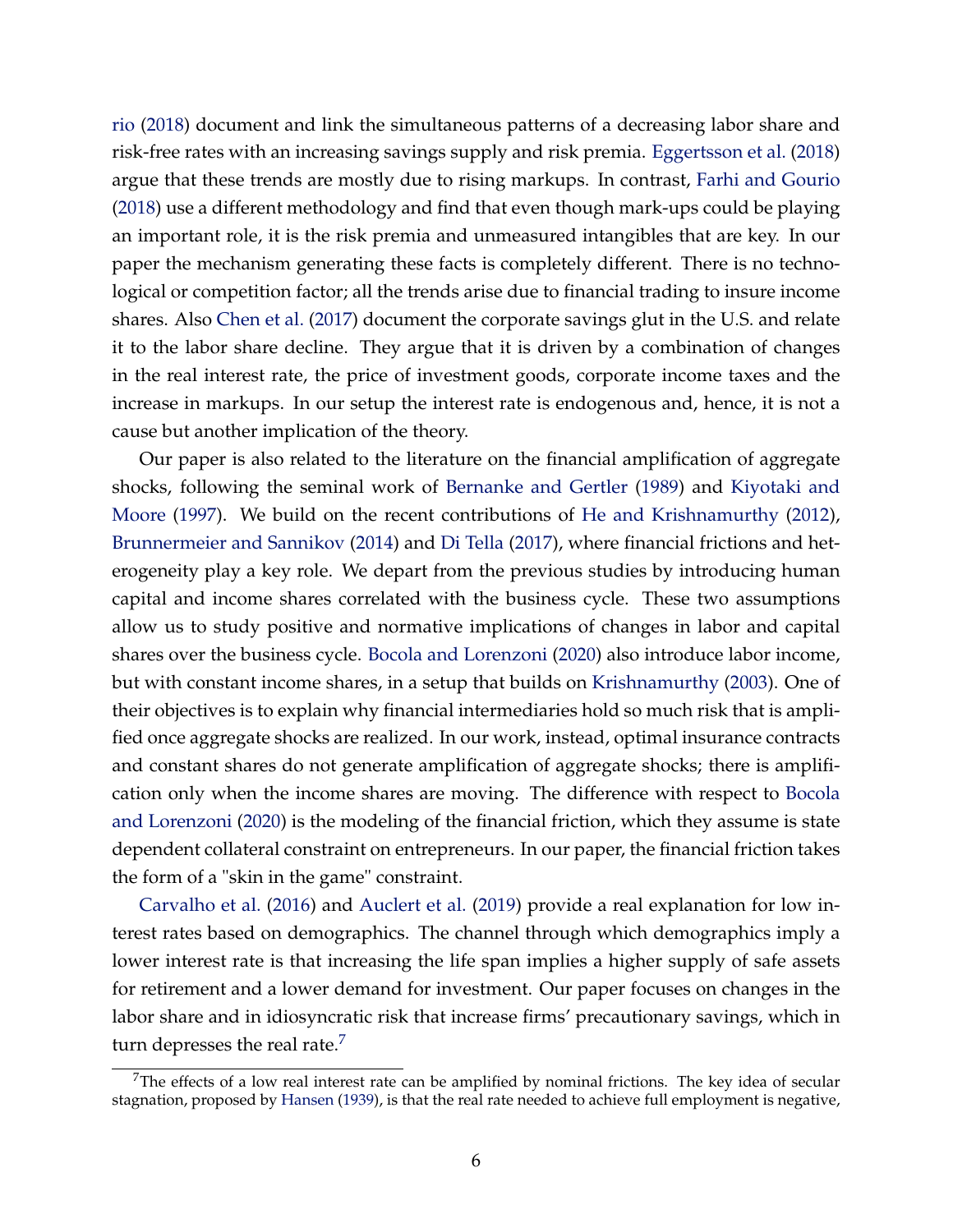rio (2018) document and link the simultaneous patterns of a decreasing labor share and risk-free rates with an increasing savings supply and risk premia. Eggertsson et al. (2018) argue that these trends are mostly due to rising markups. In contrast, Farhi and Gourio (2018) use a different methodology and find that even though mark-ups could be playing an important role, it is the risk premia and unmeasured intangibles that are key. In our paper the mechanism generating these facts is completely different. There is no technological or competition factor; all the trends arise due to financial trading to insure income shares. Also Chen et al. (2017) document the corporate savings glut in the U.S. and relate it to the labor share decline. They argue that it is driven by a combination of changes in the real interest rate, the price of investment goods, corporate income taxes and the increase in markups. In our setup the interest rate is endogenous and, hence, it is not a cause but another implication of the theory.

Our paper is also related to the literature on the financial amplification of aggregate shocks, following the seminal work of Bernanke and Gertler (1989) and Kiyotaki and Moore (1997). We build on the recent contributions of He and Krishnamurthy (2012), Brunnermeier and Sannikov (2014) and Di Tella (2017), where financial frictions and heterogeneity play a key role. We depart from the previous studies by introducing human capital and income shares correlated with the business cycle. These two assumptions allow us to study positive and normative implications of changes in labor and capital shares over the business cycle. Bocola and Lorenzoni (2020) also introduce labor income, but with constant income shares, in a setup that builds on Krishnamurthy (2003). One of their objectives is to explain why financial intermediaries hold so much risk that is amplified once aggregate shocks are realized. In our work, instead, optimal insurance contracts and constant shares do not generate amplification of aggregate shocks; there is amplification only when the income shares are moving. The difference with respect to Bocola and Lorenzoni (2020) is the modeling of the financial friction, which they assume is state dependent collateral constraint on entrepreneurs. In our paper, the financial friction takes the form of a "skin in the game" constraint.

Carvalho et al. (2016) and Auclert et al. (2019) provide a real explanation for low interest rates based on demographics. The channel through which demographics imply a lower interest rate is that increasing the life span implies a higher supply of safe assets for retirement and a lower demand for investment. Our paper focuses on changes in the labor share and in idiosyncratic risk that increase firms' precautionary savings, which in turn depresses the real rate.[7]

[7] The effects of a low real interest rate can be amplified by nominal frictions. The key idea of secular stagnation, proposed by Hansen (1939), is that the real rate needed to achieve full employment is negative,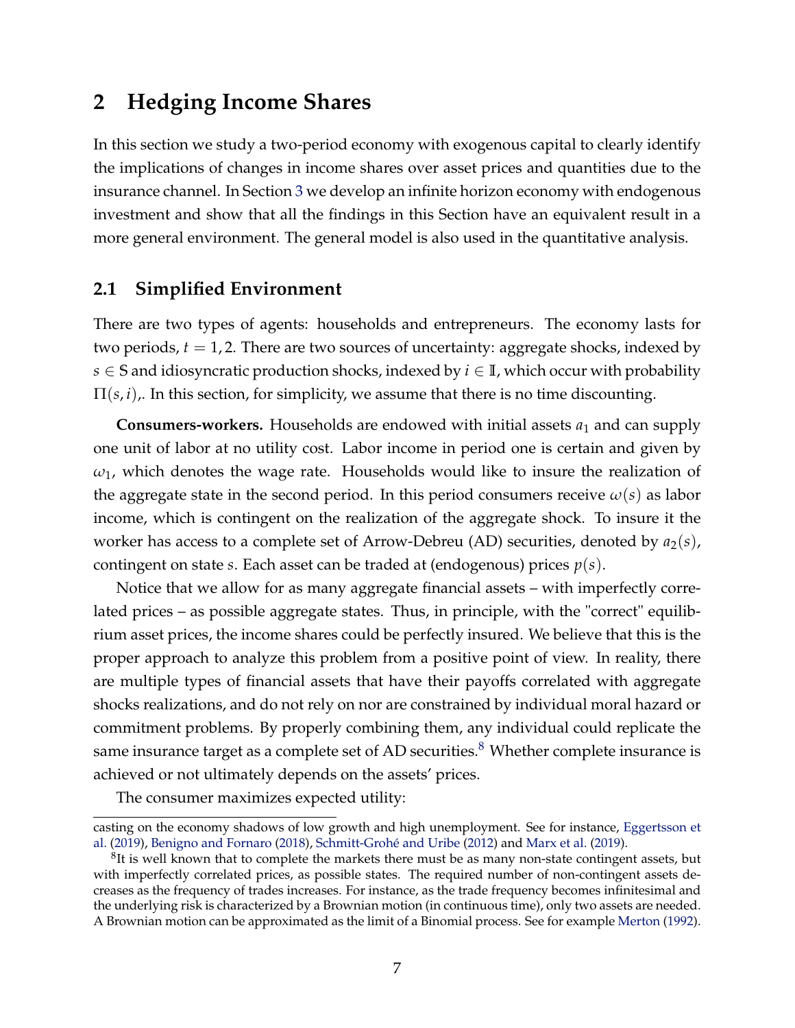## 2 Hedging Income Shares

In this section we study a two-period economy with exogenous capital to clearly identify the implications of changes in income shares over asset prices and quantities due to the insurance channel. In Section 3 we develop an infinite horizon economy with endogenous investment and show that all the findings in this Section have an equivalent result in a more general environment. The general model is also used in the quantitative analysis.

### 2.1 Simplified Environment

There are two types of agents: households and entrepreneurs. The economy lasts for two periods, $t = 1, 2$. There are two sources of uncertainty: aggregate shocks, indexed by $s \in \mathbb{S}$ and idiosyncratic production shocks, indexed by $i \in \mathbb{I}$, which occur with probability $\Pi(s, i)$,. In this section, for simplicity, we assume that there is no time discounting.

**Consumers-workers.** Households are endowed with initial assets $a_1$ and can supply one unit of labor at no utility cost. Labor income in period one is certain and given by $\omega_1$, which denotes the wage rate. Households would like to insure the realization of the aggregate state in the second period. In this period consumers receive $\omega(s)$ as labor income, which is contingent on the realization of the aggregate shock. To insure it the worker has access to a complete set of Arrow-Debreu (AD) securities, denoted by $a_2(s)$, contingent on state $s$. Each asset can be traded at (endogenous) prices $p(s)$.

Notice that we allow for as many aggregate financial assets – with imperfectly correlated prices – as possible aggregate states. Thus, in principle, with the "correct" equilibrium asset prices, the income shares could be perfectly insured. We believe that this is the proper approach to analyze this problem from a positive point of view. In reality, there are multiple types of financial assets that have their payoffs correlated with aggregate shocks realizations, and do not rely on nor are constrained by individual moral hazard or commitment problems. By properly combining them, any individual could replicate the same insurance target as a complete set of AD securities.[8] Whether complete insurance is achieved or not ultimately depends on the assets' prices.

The consumer maximizes expected utility:

casting on the economy shadows of low growth and high unemployment. See for instance, Eggertsson et al. (2019), Benigno and Fornaro (2018), Schmitt-Grohé and Uribe (2012) and Marx et al. (2019).

[8] It is well known that to complete the markets there must be as many non-state contingent assets, but with imperfectly correlated prices, as possible states. The required number of non-contingent assets decreases as the frequency of trades increases. For instance, as the trade frequency becomes infinitesimal and the underlying risk is characterized by a Brownian motion (in continuous time), only two assets are needed. A Brownian motion can be approximated as the limit of a Binomial process. See for example Merton (1992).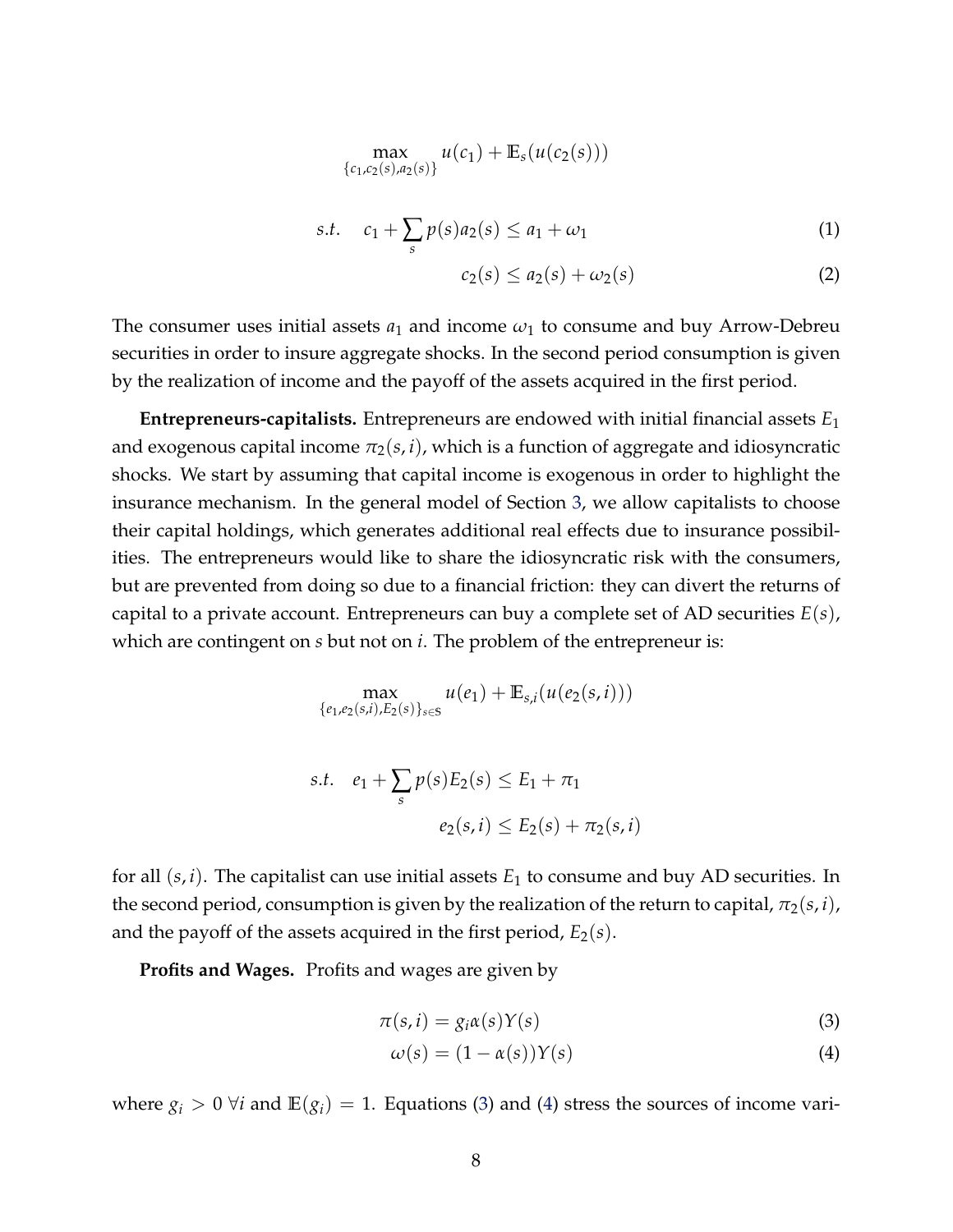$$\max_{\{c_1, c_2(s), a_2(s)\}} u(c_1) + \mathbb{E}_s(u(c_2(s)))$$

$$s.t. \quad c_1 + \sum_s p(s) a_2(s) \leq a_1 + \omega_1 \tag{1}$$

$$c_2(s) \leq a_2(s) + \omega_2(s) \tag{2}$$

The consumer uses initial assets $a_1$ and income $\omega_1$ to consume and buy Arrow-Debreu securities in order to insure aggregate shocks. In the second period consumption is given by the realization of income and the payoff of the assets acquired in the first period.

**Entrepreneurs-capitalists.** Entrepreneurs are endowed with initial financial assets $E_1$ and exogenous capital income $\pi_2(s, i)$, which is a function of aggregate and idiosyncratic shocks. We start by assuming that capital income is exogenous in order to highlight the insurance mechanism. In the general model of Section 3, we allow capitalists to choose their capital holdings, which generates additional real effects due to insurance possibilities. The entrepreneurs would like to share the idiosyncratic risk with the consumers, but are prevented from doing so due to a financial friction: they can divert the returns of capital to a private account. Entrepreneurs can buy a complete set of AD securities $E(s)$, which are contingent on $s$ but not on $i$. The problem of the entrepreneur is:

$$\max_{\{e_1, e_2(s,i), E_2(s)\}_{s \in S}} u(e_1) + \mathbb{E}_{s,i}(u(e_2(s, i)))$$

$$s.t. \quad e_1 + \sum_s p(s) E_2(s) \leq E_1 + \pi_1$$

$$e_2(s, i) \leq E_2(s) + \pi_2(s, i)$$

for all $(s, i)$. The capitalist can use initial assets $E_1$ to consume and buy AD securities. In the second period, consumption is given by the realization of the return to capital, $\pi_2(s, i)$, and the payoff of the assets acquired in the first period, $E_2(s)$.

**Profits and Wages.** Profits and wages are given by

$$\pi(s, i) = g_i \alpha(s) Y(s) \tag{3}$$

$$\omega(s) = (1 - \alpha(s)) Y(s) \tag{4}$$

where $g_i > 0 \ \forall i$ and $\mathbb{E}(g_i) = 1$. Equations (3) and (4) stress the sources of income vari-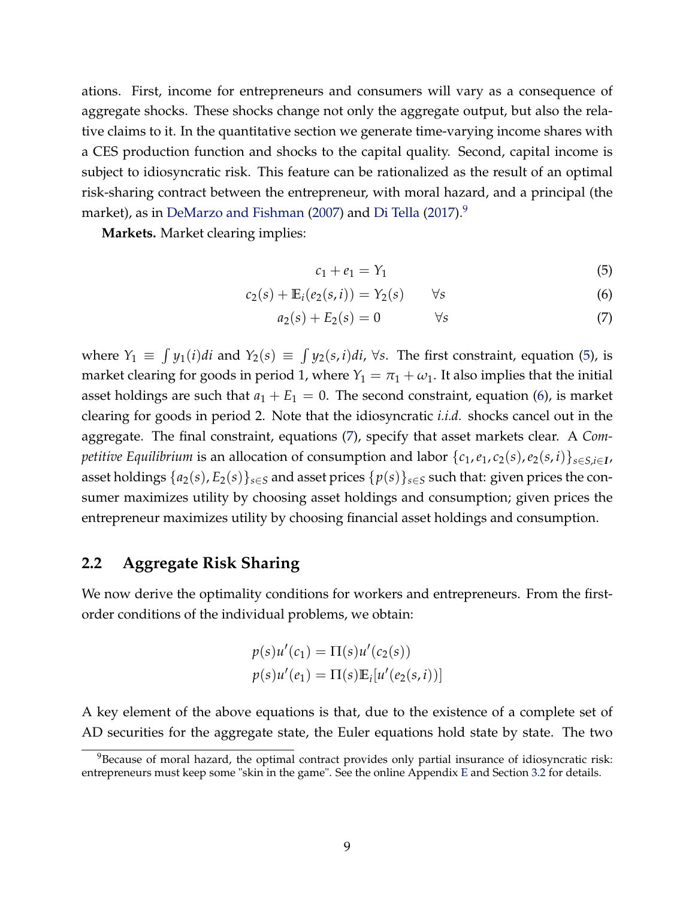ations. First, income for entrepreneurs and consumers will vary as a consequence of aggregate shocks. These shocks change not only the aggregate output, but also the relative claims to it. In the quantitative section we generate time-varying income shares with a CES production function and shocks to the capital quality. Second, capital income is subject to idiosyncratic risk. This feature can be rationalized as the result of an optimal risk-sharing contract between the entrepreneur, with moral hazard, and a principal (the market), as in DeMarzo and Fishman (2007) and Di Tella (2017).[9]

**Markets.** Market clearing implies:

$$c_1 + e_1 = Y_1 \tag{5}$$

$$c_2(s) + \mathbb{E}_i(e_2(s,i)) = Y_2(s) \qquad \forall s \tag{6}$$

$$a_2(s) + E_2(s) = 0 \qquad \forall s \tag{7}$$

where $Y_1 \equiv \int y_1(i)di$ and $Y_2(s) \equiv \int y_2(s,i)di$, $\forall s$. The first constraint, equation (5), is market clearing for goods in period 1, where $Y_1 = \pi_1 + \omega_1$. It also implies that the initial asset holdings are such that $a_1 + E_1 = 0$. The second constraint, equation (6), is market clearing for goods in period 2. Note that the idiosyncratic *i.i.d.* shocks cancel out in the aggregate. The final constraint, equations (7), specify that asset markets clear. A *Competitive Equilibrium* is an allocation of consumption and labor $\{c_1, e_1, c_2(s), e_2(s,i)\}_{s \in S, i \in \mathbf{I}}$, asset holdings $\{a_2(s), E_2(s)\}_{s \in S}$ and asset prices $\{p(s)\}_{s \in S}$ such that: given prices the consumer maximizes utility by choosing asset holdings and consumption; given prices the entrepreneur maximizes utility by choosing financial asset holdings and consumption.

## 2.2 Aggregate Risk Sharing

We now derive the optimality conditions for workers and entrepreneurs. From the first-order conditions of the individual problems, we obtain:

$$p(s)u'(c_1) = \Pi(s)u'(c_2(s))$$

$$p(s)u'(e_1) = \Pi(s)\mathbb{E}_i[u'(e_2(s,i))]$$

A key element of the above equations is that, due to the existence of a complete set of AD securities for the aggregate state, the Euler equations hold state by state. The two

[9] Because of moral hazard, the optimal contract provides only partial insurance of idiosyncratic risk: entrepreneurs must keep some "skin in the game". See the online Appendix E and Section 3.2 for details.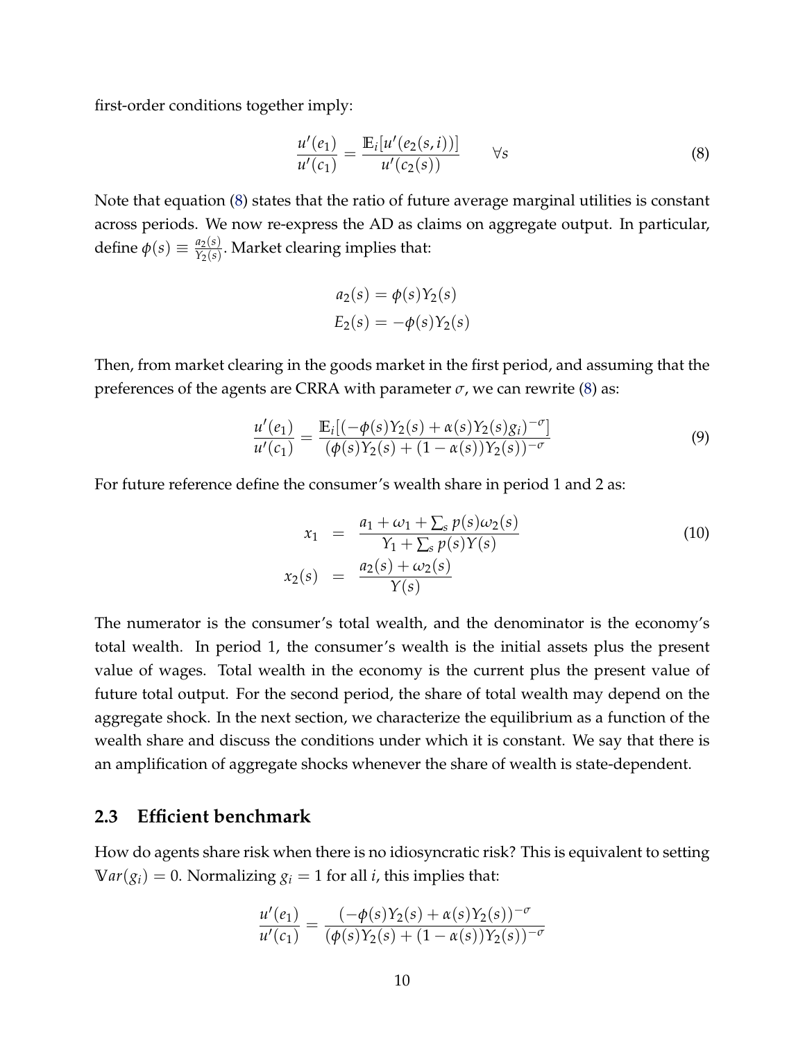first-order conditions together imply:

$$\frac{u'(e_1)}{u'(c_1)} = \frac{\mathbb{E}_i[u'(e_2(s,i))]}{u'(c_2(s))} \qquad \forall s \tag{8}$$

Note that equation (8) states that the ratio of future average marginal utilities is constant across periods. We now re-express the AD as claims on aggregate output. In particular, define $\phi(s) \equiv \frac{a_2(s)}{Y_2(s)}$. Market clearing implies that:

$$a_2(s) = \phi(s)Y_2(s)$$
$$E_2(s) = -\phi(s)Y_2(s)$$

Then, from market clearing in the goods market in the first period, and assuming that the preferences of the agents are CRRA with parameter $\sigma$, we can rewrite (8) as:

$$\frac{u'(e_1)}{u'(c_1)} = \frac{\mathbb{E}_i[(-\phi(s)Y_2(s) + \alpha(s)Y_2(s)g_i)^{-\sigma}]}{(\phi(s)Y_2(s) + (1-\alpha(s))Y_2(s))^{-\sigma}} \tag{9}$$

For future reference define the consumer's wealth share in period 1 and 2 as:

$$\begin{aligned} x_1 &= \frac{a_1 + \omega_1 + \sum_s p(s)\omega_2(s)}{Y_1 + \sum_s p(s)Y(s)} \\ x_2(s) &= \frac{a_2(s) + \omega_2(s)}{Y(s)} \end{aligned} \tag{10}$$

The numerator is the consumer's total wealth, and the denominator is the economy's total wealth. In period 1, the consumer's wealth is the initial assets plus the present value of wages. Total wealth in the economy is the current plus the present value of future total output. For the second period, the share of total wealth may depend on the aggregate shock. In the next section, we characterize the equilibrium as a function of the wealth share and discuss the conditions under which it is constant. We say that there is an amplification of aggregate shocks whenever the share of wealth is state-dependent.

### 2.3 Efficient benchmark

How do agents share risk when there is no idiosyncratic risk? This is equivalent to setting $\mathbb{V}ar(g_i) = 0$. Normalizing $g_i = 1$ for all $i$, this implies that:

$$\frac{u'(e_1)}{u'(c_1)} = \frac{(-\phi(s)Y_2(s) + \alpha(s)Y_2(s))^{-\sigma}}{(\phi(s)Y_2(s) + (1-\alpha(s))Y_2(s))^{-\sigma}}$$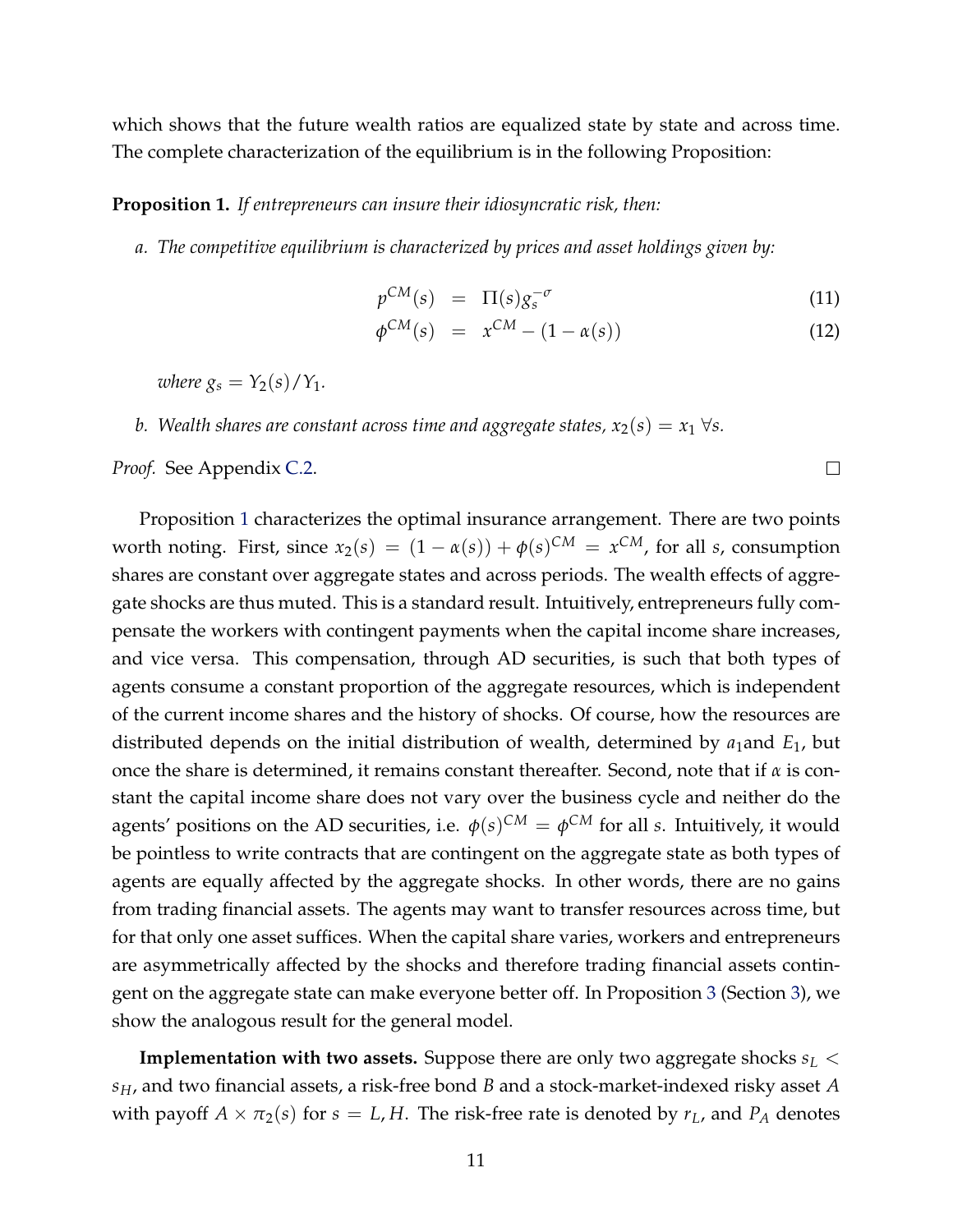which shows that the future wealth ratios are equalized state by state and across time. The complete characterization of the equilibrium is in the following Proposition:

**Proposition 1.** *If entrepreneurs can insure their idiosyncratic risk, then:*

*a. The competitive equilibrium is characterized by prices and asset holdings given by:*

$$p^{CM}(s) = \Pi(s) g_s^{-\sigma} \tag{11}$$

$$\phi^{CM}(s) = x^{CM} - (1 - \alpha(s)) \tag{12}$$

*where $g_s = Y_2(s)/Y_1$.*

*b. Wealth shares are constant across time and aggregate states, $x_2(s) = x_1 \ \forall s$.*

*Proof.* See Appendix C.2. □

Proposition 1 characterizes the optimal insurance arrangement. There are two points worth noting. First, since $x_2(s) = (1 - \alpha(s)) + \phi(s)^{CM} = x^{CM}$, for all $s$, consumption shares are constant over aggregate states and across periods. The wealth effects of aggregate shocks are thus muted. This is a standard result. Intuitively, entrepreneurs fully compensate the workers with contingent payments when the capital income share increases, and vice versa. This compensation, through AD securities, is such that both types of agents consume a constant proportion of the aggregate resources, which is independent of the current income shares and the history of shocks. Of course, how the resources are distributed depends on the initial distribution of wealth, determined by $a_1$and $E_1$, but once the share is determined, it remains constant thereafter. Second, note that if $\alpha$ is constant the capital income share does not vary over the business cycle and neither do the agents' positions on the AD securities, i.e. $\phi(s)^{CM} = \phi^{CM}$ for all $s$. Intuitively, it would be pointless to write contracts that are contingent on the aggregate state as both types of agents are equally affected by the aggregate shocks. In other words, there are no gains from trading financial assets. The agents may want to transfer resources across time, but for that only one asset suffices. When the capital share varies, workers and entrepreneurs are asymmetrically affected by the shocks and therefore trading financial assets contingent on the aggregate state can make everyone better off. In Proposition 3 (Section 3), we show the analogous result for the general model.

**Implementation with two assets.** Suppose there are only two aggregate shocks $s_L < s_H$, and two financial assets, a risk-free bond $B$ and a stock-market-indexed risky asset $A$ with payoff $A \times \pi_2(s)$ for $s = L, H$. The risk-free rate is denoted by $r_L$, and $P_A$ denotes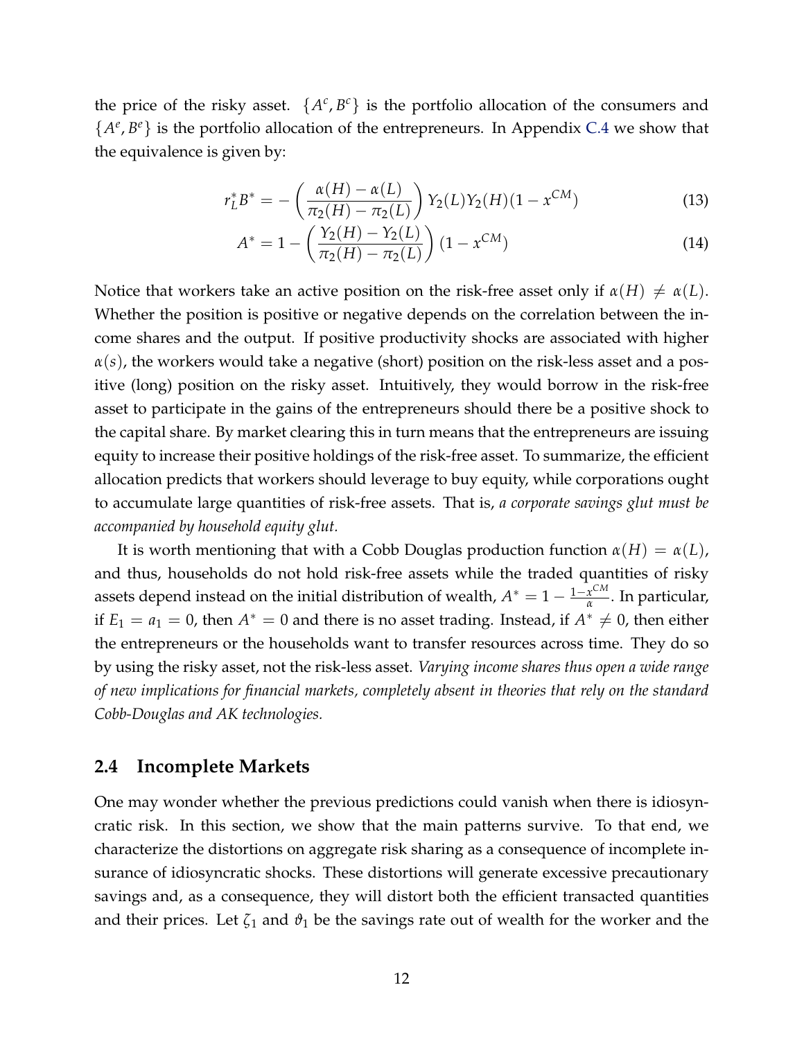the price of the risky asset. $\{A^c, B^c\}$ is the portfolio allocation of the consumers and $\{A^e, B^e\}$ is the portfolio allocation of the entrepreneurs. In Appendix C.4 we show that the equivalence is given by:

$$r_L^* B^* = -\left(\frac{\alpha(H) - \alpha(L)}{\pi_2(H) - \pi_2(L)}\right) Y_2(L) Y_2(H)(1 - x^{CM}) \tag{13}$$

$$A^* = 1 - \left(\frac{Y_2(H) - Y_2(L)}{\pi_2(H) - \pi_2(L)}\right)(1 - x^{CM}) \tag{14}$$

Notice that workers take an active position on the risk-free asset only if $\alpha(H) \neq \alpha(L)$. Whether the position is positive or negative depends on the correlation between the income shares and the output. If positive productivity shocks are associated with higher $\alpha(s)$, the workers would take a negative (short) position on the risk-less asset and a positive (long) position on the risky asset. Intuitively, they would borrow in the risk-free asset to participate in the gains of the entrepreneurs should there be a positive shock to the capital share. By market clearing this in turn means that the entrepreneurs are issuing equity to increase their positive holdings of the risk-free asset. To summarize, the efficient allocation predicts that workers should leverage to buy equity, while corporations ought to accumulate large quantities of risk-free assets. That is, *a corporate savings glut must be accompanied by household equity glut.*

It is worth mentioning that with a Cobb Douglas production function $\alpha(H) = \alpha(L)$, and thus, households do not hold risk-free assets while the traded quantities of risky assets depend instead on the initial distribution of wealth, $A^* = 1 - \frac{1-x^{CM}}{\alpha}$. In particular, if $E_1 = a_1 = 0$, then $A^* = 0$ and there is no asset trading. Instead, if $A^* \neq 0$, then either the entrepreneurs or the households want to transfer resources across time. They do so by using the risky asset, not the risk-less asset. *Varying income shares thus open a wide range of new implications for financial markets, completely absent in theories that rely on the standard Cobb-Douglas and AK technologies.*

## 2.4 Incomplete Markets

One may wonder whether the previous predictions could vanish when there is idiosyncratic risk. In this section, we show that the main patterns survive. To that end, we characterize the distortions on aggregate risk sharing as a consequence of incomplete insurance of idiosyncratic shocks. These distortions will generate excessive precautionary savings and, as a consequence, they will distort both the efficient transacted quantities and their prices. Let $\zeta_1$ and $\vartheta_1$ be the savings rate out of wealth for the worker and the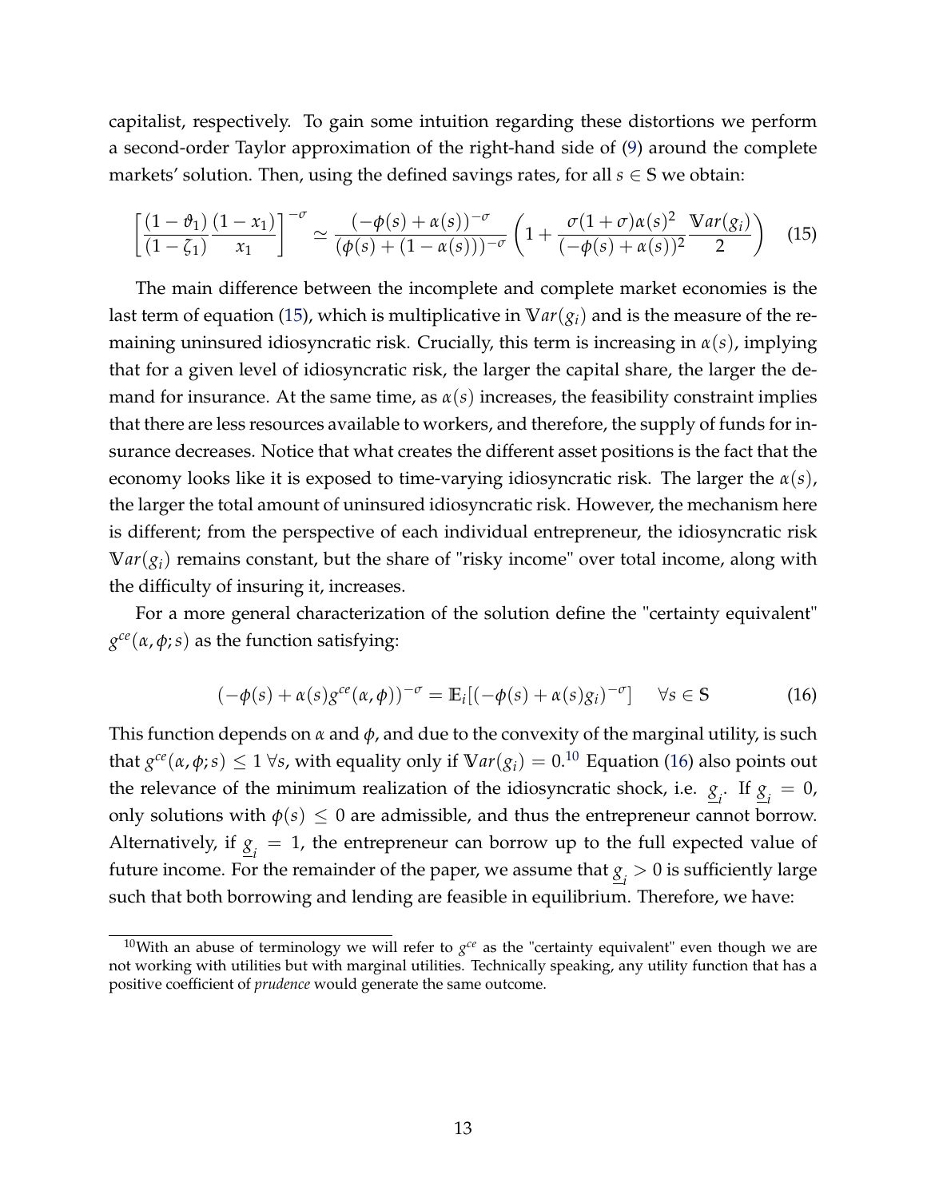capitalist, respectively. To gain some intuition regarding these distortions we perform a second-order Taylor approximation of the right-hand side of (9) around the complete markets' solution. Then, using the defined savings rates, for all $s \in \mathbb{S}$ we obtain:

$$\left[\frac{(1-\vartheta_1)}{(1-\zeta_1)}\frac{(1-x_1)}{x_1}\right]^{-\sigma} \simeq \frac{(-\phi(s)+\alpha(s))^{-\sigma}}{(\phi(s)+(1-\alpha(s)))^{-\sigma}}\left(1+\frac{\sigma(1+\sigma)\alpha(s)^2}{(-\phi(s)+\alpha(s))^2}\frac{\mathbb{V}ar(g_i)}{2}\right) \quad (15)$$

The main difference between the incomplete and complete market economies is the last term of equation (15), which is multiplicative in $\mathbb{V}ar(g_i)$ and is the measure of the remaining uninsured idiosyncratic risk. Crucially, this term is increasing in $\alpha(s)$, implying that for a given level of idiosyncratic risk, the larger the capital share, the larger the demand for insurance. At the same time, as $\alpha(s)$ increases, the feasibility constraint implies that there are less resources available to workers, and therefore, the supply of funds for insurance decreases. Notice that what creates the different asset positions is the fact that the economy looks like it is exposed to time-varying idiosyncratic risk. The larger the $\alpha(s)$, the larger the total amount of uninsured idiosyncratic risk. However, the mechanism here is different; from the perspective of each individual entrepreneur, the idiosyncratic risk $\mathbb{V}ar(g_i)$ remains constant, but the share of "risky income" over total income, along with the difficulty of insuring it, increases.

For a more general characterization of the solution define the "certainty equivalent" $g^{ce}(\alpha, \phi; s)$ as the function satisfying:

$$(-\phi(s)+\alpha(s)g^{ce}(\alpha,\phi))^{-\sigma} = \mathbb{E}_i[(-\phi(s)+\alpha(s)g_i)^{-\sigma}] \quad \forall s \in \mathbb{S} \quad (16)$$

This function depends on $\alpha$ and $\phi$, and due to the convexity of the marginal utility, is such that $g^{ce}(\alpha, \phi; s) \leq 1 \; \forall s$, with equality only if $\mathbb{V}ar(g_i) = 0$.[10] Equation (16) also points out the relevance of the minimum realization of the idiosyncratic shock, i.e. $\underline{g}_i$. If $\underline{g}_i = 0$, only solutions with $\phi(s) \leq 0$ are admissible, and thus the entrepreneur cannot borrow. Alternatively, if $\underline{g}_i = 1$, the entrepreneur can borrow up to the full expected value of future income. For the remainder of the paper, we assume that $\underline{g}_i > 0$ is sufficiently large such that both borrowing and lending are feasible in equilibrium. Therefore, we have:

[10] With an abuse of terminology we will refer to $g^{ce}$ as the "certainty equivalent" even though we are not working with utilities but with marginal utilities. Technically speaking, any utility function that has a positive coefficient of *prudence* would generate the same outcome.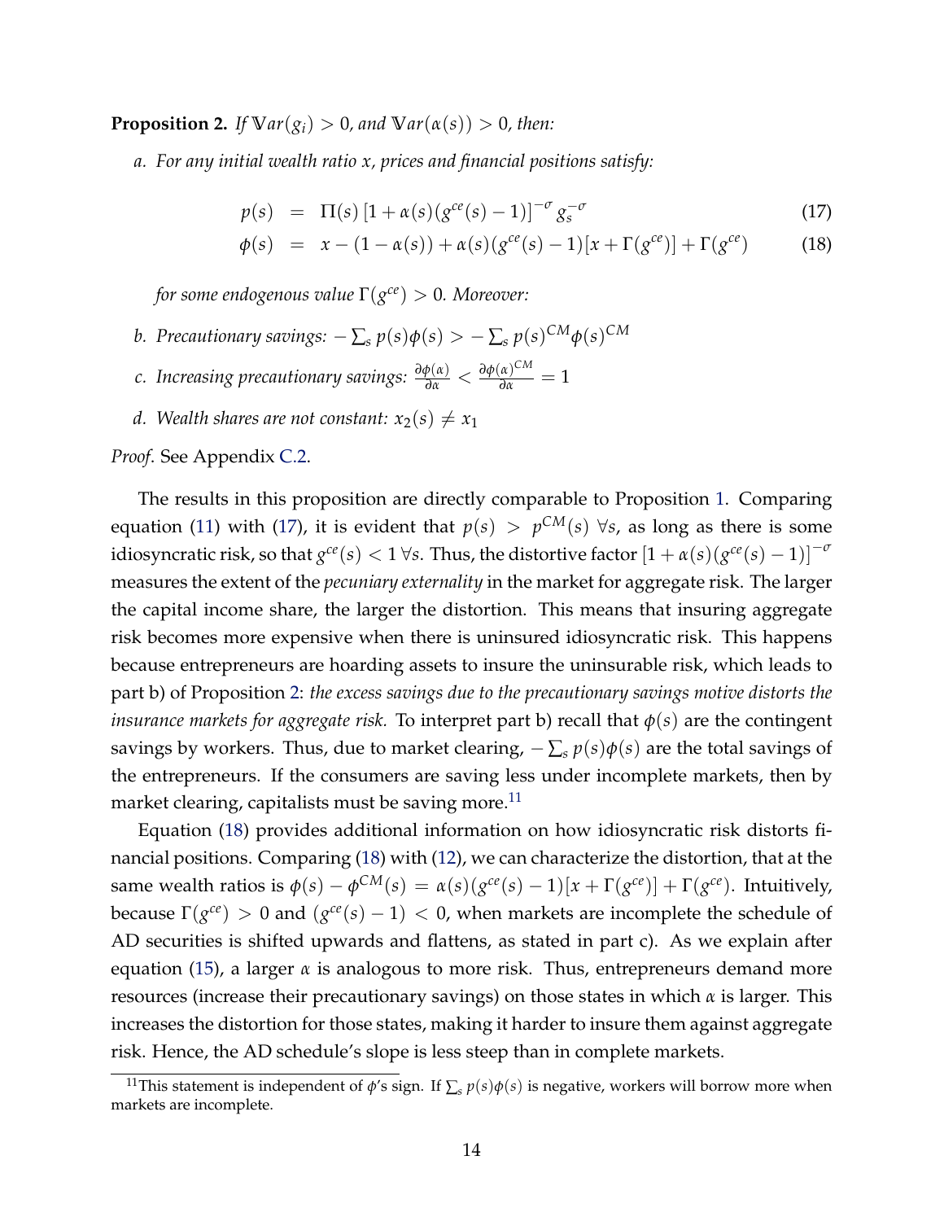**Proposition 2.** *If $\mathbb{V}ar(g_i) > 0$, and $\mathbb{V}ar(\alpha(s)) > 0$, then:*

*a. For any initial wealth ratio $x$, prices and financial positions satisfy:*

$$p(s) = \Pi(s)\left[1 + \alpha(s)(g^{ce}(s) - 1)\right]^{-\sigma} g_s^{-\sigma} \tag{17}$$

$$\phi(s) = x - (1 - \alpha(s)) + \alpha(s)(g^{ce}(s) - 1)[x + \Gamma(g^{ce})] + \Gamma(g^{ce}) \tag{18}$$

*for some endogenous value $\Gamma(g^{ce}) > 0$. Moreover:*

*b. Precautionary savings: $-\sum_s p(s)\phi(s) > -\sum_s p(s)^{CM}\phi(s)^{CM}$*

*c. Increasing precautionary savings: $\frac{\partial \phi(\alpha)}{\partial \alpha} < \frac{\partial \phi(\alpha)^{CM}}{\partial \alpha} = 1$*

*d. Wealth shares are not constant: $x_2(s) \neq x_1$*

*Proof.* See Appendix C.2.

The results in this proposition are directly comparable to Proposition 1. Comparing equation (11) with (17), it is evident that $p(s) > p^{CM}(s)\ \forall s$, as long as there is some idiosyncratic risk, so that $g^{ce}(s) < 1\ \forall s$. Thus, the distortive factor $\left[1 + \alpha(s)(g^{ce}(s) - 1)\right]^{-\sigma}$ measures the extent of the *pecuniary externality* in the market for aggregate risk. The larger the capital income share, the larger the distortion. This means that insuring aggregate risk becomes more expensive when there is uninsured idiosyncratic risk. This happens because entrepreneurs are hoarding assets to insure the uninsurable risk, which leads to part b) of Proposition 2: *the excess savings due to the precautionary savings motive distorts the insurance markets for aggregate risk.* To interpret part b) recall that $\phi(s)$ are the contingent savings by workers. Thus, due to market clearing, $-\sum_s p(s)\phi(s)$ are the total savings of the entrepreneurs. If the consumers are saving less under incomplete markets, then by market clearing, capitalists must be saving more.[11]

Equation (18) provides additional information on how idiosyncratic risk distorts financial positions. Comparing (18) with (12), we can characterize the distortion, that at the same wealth ratios is $\phi(s) - \phi^{CM}(s) = \alpha(s)(g^{ce}(s) - 1)[x + \Gamma(g^{ce})] + \Gamma(g^{ce})$. Intuitively, because $\Gamma(g^{ce}) > 0$ and $(g^{ce}(s) - 1) < 0$, when markets are incomplete the schedule of AD securities is shifted upwards and flattens, as stated in part c). As we explain after equation (15), a larger $\alpha$ is analogous to more risk. Thus, entrepreneurs demand more resources (increase their precautionary savings) on those states in which $\alpha$ is larger. This increases the distortion for those states, making it harder to insure them against aggregate risk. Hence, the AD schedule's slope is less steep than in complete markets.

[11] This statement is independent of $\phi$'s sign. If $\sum_s p(s)\phi(s)$ is negative, workers will borrow more when markets are incomplete.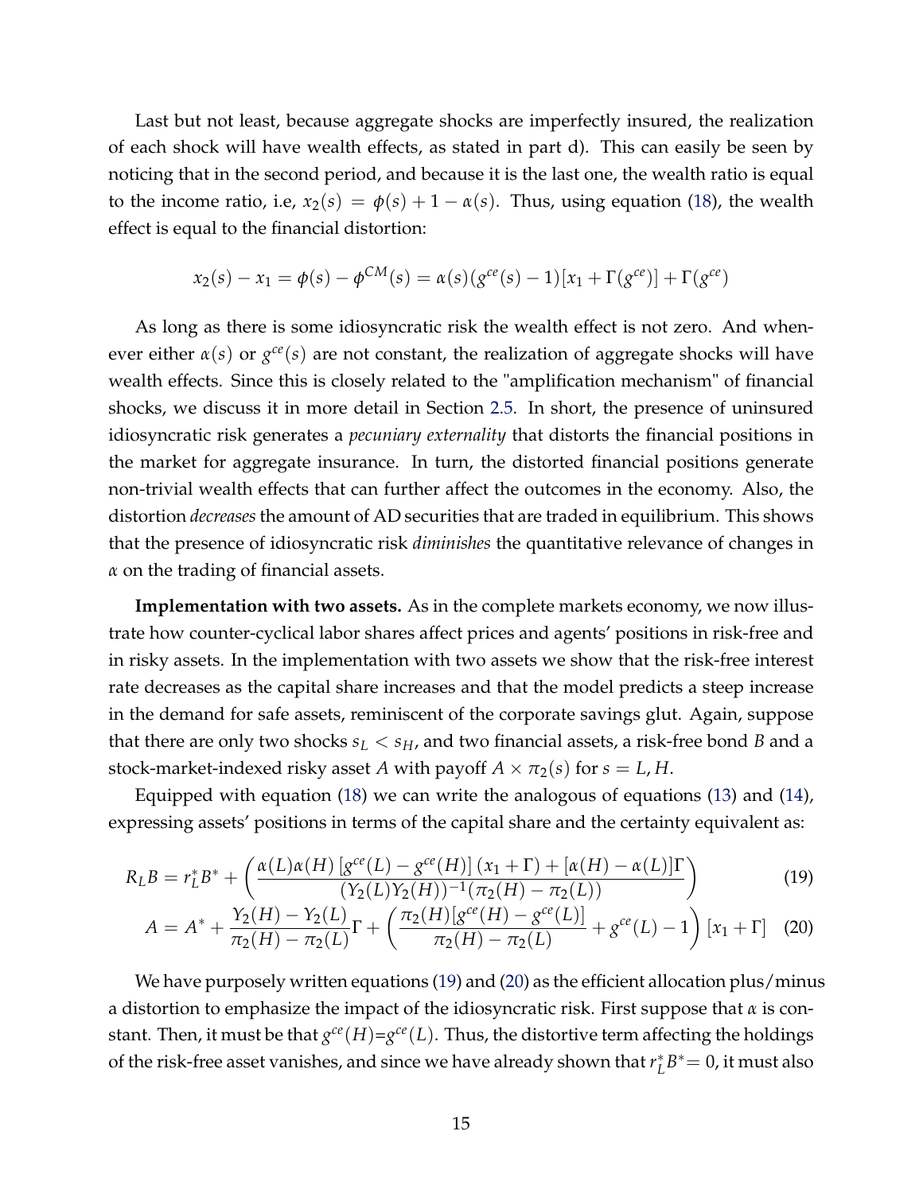Last but not least, because aggregate shocks are imperfectly insured, the realization of each shock will have wealth effects, as stated in part d). This can easily be seen by noticing that in the second period, and because it is the last one, the wealth ratio is equal to the income ratio, i.e, $x_2(s) = \phi(s) + 1 - \alpha(s)$. Thus, using equation (18), the wealth effect is equal to the financial distortion:

$$x_2(s) - x_1 = \phi(s) - \phi^{CM}(s) = \alpha(s)(g^{ce}(s) - 1)[x_1 + \Gamma(g^{ce})] + \Gamma(g^{ce})$$

As long as there is some idiosyncratic risk the wealth effect is not zero. And whenever either $\alpha(s)$ or $g^{ce}(s)$ are not constant, the realization of aggregate shocks will have wealth effects. Since this is closely related to the "amplification mechanism" of financial shocks, we discuss it in more detail in Section 2.5. In short, the presence of uninsured idiosyncratic risk generates a *pecuniary externality* that distorts the financial positions in the market for aggregate insurance. In turn, the distorted financial positions generate non-trivial wealth effects that can further affect the outcomes in the economy. Also, the distortion *decreases* the amount of AD securities that are traded in equilibrium. This shows that the presence of idiosyncratic risk *diminishes* the quantitative relevance of changes in $\alpha$ on the trading of financial assets.

**Implementation with two assets.** As in the complete markets economy, we now illustrate how counter-cyclical labor shares affect prices and agents' positions in risk-free and in risky assets. In the implementation with two assets we show that the risk-free interest rate decreases as the capital share increases and that the model predicts a steep increase in the demand for safe assets, reminiscent of the corporate savings glut. Again, suppose that there are only two shocks $s_L < s_H$, and two financial assets, a risk-free bond $B$ and a stock-market-indexed risky asset $A$ with payoff $A \times \pi_2(s)$ for $s = L, H$.

Equipped with equation (18) we can write the analogous of equations (13) and (14), expressing assets' positions in terms of the capital share and the certainty equivalent as:

$$R_L B = r_L^* B^* + \left( \frac{\alpha(L)\alpha(H)\left[g^{ce}(L) - g^{ce}(H)\right](x_1 + \Gamma) + [\alpha(H) - \alpha(L)]\Gamma}{(Y_2(L)Y_2(H))^{-1}(\pi_2(H) - \pi_2(L))} \right) \tag{19}$$

$$A = A^* + \frac{Y_2(H) - Y_2(L)}{\pi_2(H) - \pi_2(L)}\Gamma + \left( \frac{\pi_2(H)[g^{ce}(H) - g^{ce}(L)]}{\pi_2(H) - \pi_2(L)} + g^{ce}(L) - 1 \right)[x_1 + \Gamma] \tag{20}$$

We have purposely written equations (19) and (20) as the efficient allocation plus/minus a distortion to emphasize the impact of the idiosyncratic risk. First suppose that $\alpha$ is constant. Then, it must be that $g^{ce}(H)=g^{ce}(L)$. Thus, the distortive term affecting the holdings of the risk-free asset vanishes, and since we have already shown that $r_L^* B^* = 0$, it must also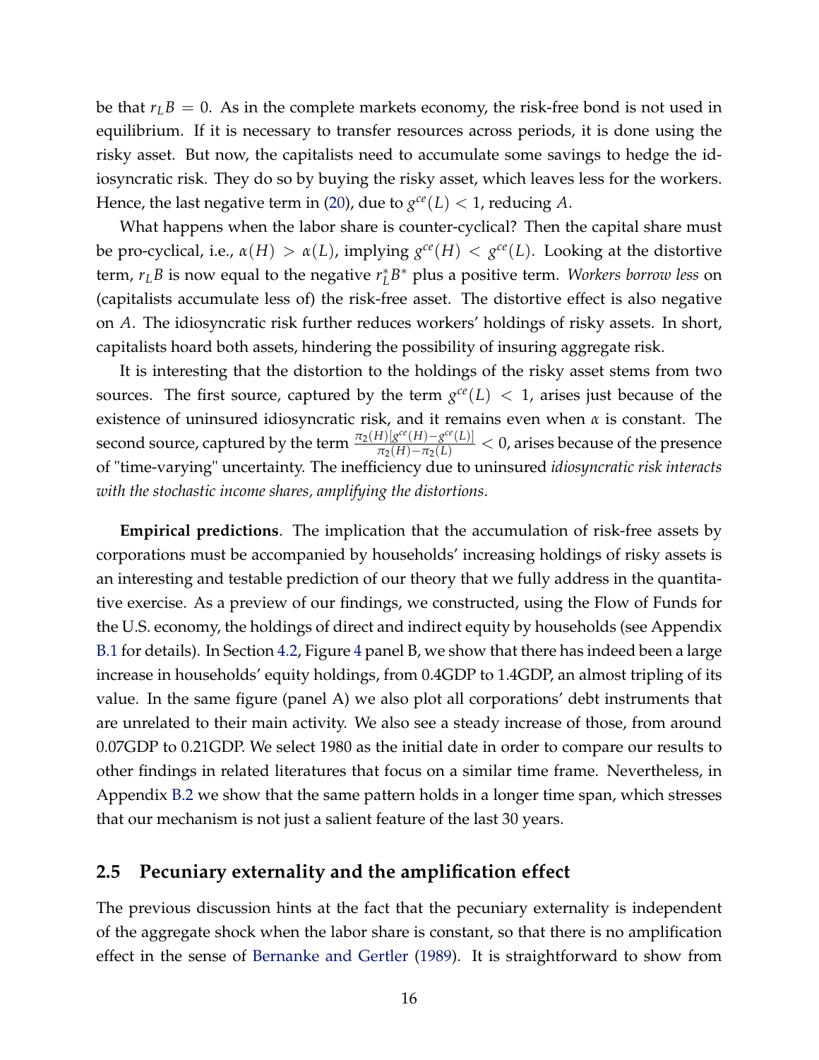be that $r_L B = 0$. As in the complete markets economy, the risk-free bond is not used in equilibrium. If it is necessary to transfer resources across periods, it is done using the risky asset. But now, the capitalists need to accumulate some savings to hedge the idiosyncratic risk. They do so by buying the risky asset, which leaves less for the workers. Hence, the last negative term in (20), due to $g^{ce}(L) < 1$, reducing $A$.

What happens when the labor share is counter-cyclical? Then the capital share must be pro-cyclical, i.e., $\alpha(H) > \alpha(L)$, implying $g^{ce}(H) < g^{ce}(L)$. Looking at the distortive term, $r_L B$ is now equal to the negative $r_L^* B^*$ plus a positive term. *Workers borrow less* on (capitalists accumulate less of) the risk-free asset. The distortive effect is also negative on $A$. The idiosyncratic risk further reduces workers' holdings of risky assets. In short, capitalists hoard both assets, hindering the possibility of insuring aggregate risk.

It is interesting that the distortion to the holdings of the risky asset stems from two sources. The first source, captured by the term $g^{ce}(L) < 1$, arises just because of the existence of uninsured idiosyncratic risk, and it remains even when $\alpha$ is constant. The second source, captured by the term $\frac{\pi_2(H)[g^{ce}(H) - g^{ce}(L)]}{\pi_2(H) - \pi_2(L)} < 0$, arises because of the presence of "time-varying" uncertainty. The inefficiency due to uninsured *idiosyncratic risk interacts with the stochastic income shares, amplifying the distortions*.

**Empirical predictions**. The implication that the accumulation of risk-free assets by corporations must be accompanied by households' increasing holdings of risky assets is an interesting and testable prediction of our theory that we fully address in the quantitative exercise. As a preview of our findings, we constructed, using the Flow of Funds for the U.S. economy, the holdings of direct and indirect equity by households (see Appendix B.1 for details). In Section 4.2, Figure 4 panel B, we show that there has indeed been a large increase in households' equity holdings, from 0.4GDP to 1.4GDP, an almost tripling of its value. In the same figure (panel A) we also plot all corporations' debt instruments that are unrelated to their main activity. We also see a steady increase of those, from around 0.07GDP to 0.21GDP. We select 1980 as the initial date in order to compare our results to other findings in related literatures that focus on a similar time frame. Nevertheless, in Appendix B.2 we show that the same pattern holds in a longer time span, which stresses that our mechanism is not just a salient feature of the last 30 years.

## 2.5 Pecuniary externality and the amplification effect

The previous discussion hints at the fact that the pecuniary externality is independent of the aggregate shock when the labor share is constant, so that there is no amplification effect in the sense of Bernanke and Gertler (1989). It is straightforward to show from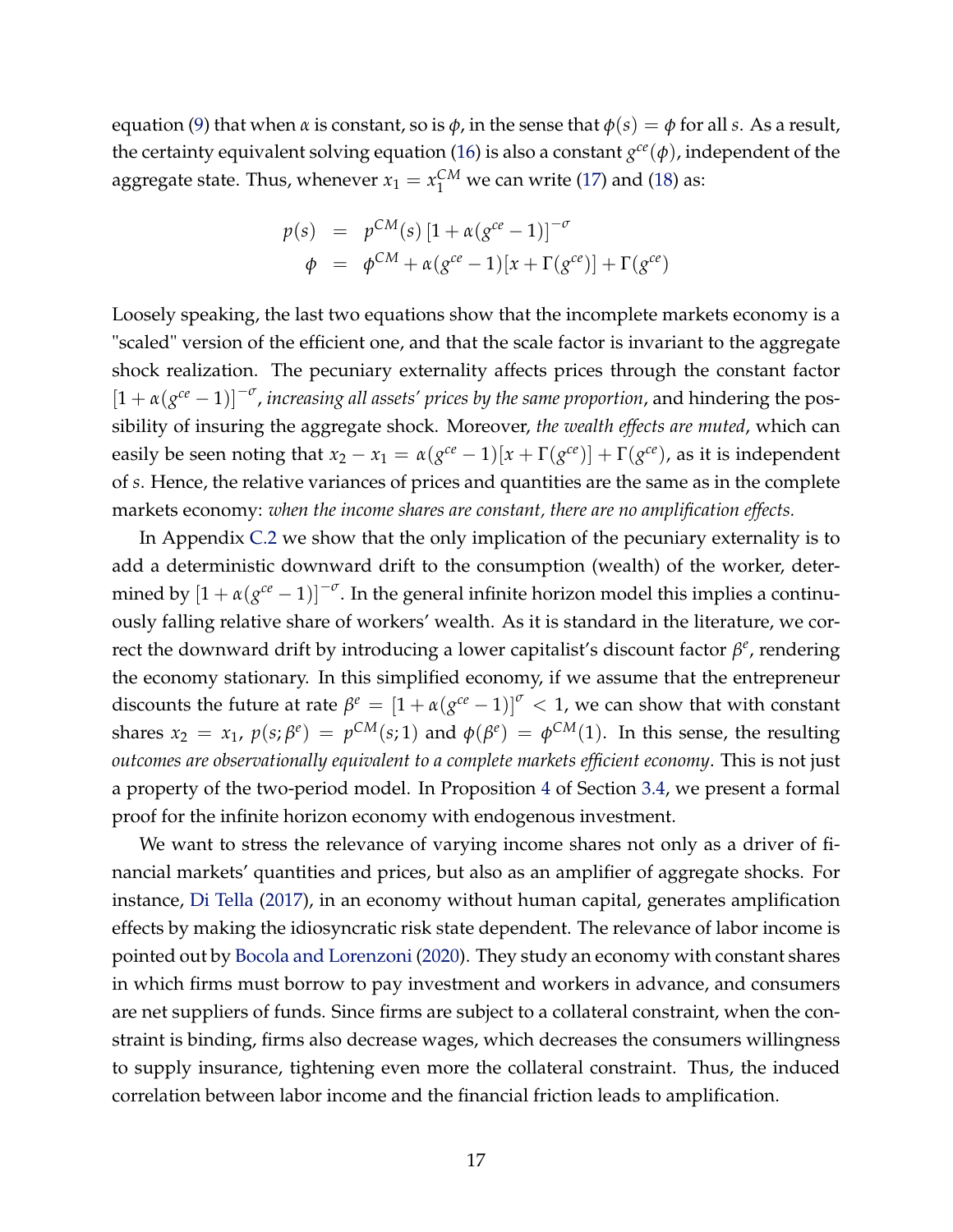equation (9) that when $\alpha$ is constant, so is $\phi$, in the sense that $\phi(s) = \phi$ for all $s$. As a result, the certainty equivalent solving equation (16) is also a constant $g^{ce}(\phi)$, independent of the aggregate state. Thus, whenever $x_1 = x_1^{CM}$ we can write (17) and (18) as:

$$
\begin{aligned}
p(s) &= p^{CM}(s)\left[1 + \alpha(g^{ce} - 1)\right]^{-\sigma} \\
\phi &= \phi^{CM} + \alpha(g^{ce} - 1)[x + \Gamma(g^{ce})] + \Gamma(g^{ce})
\end{aligned}
$$

Loosely speaking, the last two equations show that the incomplete markets economy is a "scaled" version of the efficient one, and that the scale factor is invariant to the aggregate shock realization. The pecuniary externality affects prices through the constant factor $[1 + \alpha(g^{ce} - 1)]^{-\sigma}$, *increasing all assets' prices by the same proportion*, and hindering the possibility of insuring the aggregate shock. Moreover, *the wealth effects are muted*, which can easily be seen noting that $x_2 - x_1 = \alpha(g^{ce} - 1)[x + \Gamma(g^{ce})] + \Gamma(g^{ce})$, as it is independent of $s$. Hence, the relative variances of prices and quantities are the same as in the complete markets economy: *when the income shares are constant, there are no amplification effects.*

In Appendix C.2 we show that the only implication of the pecuniary externality is to add a deterministic downward drift to the consumption (wealth) of the worker, determined by $[1 + \alpha(g^{ce} - 1)]^{-\sigma}$. In the general infinite horizon model this implies a continuously falling relative share of workers' wealth. As it is standard in the literature, we correct the downward drift by introducing a lower capitalist's discount factor $\beta^e$, rendering the economy stationary. In this simplified economy, if we assume that the entrepreneur discounts the future at rate $\beta^e = [1 + \alpha(g^{ce} - 1)]^{\sigma} < 1$, we can show that with constant shares $x_2 = x_1$, $p(s; \beta^e) = p^{CM}(s; 1)$ and $\phi(\beta^e) = \phi^{CM}(1)$. In this sense, the resulting *outcomes are observationally equivalent to a complete markets efficient economy*. This is not just a property of the two-period model. In Proposition 4 of Section 3.4, we present a formal proof for the infinite horizon economy with endogenous investment.

We want to stress the relevance of varying income shares not only as a driver of financial markets' quantities and prices, but also as an amplifier of aggregate shocks. For instance, Di Tella (2017), in an economy without human capital, generates amplification effects by making the idiosyncratic risk state dependent. The relevance of labor income is pointed out by Bocola and Lorenzoni (2020). They study an economy with constant shares in which firms must borrow to pay investment and workers in advance, and consumers are net suppliers of funds. Since firms are subject to a collateral constraint, when the constraint is binding, firms also decrease wages, which decreases the consumers willingness to supply insurance, tightening even more the collateral constraint. Thus, the induced correlation between labor income and the financial friction leads to amplification.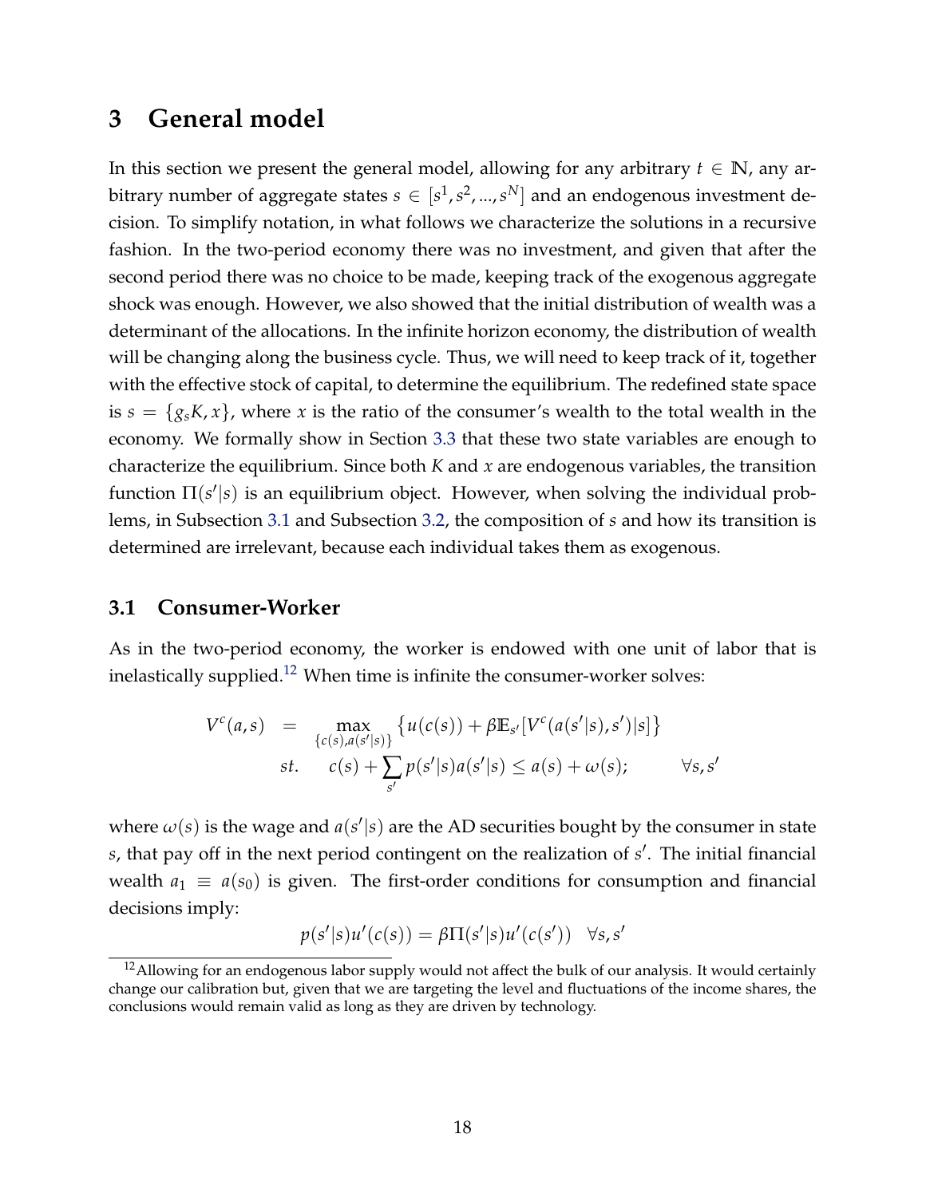# 3 General model

In this section we present the general model, allowing for any arbitrary $t \in \mathbb{N}$, any arbitrary number of aggregate states $s \in [s^1, s^2, ..., s^N]$ and an endogenous investment decision. To simplify notation, in what follows we characterize the solutions in a recursive fashion. In the two-period economy there was no investment, and given that after the second period there was no choice to be made, keeping track of the exogenous aggregate shock was enough. However, we also showed that the initial distribution of wealth was a determinant of the allocations. In the infinite horizon economy, the distribution of wealth will be changing along the business cycle. Thus, we will need to keep track of it, together with the effective stock of capital, to determine the equilibrium. The redefined state space is $s = \{g_s K, x\}$, where $x$ is the ratio of the consumer's wealth to the total wealth in the economy. We formally show in Section 3.3 that these two state variables are enough to characterize the equilibrium. Since both $K$ and $x$ are endogenous variables, the transition function $\Pi(s'|s)$ is an equilibrium object. However, when solving the individual problems, in Subsection 3.1 and Subsection 3.2, the composition of $s$ and how its transition is determined are irrelevant, because each individual takes them as exogenous.

## 3.1 Consumer-Worker

As in the two-period economy, the worker is endowed with one unit of labor that is inelastically supplied.[12] When time is infinite the consumer-worker solves:

$$
\begin{aligned}
V^c(a,s) &= \max_{\{c(s), a(s'|s)\}} \left\{ u(c(s)) + \beta \mathbb{E}_{s'}[V^c(a(s'|s), s')|s] \right\} \\
& \quad st. \quad c(s) + \sum_{s'} p(s'|s) a(s'|s) \leq a(s) + \omega(s); \qquad \forall s, s'
\end{aligned}
$$

where $\omega(s)$ is the wage and $a(s'|s)$ are the AD securities bought by the consumer in state $s$, that pay off in the next period contingent on the realization of $s'$. The initial financial wealth $a_1 \equiv a(s_0)$ is given. The first-order conditions for consumption and financial decisions imply:

$$
p(s'|s) u'(c(s)) = \beta \Pi(s'|s) u'(c(s')) \quad \forall s, s'
$$

[12] Allowing for an endogenous labor supply would not affect the bulk of our analysis. It would certainly change our calibration but, given that we are targeting the level and fluctuations of the income shares, the conclusions would remain valid as long as they are driven by technology.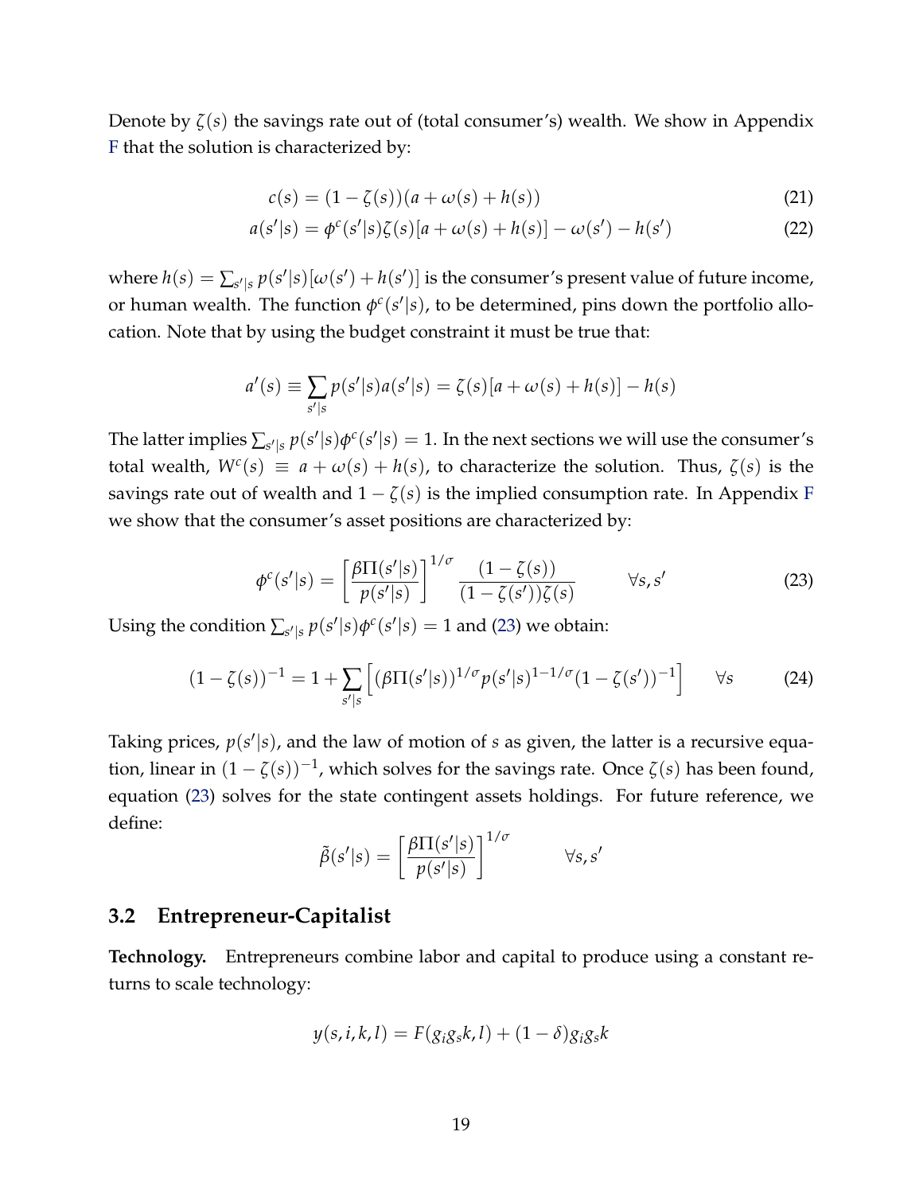Denote by $\zeta(s)$ the savings rate out of (total consumer's) wealth. We show in Appendix F that the solution is characterized by:

$$c(s) = (1 - \zeta(s))(a + \omega(s) + h(s)) \tag{21}$$

$$a(s'|s) = \phi^c(s'|s)\zeta(s)[a + \omega(s) + h(s)] - \omega(s') - h(s') \tag{22}$$

where $h(s) = \sum_{s'|s} p(s'|s)[\omega(s') + h(s')]$ is the consumer's present value of future income, or human wealth. The function $\phi^c(s'|s)$, to be determined, pins down the portfolio allocation. Note that by using the budget constraint it must be true that:

$$a'(s) \equiv \sum_{s'|s} p(s'|s)a(s'|s) = \zeta(s)[a + \omega(s) + h(s)] - h(s)$$

The latter implies $\sum_{s'|s} p(s'|s)\phi^c(s'|s) = 1$. In the next sections we will use the consumer's total wealth, $W^c(s) \equiv a + \omega(s) + h(s)$, to characterize the solution. Thus, $\zeta(s)$ is the savings rate out of wealth and $1 - \zeta(s)$ is the implied consumption rate. In Appendix F we show that the consumer's asset positions are characterized by:

$$\phi^c(s'|s) = \left[\frac{\beta\Pi(s'|s)}{p(s'|s)}\right]^{1/\sigma} \frac{(1 - \zeta(s))}{(1 - \zeta(s'))\zeta(s)} \qquad \forall s, s' \tag{23}$$

Using the condition $\sum_{s'|s} p(s'|s)\phi^c(s'|s) = 1$ and (23) we obtain:

$$(1 - \zeta(s))^{-1} = 1 + \sum_{s'|s}\left[(\beta\Pi(s'|s))^{1/\sigma} p(s'|s)^{1-1/\sigma}(1 - \zeta(s'))^{-1}\right] \qquad \forall s \tag{24}$$

Taking prices, $p(s'|s)$, and the law of motion of $s$ as given, the latter is a recursive equation, linear in $(1 - \zeta(s))^{-1}$, which solves for the savings rate. Once $\zeta(s)$ has been found, equation (23) solves for the state contingent assets holdings. For future reference, we define:

$$\tilde{\beta}(s'|s) = \left[\frac{\beta\Pi(s'|s)}{p(s'|s)}\right]^{1/\sigma} \qquad \forall s, s'$$

## 3.2 Entrepreneur-Capitalist

**Technology.** Entrepreneurs combine labor and capital to produce using a constant returns to scale technology:

$$y(s, i, k, l) = F(g_i g_s k, l) + (1 - \delta)g_i g_s k$$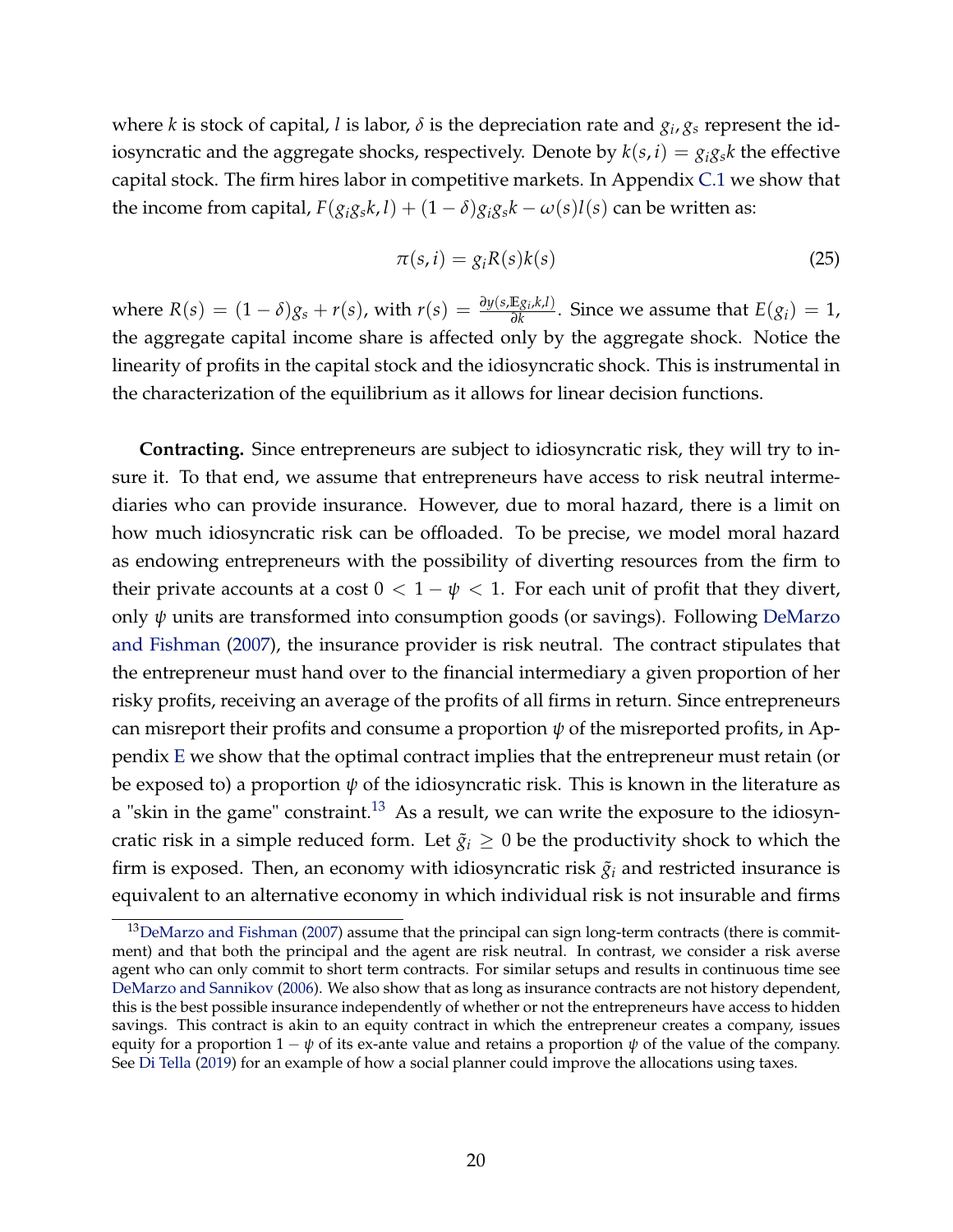where $k$ is stock of capital, $l$ is labor, $\delta$ is the depreciation rate and $g_i, g_s$ represent the idiosyncratic and the aggregate shocks, respectively. Denote by $k(s,i) = g_i g_s k$ the effective capital stock. The firm hires labor in competitive markets. In Appendix C.1 we show that the income from capital, $F(g_i g_s k, l) + (1-\delta) g_i g_s k - \omega(s) l(s)$ can be written as:

$$\pi(s,i) = g_i R(s) k(s) \tag{25}$$

where $R(s) = (1-\delta) g_s + r(s)$, with $r(s) = \frac{\partial y(s, \mathbb{E} g_i, k, l)}{\partial k}$. Since we assume that $E(g_i) = 1$, the aggregate capital income share is affected only by the aggregate shock. Notice the linearity of profits in the capital stock and the idiosyncratic shock. This is instrumental in the characterization of the equilibrium as it allows for linear decision functions.

**Contracting.** Since entrepreneurs are subject to idiosyncratic risk, they will try to insure it. To that end, we assume that entrepreneurs have access to risk neutral intermediaries who can provide insurance. However, due to moral hazard, there is a limit on how much idiosyncratic risk can be offloaded. To be precise, we model moral hazard as endowing entrepreneurs with the possibility of diverting resources from the firm to their private accounts at a cost $0 < 1 - \psi < 1$. For each unit of profit that they divert, only $\psi$ units are transformed into consumption goods (or savings). Following DeMarzo and Fishman (2007), the insurance provider is risk neutral. The contract stipulates that the entrepreneur must hand over to the financial intermediary a given proportion of her risky profits, receiving an average of the profits of all firms in return. Since entrepreneurs can misreport their profits and consume a proportion $\psi$ of the misreported profits, in Appendix E we show that the optimal contract implies that the entrepreneur must retain (or be exposed to) a proportion $\psi$ of the idiosyncratic risk. This is known in the literature as a "skin in the game" constraint.[13] As a result, we can write the exposure to the idiosyncratic risk in a simple reduced form. Let $\tilde{g}_i \geq 0$ be the productivity shock to which the firm is exposed. Then, an economy with idiosyncratic risk $\tilde{g}_i$ and restricted insurance is equivalent to an alternative economy in which individual risk is not insurable and firms

[13] DeMarzo and Fishman (2007) assume that the principal can sign long-term contracts (there is commitment) and that both the principal and the agent are risk neutral. In contrast, we consider a risk averse agent who can only commit to short term contracts. For similar setups and results in continuous time see DeMarzo and Sannikov (2006). We also show that as long as insurance contracts are not history dependent, this is the best possible insurance independently of whether or not the entrepreneurs have access to hidden savings. This contract is akin to an equity contract in which the entrepreneur creates a company, issues equity for a proportion $1 - \psi$ of its ex-ante value and retains a proportion $\psi$ of the value of the company. See Di Tella (2019) for an example of how a social planner could improve the allocations using taxes.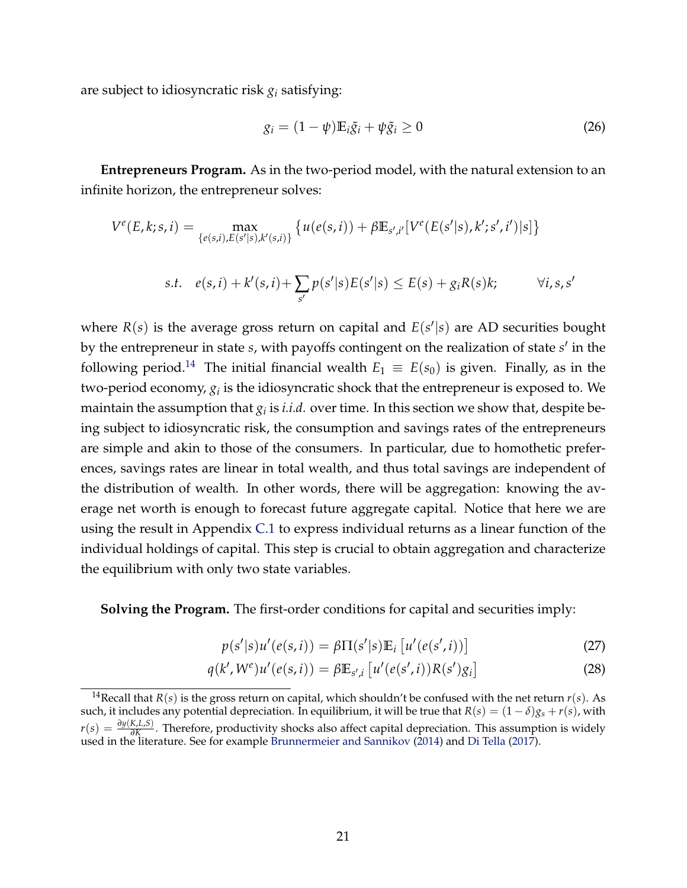are subject to idiosyncratic risk $g_i$ satisfying:

$$g_i = (1-\psi)\mathbb{E}_i \tilde{g}_i + \psi \tilde{g}_i \geq 0 \tag{26}$$

**Entrepreneurs Program.** As in the two-period model, with the natural extension to an infinite horizon, the entrepreneur solves:

$$V^e(E, k; s, i) = \max_{\{e(s,i), E(s'|s), k'(s,i)\}} \left\{ u(e(s,i)) + \beta \mathbb{E}_{s',i'}[V^e(E(s'|s), k'; s', i')|s] \right\}$$

$$s.t. \quad e(s,i) + k'(s,i) + \sum_{s'} p(s'|s)E(s'|s) \leq E(s) + g_i R(s)k; \qquad \forall i, s, s'$$

where $R(s)$ is the average gross return on capital and $E(s'|s)$ are AD securities bought by the entrepreneur in state $s$, with payoffs contingent on the realization of state $s'$ in the following period.[14] The initial financial wealth $E_1 \equiv E(s_0)$ is given. Finally, as in the two-period economy, $g_i$ is the idiosyncratic shock that the entrepreneur is exposed to. We maintain the assumption that $g_i$ is *i.i.d.* over time. In this section we show that, despite being subject to idiosyncratic risk, the consumption and savings rates of the entrepreneurs are simple and akin to those of the consumers. In particular, due to homothetic preferences, savings rates are linear in total wealth, and thus total savings are independent of the distribution of wealth. In other words, there will be aggregation: knowing the average net worth is enough to forecast future aggregate capital. Notice that here we are using the result in Appendix C.1 to express individual returns as a linear function of the individual holdings of capital. This step is crucial to obtain aggregation and characterize the equilibrium with only two state variables.

**Solving the Program.** The first-order conditions for capital and securities imply:

$$p(s'|s)u'(e(s,i)) = \beta \Pi(s'|s)\mathbb{E}_i \left[ u'(e(s',i)) \right] \tag{27}$$

$$q(k', W^e)u'(e(s,i)) = \beta \mathbb{E}_{s',i} \left[ u'(e(s',i))R(s')g_i \right] \tag{28}$$

[14] Recall that $R(s)$ is the gross return on capital, which shouldn't be confused with the net return $r(s)$. As such, it includes any potential depreciation. In equilibrium, it will be true that $R(s) = (1-\delta)g_s + r(s)$, with $r(s) = \frac{\partial y(K,L,S)}{\partial K}$. Therefore, productivity shocks also affect capital depreciation. This assumption is widely used in the literature. See for example Brunnermeier and Sannikov (2014) and Di Tella (2017).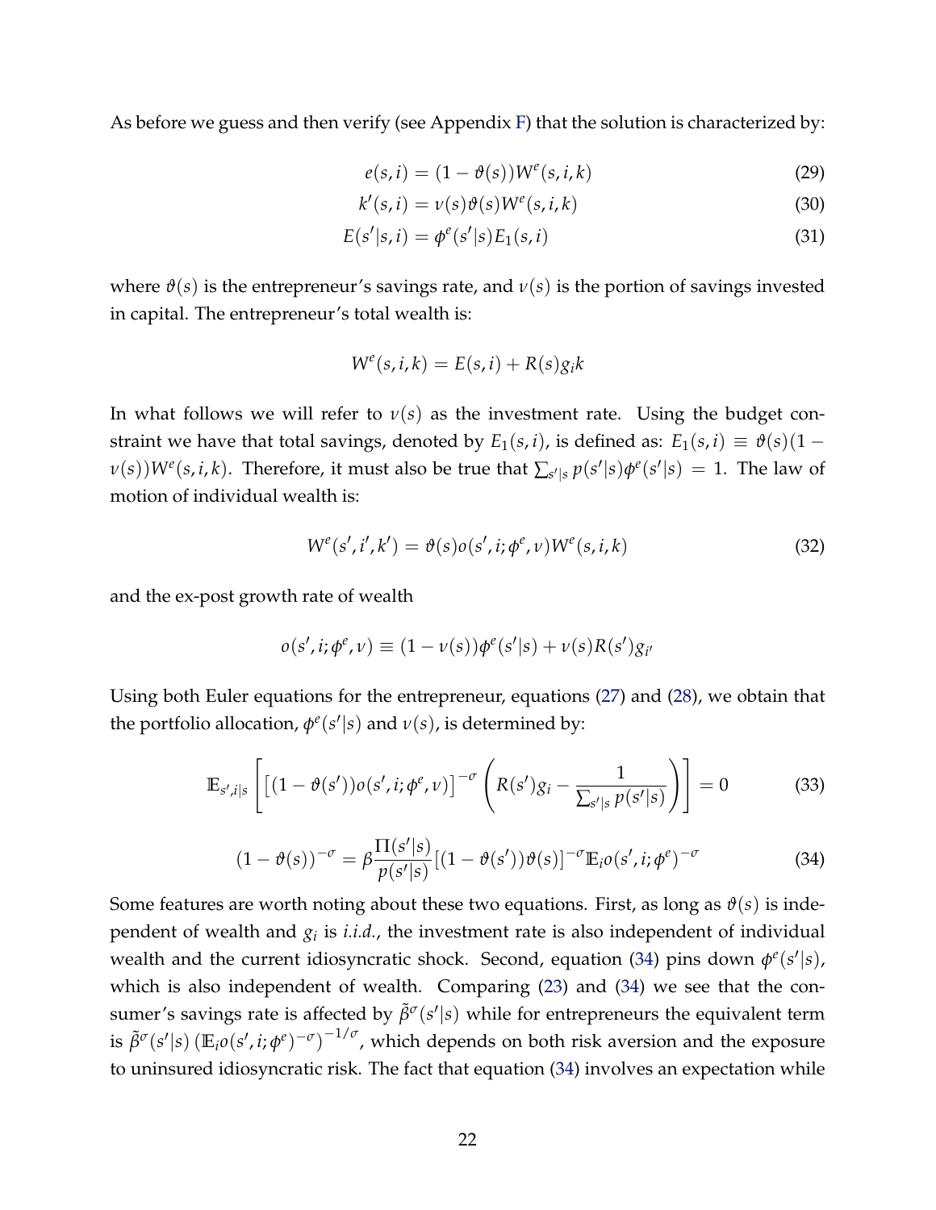As before we guess and then verify (see Appendix F) that the solution is characterized by:

$$e(s,i) = (1-\vartheta(s))W^e(s,i,k) \tag{29}$$

$$k'(s,i) = \nu(s)\vartheta(s)W^e(s,i,k) \tag{30}$$

$$E(s'|s,i) = \phi^e(s'|s)E_1(s,i) \tag{31}$$

where $\vartheta(s)$ is the entrepreneur's savings rate, and $\nu(s)$ is the portion of savings invested in capital. The entrepreneur's total wealth is:

$$W^e(s,i,k) = E(s,i) + R(s)g_i k$$

In what follows we will refer to $\nu(s)$ as the investment rate. Using the budget constraint we have that total savings, denoted by $E_1(s,i)$, is defined as: $E_1(s,i) \equiv \vartheta(s)(1-\nu(s))W^e(s,i,k)$. Therefore, it must also be true that $\sum_{s'|s} p(s'|s)\phi^e(s'|s) = 1$. The law of motion of individual wealth is:

$$W^e(s',i',k') = \vartheta(s)o(s',i;\phi^e,\nu)W^e(s,i,k) \tag{32}$$

and the ex-post growth rate of wealth

$$o(s',i;\phi^e,\nu) \equiv (1-\nu(s))\phi^e(s'|s) + \nu(s)R(s')g_{i'}$$

Using both Euler equations for the entrepreneur, equations (27) and (28), we obtain that the portfolio allocation, $\phi^e(s'|s)$ and $\nu(s)$, is determined by:

$$\mathbb{E}_{s',i|s}\left[\left[(1-\vartheta(s'))o(s',i;\phi^e,\nu)\right]^{-\sigma}\left(R(s')g_i - \frac{1}{\sum_{s'|s} p(s'|s)}\right)\right] = 0 \tag{33}$$

$$(1-\vartheta(s))^{-\sigma} = \beta\frac{\Pi(s'|s)}{p(s'|s)}\left[(1-\vartheta(s'))\vartheta(s)\right]^{-\sigma}\mathbb{E}_i o(s',i;\phi^e)^{-\sigma} \tag{34}$$

Some features are worth noting about these two equations. First, as long as $\vartheta(s)$ is independent of wealth and $g_i$ is *i.i.d.*, the investment rate is also independent of individual wealth and the current idiosyncratic shock. Second, equation (34) pins down $\phi^e(s'|s)$, which is also independent of wealth. Comparing (23) and (34) we see that the consumer's savings rate is affected by $\tilde{\beta}^\sigma(s'|s)$ while for entrepreneurs the equivalent term is $\tilde{\beta}^\sigma(s'|s)\left(\mathbb{E}_i o(s',i;\phi^e)^{-\sigma}\right)^{-1/\sigma}$, which depends on both risk aversion and the exposure to uninsured idiosyncratic risk. The fact that equation (34) involves an expectation while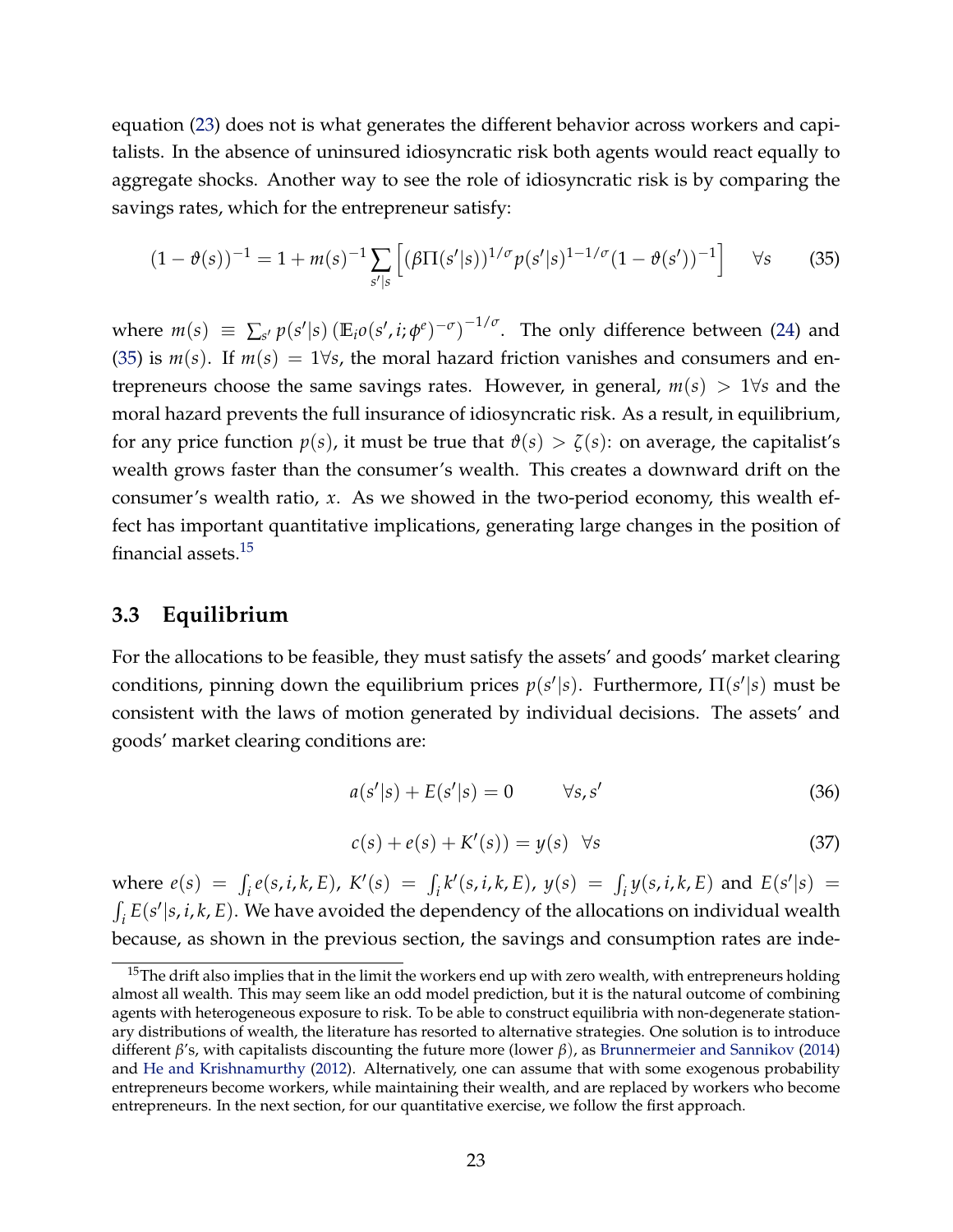equation (23) does not is what generates the different behavior across workers and capitalists. In the absence of uninsured idiosyncratic risk both agents would react equally to aggregate shocks. Another way to see the role of idiosyncratic risk is by comparing the savings rates, which for the entrepreneur satisfy:

$$(1-\vartheta(s))^{-1} = 1 + m(s)^{-1} \sum_{s'|s} \left[ (\beta \Pi(s'|s))^{1/\sigma} p(s'|s)^{1-1/\sigma} (1-\vartheta(s'))^{-1} \right] \quad \forall s \tag{35}$$

where $m(s) \equiv \sum_{s'} p(s'|s) \left( \mathbb{E}_i o(s', i; \phi^e)^{-\sigma} \right)^{-1/\sigma}$. The only difference between (24) and (35) is $m(s)$. If $m(s) = 1 \forall s$, the moral hazard friction vanishes and consumers and entrepreneurs choose the same savings rates. However, in general, $m(s) > 1 \forall s$ and the moral hazard prevents the full insurance of idiosyncratic risk. As a result, in equilibrium, for any price function $p(s)$, it must be true that $\vartheta(s) > \zeta(s)$: on average, the capitalist's wealth grows faster than the consumer's wealth. This creates a downward drift on the consumer's wealth ratio, $x$. As we showed in the two-period economy, this wealth effect has important quantitative implications, generating large changes in the position of financial assets.[15]

### 3.3 Equilibrium

For the allocations to be feasible, they must satisfy the assets' and goods' market clearing conditions, pinning down the equilibrium prices $p(s'|s)$. Furthermore, $\Pi(s'|s)$ must be consistent with the laws of motion generated by individual decisions. The assets' and goods' market clearing conditions are:

$$a(s'|s) + E(s'|s) = 0 \qquad \forall s, s' \tag{36}$$

$$c(s) + e(s) + K'(s)) = y(s) \quad \forall s \tag{37}$$

where $e(s) = \int_i e(s, i, k, E)$, $K'(s) = \int_i k'(s, i, k, E)$, $y(s) = \int_i y(s, i, k, E)$ and $E(s'|s) = \int_i E(s'|s, i, k, E)$. We have avoided the dependency of the allocations on individual wealth because, as shown in the previous section, the savings and consumption rates are inde-

[15]The drift also implies that in the limit the workers end up with zero wealth, with entrepreneurs holding almost all wealth. This may seem like an odd model prediction, but it is the natural outcome of combining agents with heterogeneous exposure to risk. To be able to construct equilibria with non-degenerate stationary distributions of wealth, the literature has resorted to alternative strategies. One solution is to introduce different $\beta$'s, with capitalists discounting the future more (lower $\beta$), as Brunnermeier and Sannikov (2014) and He and Krishnamurthy (2012). Alternatively, one can assume that with some exogenous probability entrepreneurs become workers, while maintaining their wealth, and are replaced by workers who become entrepreneurs. In the next section, for our quantitative exercise, we follow the first approach.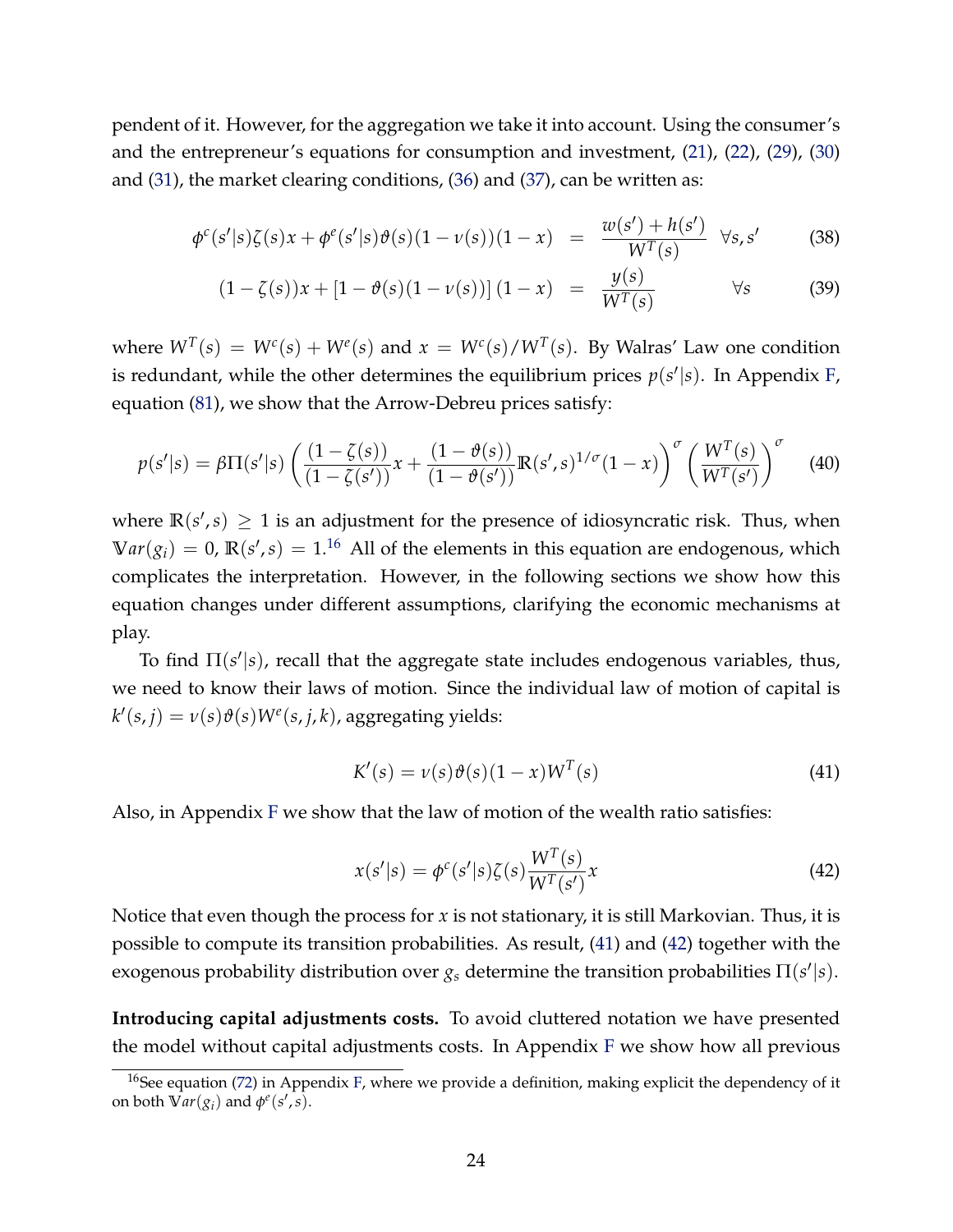pendent of it. However, for the aggregation we take it into account. Using the consumer's and the entrepreneur's equations for consumption and investment, (21), (22), (29), (30) and (31), the market clearing conditions, (36) and (37), can be written as:

$$\phi^c(s'|s)\zeta(s)x + \phi^e(s'|s)\vartheta(s)(1-\nu(s))(1-x) = \frac{w(s')+h(s')}{W^T(s)} \quad \forall s, s' \tag{38}$$

$$(1-\zeta(s))x + \left[1-\vartheta(s)(1-\nu(s))\right](1-x) = \frac{y(s)}{W^T(s)} \quad \forall s \tag{39}$$

where $W^T(s) = W^c(s) + W^e(s)$ and $x = W^c(s)/W^T(s)$. By Walras' Law one condition is redundant, while the other determines the equilibrium prices $p(s'|s)$. In Appendix F, equation (81), we show that the Arrow-Debreu prices satisfy:

$$p(s'|s) = \beta\Pi(s'|s)\left(\frac{(1-\zeta(s))}{(1-\zeta(s'))}x + \frac{(1-\vartheta(s))}{(1-\vartheta(s'))}\mathbb{R}(s',s)^{1/\sigma}(1-x)\right)^{\sigma}\left(\frac{W^T(s)}{W^T(s')}\right)^{\sigma} \tag{40}$$

where $\mathbb{R}(s',s) \geq 1$ is an adjustment for the presence of idiosyncratic risk. Thus, when $\mathbb{V}ar(g_i) = 0$, $\mathbb{R}(s',s) = 1$.[16] All of the elements in this equation are endogenous, which complicates the interpretation. However, in the following sections we show how this equation changes under different assumptions, clarifying the economic mechanisms at play.

To find $\Pi(s'|s)$, recall that the aggregate state includes endogenous variables, thus, we need to know their laws of motion. Since the individual law of motion of capital is $k'(s,j) = \nu(s)\vartheta(s)W^e(s,j,k)$, aggregating yields:

$$K'(s) = \nu(s)\vartheta(s)(1-x)W^T(s) \tag{41}$$

Also, in Appendix F we show that the law of motion of the wealth ratio satisfies:

$$x(s'|s) = \phi^c(s'|s)\zeta(s)\frac{W^T(s)}{W^T(s')}x \tag{42}$$

Notice that even though the process for $x$ is not stationary, it is still Markovian. Thus, it is possible to compute its transition probabilities. As result, (41) and (42) together with the exogenous probability distribution over $g_s$ determine the transition probabilities $\Pi(s'|s)$.

**Introducing capital adjustments costs.** To avoid cluttered notation we have presented the model without capital adjustments costs. In Appendix F we show how all previous

[16] See equation (72) in Appendix F, where we provide a definition, making explicit the dependency of it on both $\mathbb{V}ar(g_i)$ and $\phi^e(s',s)$.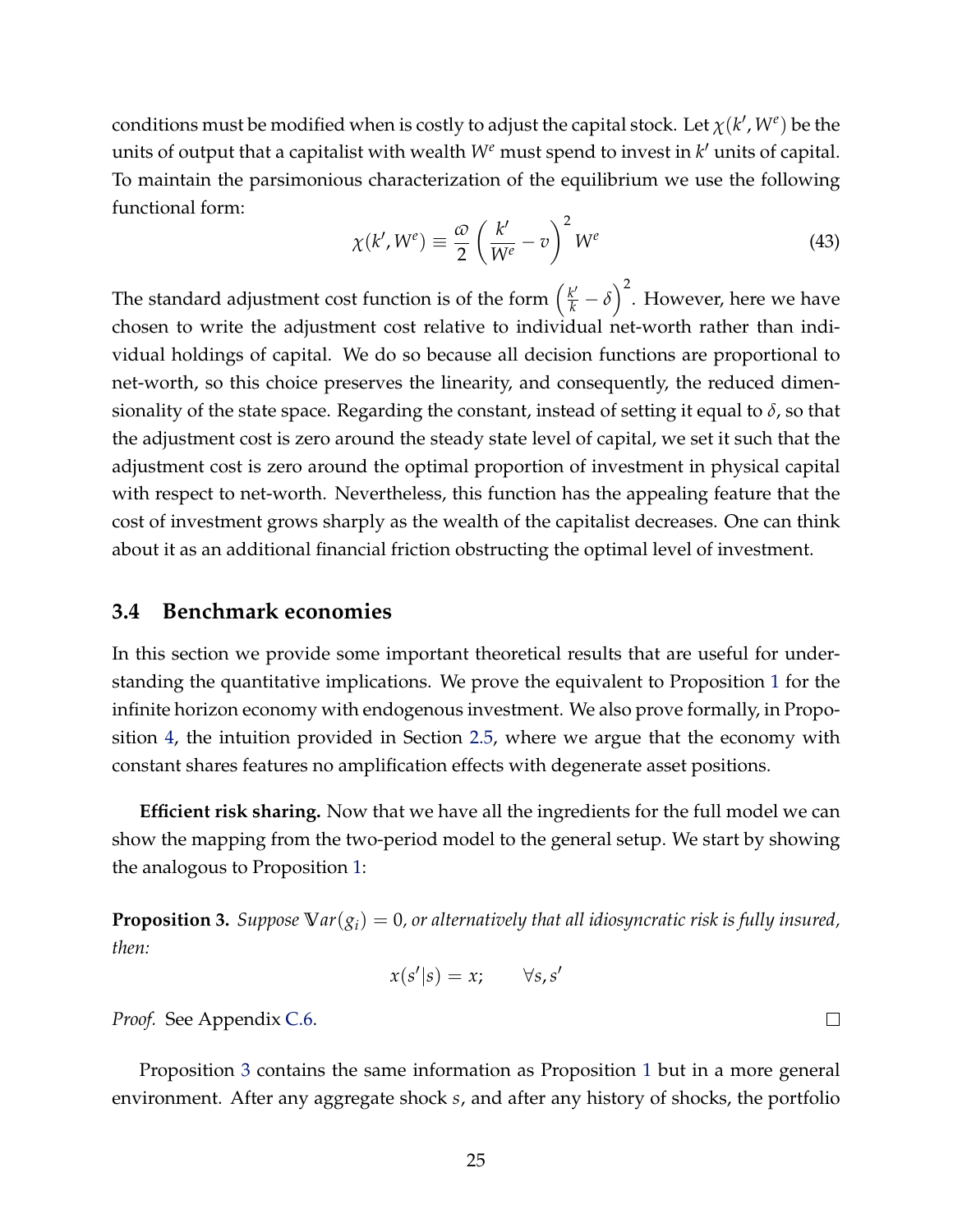conditions must be modified when is costly to adjust the capital stock. Let $\chi(k', W^e)$ be the units of output that a capitalist with wealth $W^e$ must spend to invest in $k'$ units of capital. To maintain the parsimonious characterization of the equilibrium we use the following functional form:

$$\chi(k', W^e) \equiv \frac{\varpi}{2}\left(\frac{k'}{W^e} - v\right)^2 W^e \tag{43}$$

The standard adjustment cost function is of the form $\left(\frac{k'}{k} - \delta\right)^2$. However, here we have chosen to write the adjustment cost relative to individual net-worth rather than individual holdings of capital. We do so because all decision functions are proportional to net-worth, so this choice preserves the linearity, and consequently, the reduced dimensionality of the state space. Regarding the constant, instead of setting it equal to $\delta$, so that the adjustment cost is zero around the steady state level of capital, we set it such that the adjustment cost is zero around the optimal proportion of investment in physical capital with respect to net-worth. Nevertheless, this function has the appealing feature that the cost of investment grows sharply as the wealth of the capitalist decreases. One can think about it as an additional financial friction obstructing the optimal level of investment.

### 3.4 Benchmark economies

In this section we provide some important theoretical results that are useful for understanding the quantitative implications. We prove the equivalent to Proposition 1 for the infinite horizon economy with endogenous investment. We also prove formally, in Proposition 4, the intuition provided in Section 2.5, where we argue that the economy with constant shares features no amplification effects with degenerate asset positions.

**Efficient risk sharing.** Now that we have all the ingredients for the full model we can show the mapping from the two-period model to the general setup. We start by showing the analogous to Proposition 1:

**Proposition 3.** *Suppose $\mathbb{V}ar(g_i) = 0$, or alternatively that all idiosyncratic risk is fully insured, then:*

$$x(s'|s) = x; \qquad \forall s, s'$$

*Proof.* See Appendix C.6. □

Proposition 3 contains the same information as Proposition 1 but in a more general environment. After any aggregate shock $s$, and after any history of shocks, the portfolio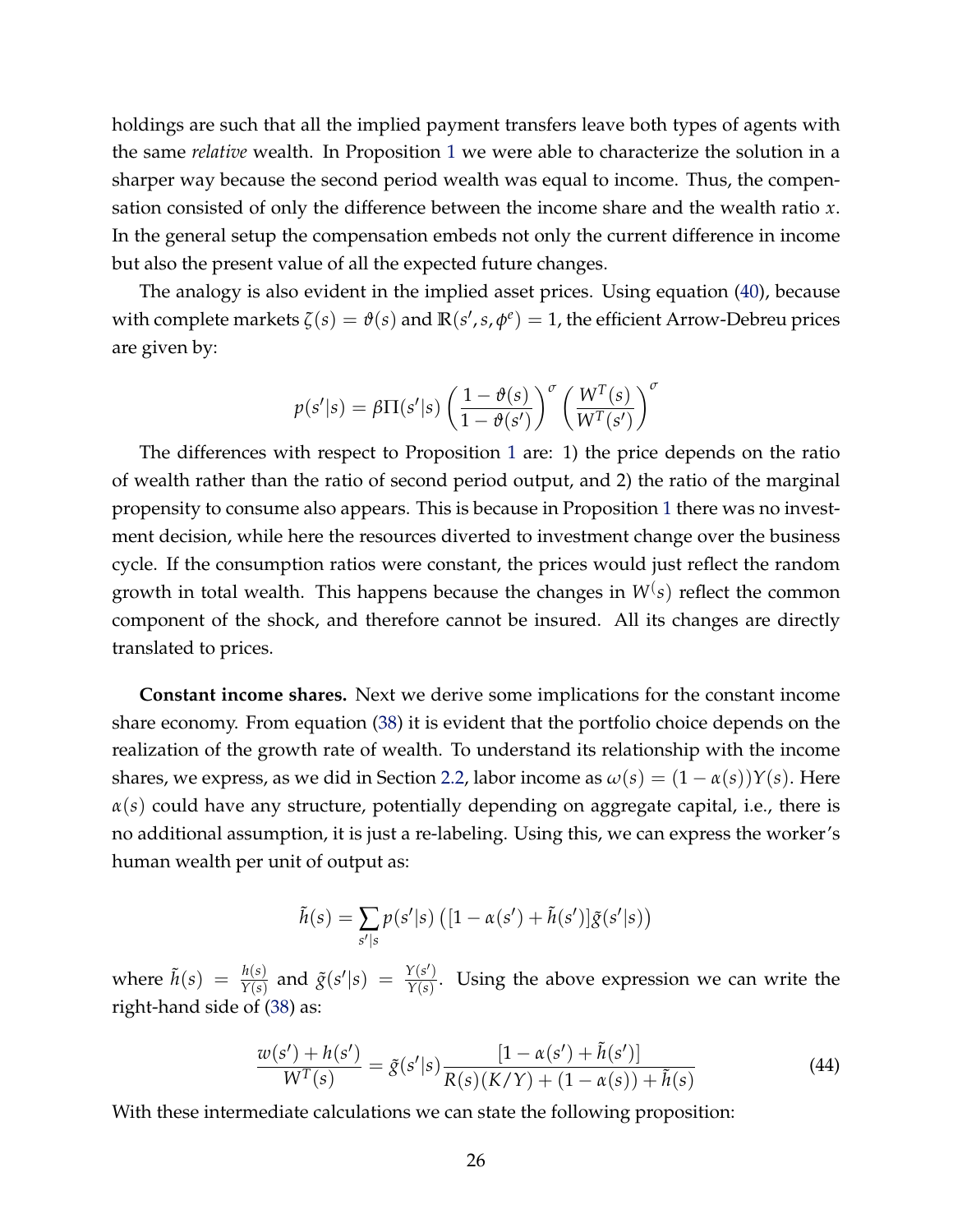holdings are such that all the implied payment transfers leave both types of agents with the same *relative* wealth. In Proposition 1 we were able to characterize the solution in a sharper way because the second period wealth was equal to income. Thus, the compensation consisted of only the difference between the income share and the wealth ratio $x$. In the general setup the compensation embeds not only the current difference in income but also the present value of all the expected future changes.

The analogy is also evident in the implied asset prices. Using equation (40), because with complete markets $\zeta(s) = \vartheta(s)$ and $\mathbb{R}(s', s, \phi^e) = 1$, the efficient Arrow-Debreu prices are given by:

$$p(s'|s) = \beta\Pi(s'|s)\left(\frac{1-\vartheta(s)}{1-\vartheta(s')}\right)^{\sigma}\left(\frac{W^T(s)}{W^T(s')}\right)^{\sigma}$$

The differences with respect to Proposition 1 are: 1) the price depends on the ratio of wealth rather than the ratio of second period output, and 2) the ratio of the marginal propensity to consume also appears. This is because in Proposition 1 there was no investment decision, while here the resources diverted to investment change over the business cycle. If the consumption ratios were constant, the prices would just reflect the random growth in total wealth. This happens because the changes in $W^(s)$ reflect the common component of the shock, and therefore cannot be insured. All its changes are directly translated to prices.

**Constant income shares.** Next we derive some implications for the constant income share economy. From equation (38) it is evident that the portfolio choice depends on the realization of the growth rate of wealth. To understand its relationship with the income shares, we express, as we did in Section 2.2, labor income as $\omega(s) = (1-\alpha(s))Y(s)$. Here $\alpha(s)$ could have any structure, potentially depending on aggregate capital, i.e., there is no additional assumption, it is just a re-labeling. Using this, we can express the worker's human wealth per unit of output as:

$$\tilde{h}(s) = \sum_{s'|s} p(s'|s)\left([1-\alpha(s') + \tilde{h}(s')]\tilde{g}(s'|s)\right)$$

where $\tilde{h}(s) = \frac{h(s)}{Y(s)}$ and $\tilde{g}(s'|s) = \frac{Y(s')}{Y(s)}$. Using the above expression we can write the right-hand side of (38) as:

$$\frac{w(s') + h(s')}{W^T(s)} = \tilde{g}(s'|s)\frac{[1-\alpha(s') + \tilde{h}(s')]}{R(s)(K/Y) + (1-\alpha(s)) + \tilde{h}(s)} \tag{44}$$

With these intermediate calculations we can state the following proposition: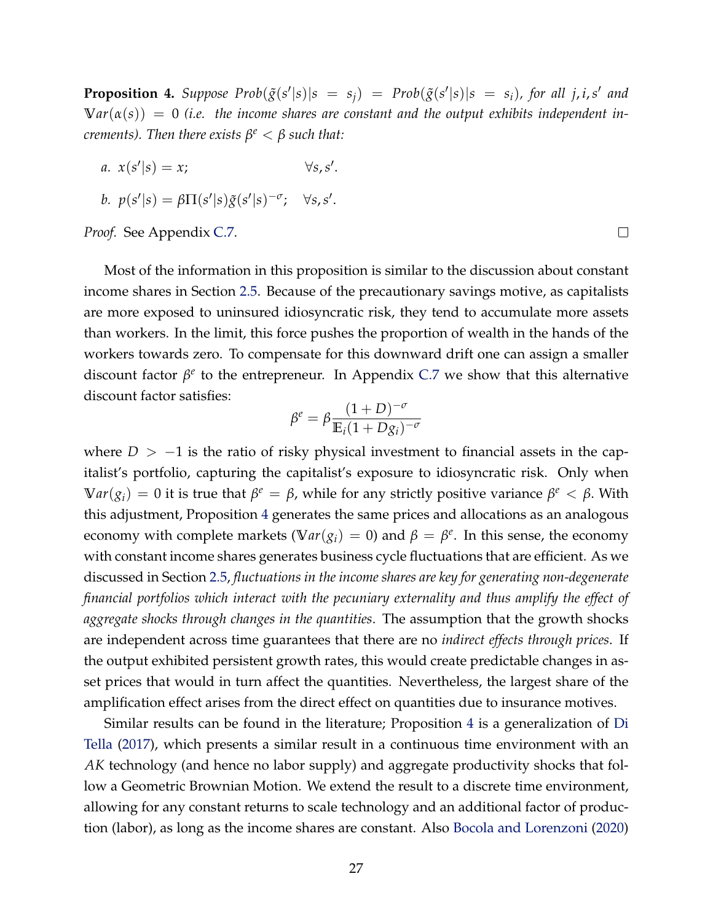**Proposition 4.** *Suppose $Prob(\tilde{g}(s'|s)|s = s_j) = Prob(\tilde{g}(s'|s)|s = s_i)$, for all $j, i, s'$ and $\mathbb{V}ar(\alpha(s)) = 0$ (i.e. the income shares are constant and the output exhibits independent increments). Then there exists $\beta^e < \beta$ such that:*

*a.* $x(s'|s) = x; \quad \forall s, s'.$

*b.* $p(s'|s) = \beta \Pi(s'|s) \tilde{g}(s'|s)^{-\sigma}; \quad \forall s, s'.$

*Proof.* See Appendix C.7. □

Most of the information in this proposition is similar to the discussion about constant income shares in Section 2.5. Because of the precautionary savings motive, as capitalists are more exposed to uninsured idiosyncratic risk, they tend to accumulate more assets than workers. In the limit, this force pushes the proportion of wealth in the hands of the workers towards zero. To compensate for this downward drift one can assign a smaller discount factor $\beta^e$ to the entrepreneur. In Appendix C.7 we show that this alternative discount factor satisfies:

$$\beta^e = \beta \frac{(1+D)^{-\sigma}}{\mathbb{E}_i (1 + D g_i)^{-\sigma}}$$

where $D > -1$ is the ratio of risky physical investment to financial assets in the capitalist's portfolio, capturing the capitalist's exposure to idiosyncratic risk. Only when $\mathbb{V}ar(g_i) = 0$ it is true that $\beta^e = \beta$, while for any strictly positive variance $\beta^e < \beta$. With this adjustment, Proposition 4 generates the same prices and allocations as an analogous economy with complete markets ($\mathbb{V}ar(g_i) = 0$) and $\beta = \beta^e$. In this sense, the economy with constant income shares generates business cycle fluctuations that are efficient. As we discussed in Section 2.5, *fluctuations in the income shares are key for generating non-degenerate financial portfolios which interact with the pecuniary externality and thus amplify the effect of aggregate shocks through changes in the quantities*. The assumption that the growth shocks are independent across time guarantees that there are no *indirect effects through prices*. If the output exhibited persistent growth rates, this would create predictable changes in asset prices that would in turn affect the quantities. Nevertheless, the largest share of the amplification effect arises from the direct effect on quantities due to insurance motives.

Similar results can be found in the literature; Proposition 4 is a generalization of Di Tella (2017), which presents a similar result in a continuous time environment with an $AK$ technology (and hence no labor supply) and aggregate productivity shocks that follow a Geometric Brownian Motion. We extend the result to a discrete time environment, allowing for any constant returns to scale technology and an additional factor of production (labor), as long as the income shares are constant. Also Bocola and Lorenzoni (2020)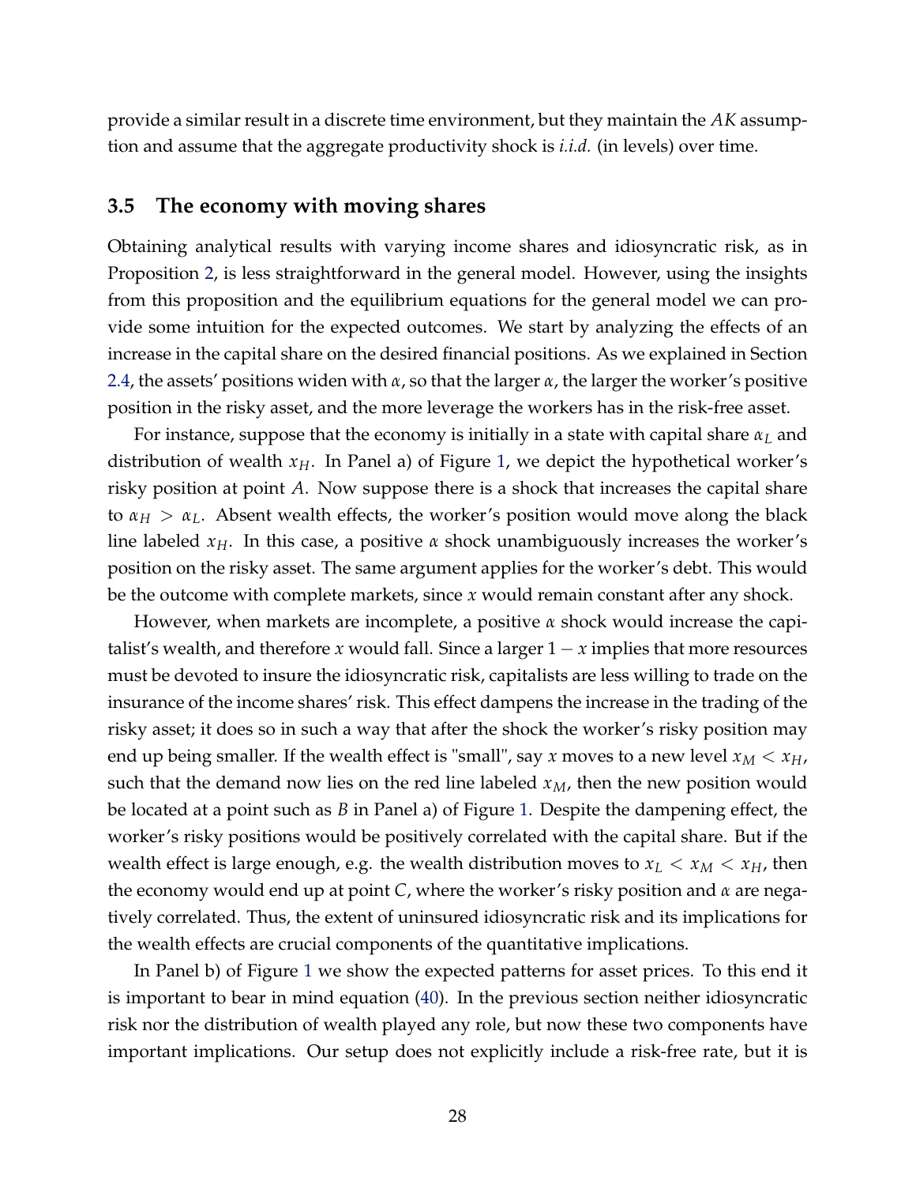provide a similar result in a discrete time environment, but they maintain the $AK$ assumption and assume that the aggregate productivity shock is *i.i.d.* (in levels) over time.

### 3.5 The economy with moving shares

Obtaining analytical results with varying income shares and idiosyncratic risk, as in Proposition 2, is less straightforward in the general model. However, using the insights from this proposition and the equilibrium equations for the general model we can provide some intuition for the expected outcomes. We start by analyzing the effects of an increase in the capital share on the desired financial positions. As we explained in Section 2.4, the assets' positions widen with $\alpha$, so that the larger $\alpha$, the larger the worker's positive position in the risky asset, and the more leverage the workers has in the risk-free asset.

For instance, suppose that the economy is initially in a state with capital share $\alpha_L$ and distribution of wealth $x_H$. In Panel a) of Figure 1, we depict the hypothetical worker's risky position at point $A$. Now suppose there is a shock that increases the capital share to $\alpha_H > \alpha_L$. Absent wealth effects, the worker's position would move along the black line labeled $x_H$. In this case, a positive $\alpha$ shock unambiguously increases the worker's position on the risky asset. The same argument applies for the worker's debt. This would be the outcome with complete markets, since $x$ would remain constant after any shock.

However, when markets are incomplete, a positive $\alpha$ shock would increase the capitalist's wealth, and therefore $x$ would fall. Since a larger $1 - x$ implies that more resources must be devoted to insure the idiosyncratic risk, capitalists are less willing to trade on the insurance of the income shares' risk. This effect dampens the increase in the trading of the risky asset; it does so in such a way that after the shock the worker's risky position may end up being smaller. If the wealth effect is "small", say $x$ moves to a new level $x_M < x_H$, such that the demand now lies on the red line labeled $x_M$, then the new position would be located at a point such as $B$ in Panel a) of Figure 1. Despite the dampening effect, the worker's risky positions would be positively correlated with the capital share. But if the wealth effect is large enough, e.g. the wealth distribution moves to $x_L < x_M < x_H$, then the economy would end up at point $C$, where the worker's risky position and $\alpha$ are negatively correlated. Thus, the extent of uninsured idiosyncratic risk and its implications for the wealth effects are crucial components of the quantitative implications.

In Panel b) of Figure 1 we show the expected patterns for asset prices. To this end it is important to bear in mind equation (40). In the previous section neither idiosyncratic risk nor the distribution of wealth played any role, but now these two components have important implications. Our setup does not explicitly include a risk-free rate, but it is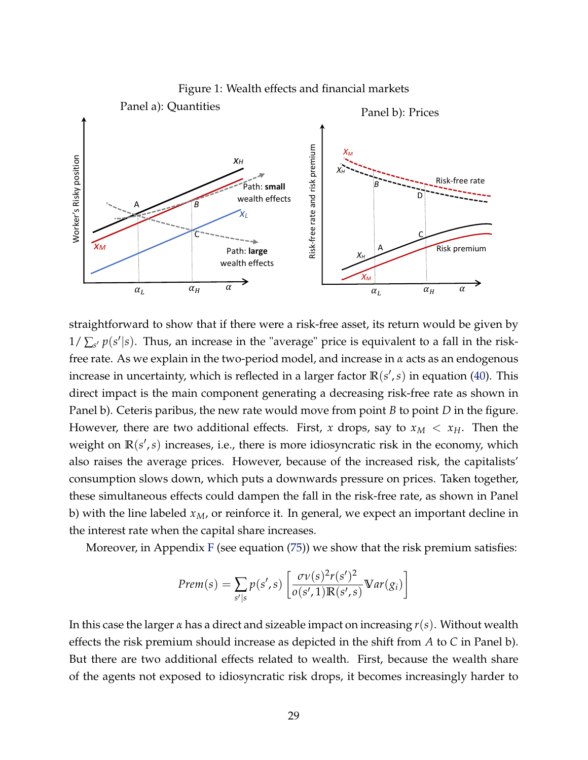Figure 1: Wealth effects and financial markets

Panel a): Quantities

Panel b): Prices

straightforward to show that if there were a risk-free asset, its return would be given by $1/\sum_{s'} p(s'|s)$. Thus, an increase in the "average" price is equivalent to a fall in the risk-free rate. As we explain in the two-period model, and increase in $\alpha$ acts as an endogenous increase in uncertainty, which is reflected in a larger factor $\mathbb{R}(s', s)$ in equation (40). This direct impact is the main component generating a decreasing risk-free rate as shown in Panel b). Ceteris paribus, the new rate would move from point $B$ to point $D$ in the figure. However, there are two additional effects. First, $x$ drops, say to $x_M < x_H$. Then the weight on $\mathbb{R}(s', s)$ increases, i.e., there is more idiosyncratic risk in the economy, which also raises the average prices. However, because of the increased risk, the capitalists' consumption slows down, which puts a downwards pressure on prices. Taken together, these simultaneous effects could dampen the fall in the risk-free rate, as shown in Panel b) with the line labeled $x_M$, or reinforce it. In general, we expect an important decline in the interest rate when the capital share increases.

Moreover, in Appendix F (see equation (75)) we show that the risk premium satisfies:

$$Prem(s) = \sum_{s'|s} p(s', s) \left[ \frac{\sigma v(s)^2 r(s')^2}{o(s', 1)\mathbb{R}(s', s)} \mathbb{V}ar(g_i) \right]$$

In this case the larger $\alpha$ has a direct and sizeable impact on increasing $r(s)$. Without wealth effects the risk premium should increase as depicted in the shift from $A$ to $C$ in Panel b). But there are two additional effects related to wealth. First, because the wealth share of the agents not exposed to idiosyncratic risk drops, it becomes increasingly harder to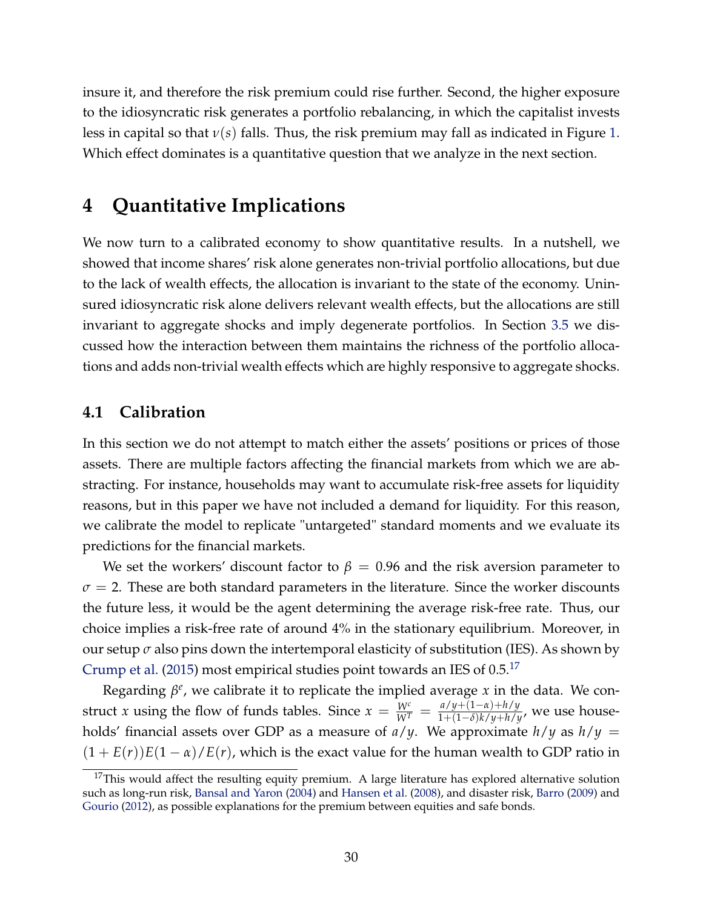insure it, and therefore the risk premium could rise further. Second, the higher exposure to the idiosyncratic risk generates a portfolio rebalancing, in which the capitalist invests less in capital so that $\nu(s)$ falls. Thus, the risk premium may fall as indicated in Figure 1. Which effect dominates is a quantitative question that we analyze in the next section.

# 4 Quantitative Implications

We now turn to a calibrated economy to show quantitative results. In a nutshell, we showed that income shares' risk alone generates non-trivial portfolio allocations, but due to the lack of wealth effects, the allocation is invariant to the state of the economy. Uninsured idiosyncratic risk alone delivers relevant wealth effects, but the allocations are still invariant to aggregate shocks and imply degenerate portfolios. In Section 3.5 we discussed how the interaction between them maintains the richness of the portfolio allocations and adds non-trivial wealth effects which are highly responsive to aggregate shocks.

## 4.1 Calibration

In this section we do not attempt to match either the assets' positions or prices of those assets. There are multiple factors affecting the financial markets from which we are abstracting. For instance, households may want to accumulate risk-free assets for liquidity reasons, but in this paper we have not included a demand for liquidity. For this reason, we calibrate the model to replicate "untargeted" standard moments and we evaluate its predictions for the financial markets.

We set the workers' discount factor to $\beta = 0.96$ and the risk aversion parameter to $\sigma = 2$. These are both standard parameters in the literature. Since the worker discounts the future less, it would be the agent determining the average risk-free rate. Thus, our choice implies a risk-free rate of around 4% in the stationary equilibrium. Moreover, in our setup $\sigma$ also pins down the intertemporal elasticity of substitution (IES). As shown by Crump et al. (2015) most empirical studies point towards an IES of 0.5.[17]

Regarding $\beta^e$, we calibrate it to replicate the implied average $x$ in the data. We construct $x$ using the flow of funds tables. Since $x = \frac{W^c}{W^T} = \frac{a/y+(1-\alpha)+h/y}{1+(1-\delta)k/y+h/y}$, we use households' financial assets over GDP as a measure of $a/y$. We approximate $h/y$ as $h/y = (1+E(r))E(1-\alpha)/E(r)$, which is the exact value for the human wealth to GDP ratio in

[17] This would affect the resulting equity premium. A large literature has explored alternative solution such as long-run risk, Bansal and Yaron (2004) and Hansen et al. (2008), and disaster risk, Barro (2009) and Gourio (2012), as possible explanations for the premium between equities and safe bonds.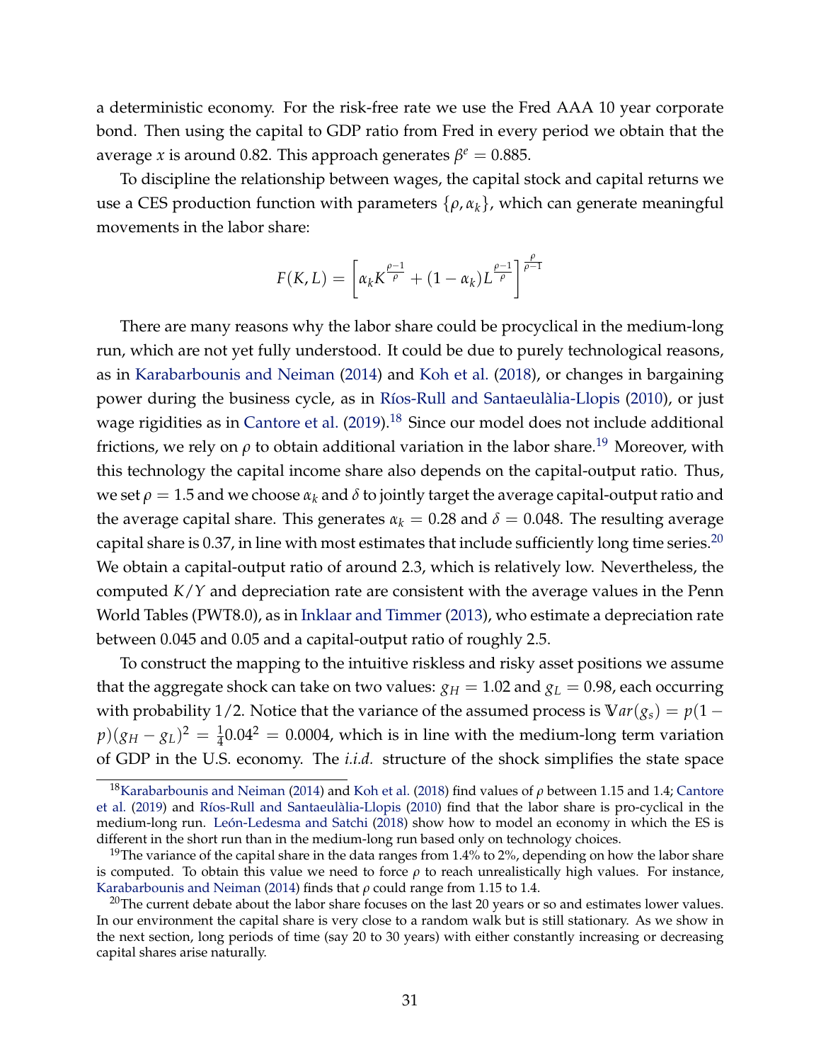a deterministic economy. For the risk-free rate we use the Fred AAA 10 year corporate bond. Then using the capital to GDP ratio from Fred in every period we obtain that the average $x$ is around 0.82. This approach generates $\beta^e = 0.885$.

To discipline the relationship between wages, the capital stock and capital returns we use a CES production function with parameters $\{\rho, \alpha_k\}$, which can generate meaningful movements in the labor share:

$$F(K, L) = \left[\alpha_k K^{\frac{\rho-1}{\rho}} + (1-\alpha_k) L^{\frac{\rho-1}{\rho}}\right]^{\frac{\rho}{\rho-1}}$$

There are many reasons why the labor share could be procyclical in the medium-long run, which are not yet fully understood. It could be due to purely technological reasons, as in Karabarbounis and Neiman (2014) and Koh et al. (2018), or changes in bargaining power during the business cycle, as in Ríos-Rull and Santaeulàlia-Llopis (2010), or just wage rigidities as in Cantore et al. (2019).[18] Since our model does not include additional frictions, we rely on $\rho$ to obtain additional variation in the labor share.[19] Moreover, with this technology the capital income share also depends on the capital-output ratio. Thus, we set $\rho = 1.5$ and we choose $\alpha_k$ and $\delta$ to jointly target the average capital-output ratio and the average capital share. This generates $\alpha_k = 0.28$ and $\delta = 0.048$. The resulting average capital share is 0.37, in line with most estimates that include sufficiently long time series.[20] We obtain a capital-output ratio of around 2.3, which is relatively low. Nevertheless, the computed $K/Y$ and depreciation rate are consistent with the average values in the Penn World Tables (PWT8.0), as in Inklaar and Timmer (2013), who estimate a depreciation rate between 0.045 and 0.05 and a capital-output ratio of roughly 2.5.

To construct the mapping to the intuitive riskless and risky asset positions we assume that the aggregate shock can take on two values: $g_H = 1.02$ and $g_L = 0.98$, each occurring with probability 1/2. Notice that the variance of the assumed process is $\mathbb{V}ar(g_s) = p(1-p)(g_H - g_L)^2 = \frac{1}{4}0.04^2 = 0.0004$, which is in line with the medium-long term variation of GDP in the U.S. economy. The *i.i.d.* structure of the shock simplifies the state space

---

[18] Karabarbounis and Neiman (2014) and Koh et al. (2018) find values of $\rho$ between 1.15 and 1.4; Cantore et al. (2019) and Ríos-Rull and Santaeulàlia-Llopis (2010) find that the labor share is pro-cyclical in the medium-long run. León-Ledesma and Satchi (2018) show how to model an economy in which the ES is different in the short run than in the medium-long run based only on technology choices.

[19] The variance of the capital share in the data ranges from 1.4% to 2%, depending on how the labor share is computed. To obtain this value we need to force $\rho$ to reach unrealistically high values. For instance, Karabarbounis and Neiman (2014) finds that $\rho$ could range from 1.15 to 1.4.

[20] The current debate about the labor share focuses on the last 20 years or so and estimates lower values. In our environment the capital share is very close to a random walk but is still stationary. As we show in the next section, long periods of time (say 20 to 30 years) with either constantly increasing or decreasing capital shares arise naturally.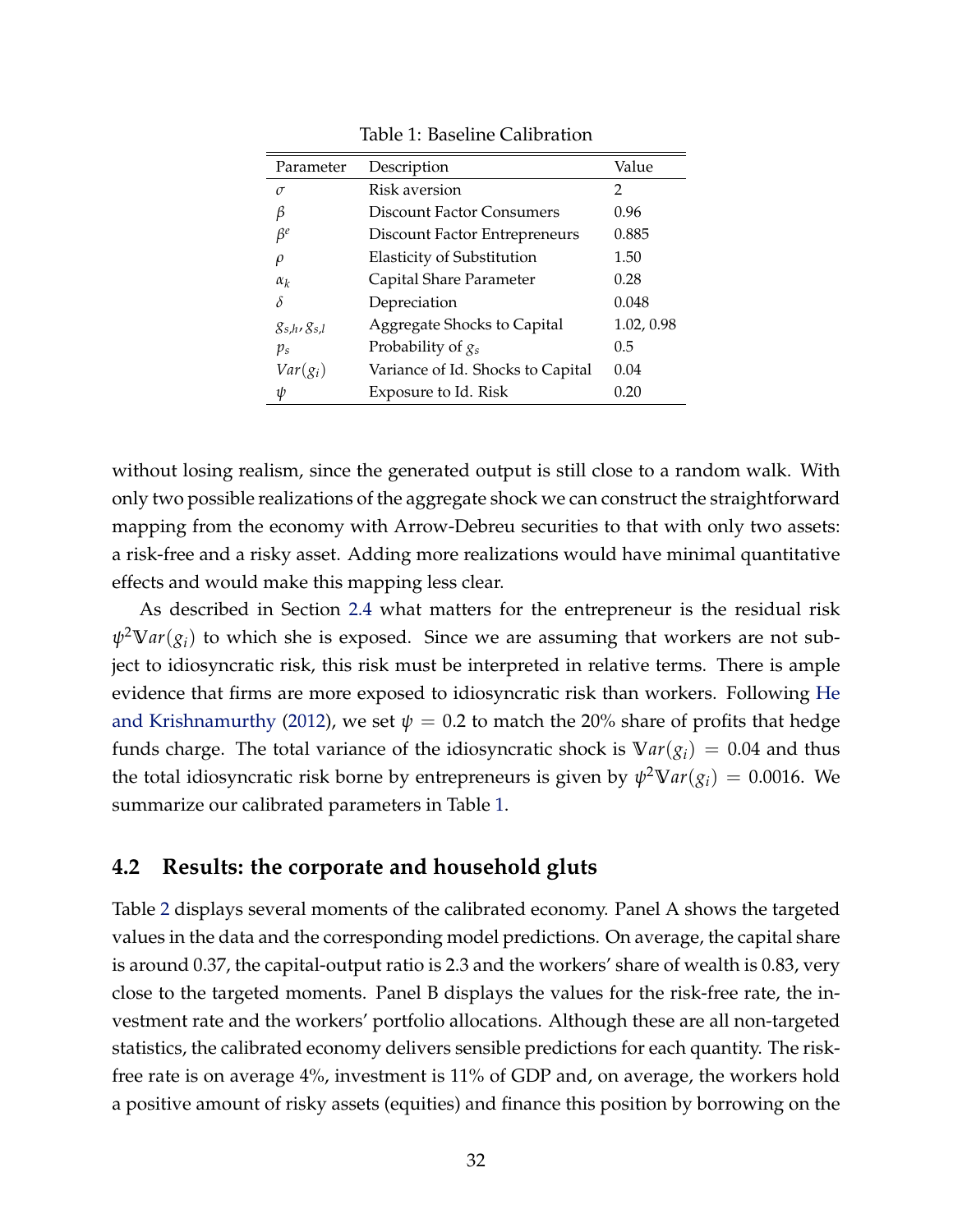Table 1: Baseline Calibration

| Parameter | Description | Value |
|---|---|---|
| $\sigma$ | Risk aversion | 2 |
| $\beta$ | Discount Factor Consumers | 0.96 |
| $\beta^e$ | Discount Factor Entrepreneurs | 0.885 |
| $\rho$ | Elasticity of Substitution | 1.50 |
| $\alpha_k$ | Capital Share Parameter | 0.28 |
| $\delta$ | Depreciation | 0.048 |
| $g_{s,h}, g_{s,l}$ | Aggregate Shocks to Capital | 1.02, 0.98 |
| $p_s$ | Probability of $g_s$ | 0.5 |
| $Var(g_i)$ | Variance of Id. Shocks to Capital | 0.04 |
| $\psi$ | Exposure to Id. Risk | 0.20 |

without losing realism, since the generated output is still close to a random walk. With only two possible realizations of the aggregate shock we can construct the straightforward mapping from the economy with Arrow-Debreu securities to that with only two assets: a risk-free and a risky asset. Adding more realizations would have minimal quantitative effects and would make this mapping less clear.

As described in Section 2.4 what matters for the entrepreneur is the residual risk $\psi^2 \mathbb{V}ar(g_i)$ to which she is exposed. Since we are assuming that workers are not subject to idiosyncratic risk, this risk must be interpreted in relative terms. There is ample evidence that firms are more exposed to idiosyncratic risk than workers. Following He and Krishnamurthy (2012), we set $\psi = 0.2$ to match the 20% share of profits that hedge funds charge. The total variance of the idiosyncratic shock is $\mathbb{V}ar(g_i) = 0.04$ and thus the total idiosyncratic risk borne by entrepreneurs is given by $\psi^2 \mathbb{V}ar(g_i) = 0.0016$. We summarize our calibrated parameters in Table 1.

## 4.2 Results: the corporate and household gluts

Table 2 displays several moments of the calibrated economy. Panel A shows the targeted values in the data and the corresponding model predictions. On average, the capital share is around 0.37, the capital-output ratio is 2.3 and the workers' share of wealth is 0.83, very close to the targeted moments. Panel B displays the values for the risk-free rate, the investment rate and the workers' portfolio allocations. Although these are all non-targeted statistics, the calibrated economy delivers sensible predictions for each quantity. The risk-free rate is on average 4%, investment is 11% of GDP and, on average, the workers hold a positive amount of risky assets (equities) and finance this position by borrowing on the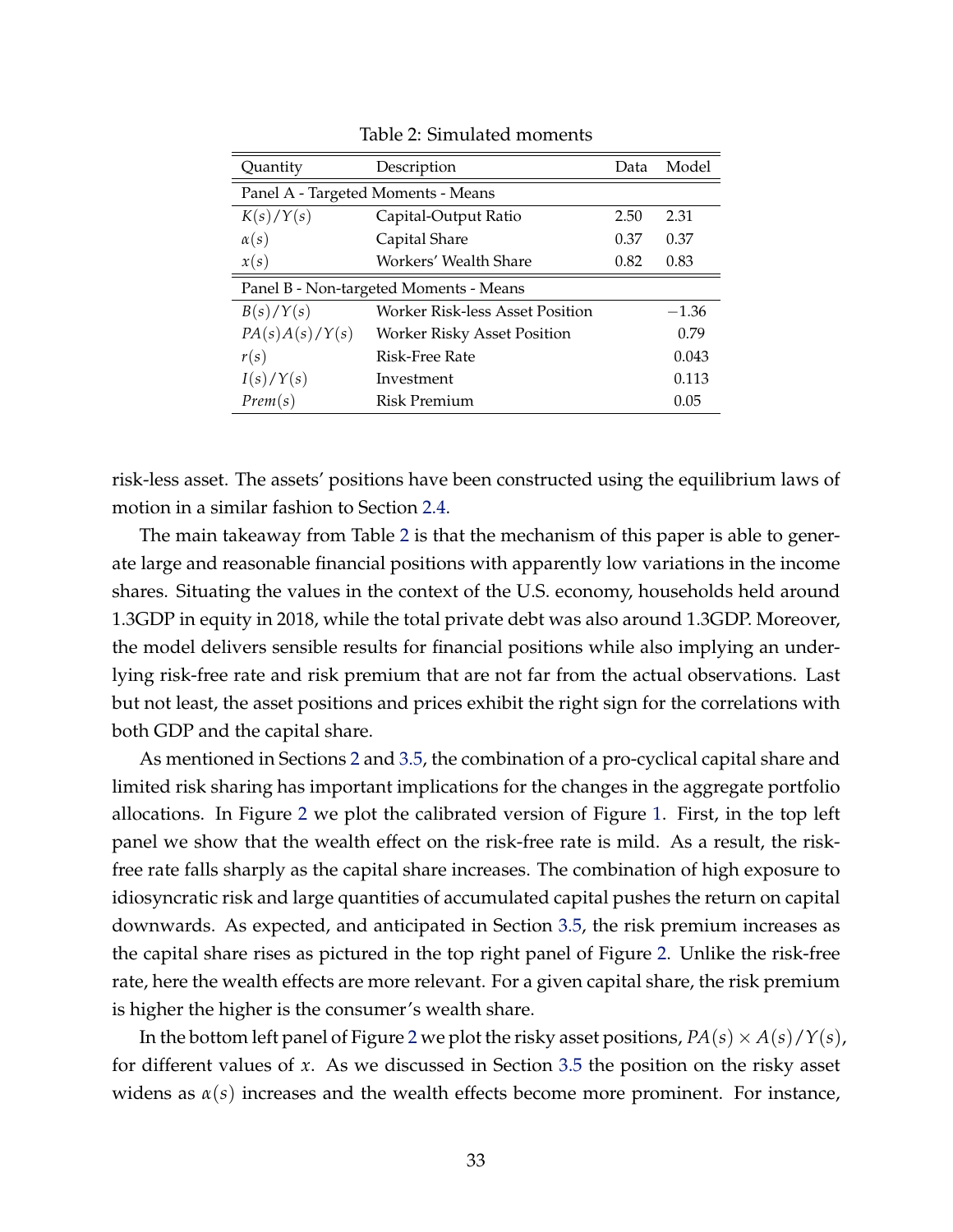Table 2: Simulated moments

| Quantity | Description | Data | Model |
|---|---|---|---|
| Panel A - Targeted Moments - Means | | | |
| $K(s)/Y(s)$ | Capital-Output Ratio | 2.50 | 2.31 |
| $\alpha(s)$ | Capital Share | 0.37 | 0.37 |
| $x(s)$ | Workers' Wealth Share | 0.82 | 0.83 |
| Panel B - Non-targeted Moments - Means | | | |
| $B(s)/Y(s)$ | Worker Risk-less Asset Position | | $-1.36$ |
| $PA(s)A(s)/Y(s)$ | Worker Risky Asset Position | | 0.79 |
| $r(s)$ | Risk-Free Rate | | 0.043 |
| $I(s)/Y(s)$ | Investment | | 0.113 |
| $Prem(s)$ | Risk Premium | | 0.05 |

risk-less asset. The assets' positions have been constructed using the equilibrium laws of motion in a similar fashion to Section 2.4.

The main takeaway from Table 2 is that the mechanism of this paper is able to generate large and reasonable financial positions with apparently low variations in the income shares. Situating the values in the context of the U.S. economy, households held around 1.3GDP in equity in 2018, while the total private debt was also around 1.3GDP. Moreover, the model delivers sensible results for financial positions while also implying an underlying risk-free rate and risk premium that are not far from the actual observations. Last but not least, the asset positions and prices exhibit the right sign for the correlations with both GDP and the capital share.

As mentioned in Sections 2 and 3.5, the combination of a pro-cyclical capital share and limited risk sharing has important implications for the changes in the aggregate portfolio allocations. In Figure 2 we plot the calibrated version of Figure 1. First, in the top left panel we show that the wealth effect on the risk-free rate is mild. As a result, the risk-free rate falls sharply as the capital share increases. The combination of high exposure to idiosyncratic risk and large quantities of accumulated capital pushes the return on capital downwards. As expected, and anticipated in Section 3.5, the risk premium increases as the capital share rises as pictured in the top right panel of Figure 2. Unlike the risk-free rate, here the wealth effects are more relevant. For a given capital share, the risk premium is higher the higher is the consumer's wealth share.

In the bottom left panel of Figure 2 we plot the risky asset positions, $PA(s) \times A(s)/Y(s)$, for different values of $x$. As we discussed in Section 3.5 the position on the risky asset widens as $\alpha(s)$ increases and the wealth effects become more prominent. For instance,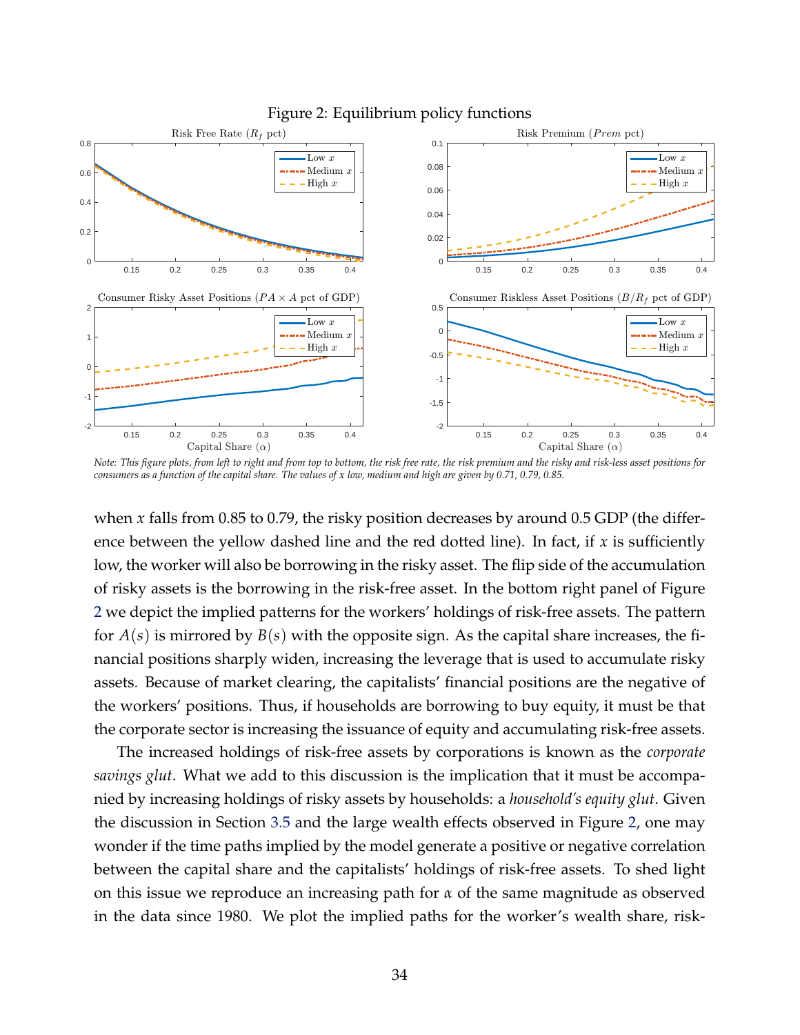Figure 2: Equilibrium policy functions

*Note: This figure plots, from left to right and from top to bottom, the risk free rate, the risk premium and the risky and risk-less asset positions for consumers as a function of the capital share. The values of x low, medium and high are given by 0.71, 0.79, 0.85.*

when $x$ falls from 0.85 to 0.79, the risky position decreases by around 0.5 GDP (the difference between the yellow dashed line and the red dotted line). In fact, if $x$ is sufficiently low, the worker will also be borrowing in the risky asset. The flip side of the accumulation of risky assets is the borrowing in the risk-free asset. In the bottom right panel of Figure 2 we depict the implied patterns for the workers' holdings of risk-free assets. The pattern for $A(s)$ is mirrored by $B(s)$ with the opposite sign. As the capital share increases, the financial positions sharply widen, increasing the leverage that is used to accumulate risky assets. Because of market clearing, the capitalists' financial positions are the negative of the workers' positions. Thus, if households are borrowing to buy equity, it must be that the corporate sector is increasing the issuance of equity and accumulating risk-free assets.

The increased holdings of risk-free assets by corporations is known as the *corporate savings glut*. What we add to this discussion is the implication that it must be accompanied by increasing holdings of risky assets by households: a *household's equity glut*. Given the discussion in Section 3.5 and the large wealth effects observed in Figure 2, one may wonder if the time paths implied by the model generate a positive or negative correlation between the capital share and the capitalists' holdings of risk-free assets. To shed light on this issue we reproduce an increasing path for $\alpha$ of the same magnitude as observed in the data since 1980. We plot the implied paths for the worker's wealth share, risk-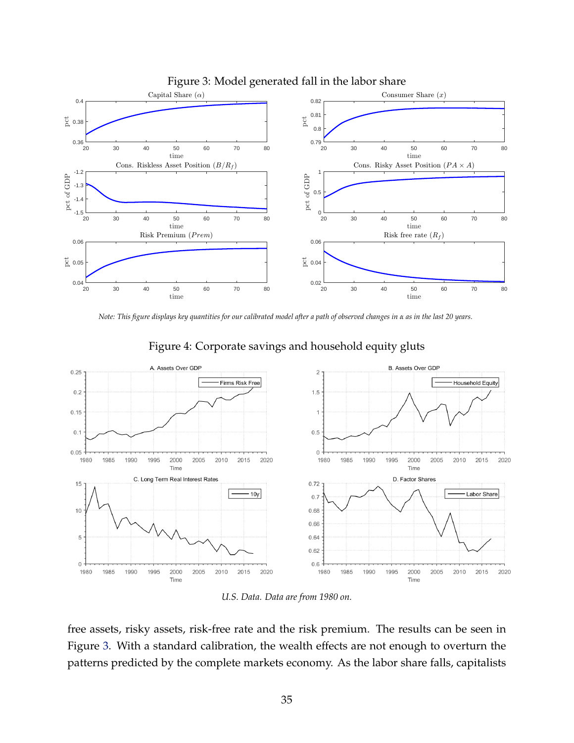Figure 3: Model generated fall in the labor share

*Note: This figure displays key quantities for our calibrated model after a path of observed changes in α as in the last 20 years.*

Figure 4: Corporate savings and household equity gluts

*U.S. Data. Data are from 1980 on.*

free assets, risky assets, risk-free rate and the risk premium. The results can be seen in Figure 3. With a standard calibration, the wealth effects are not enough to overturn the patterns predicted by the complete markets economy. As the labor share falls, capitalists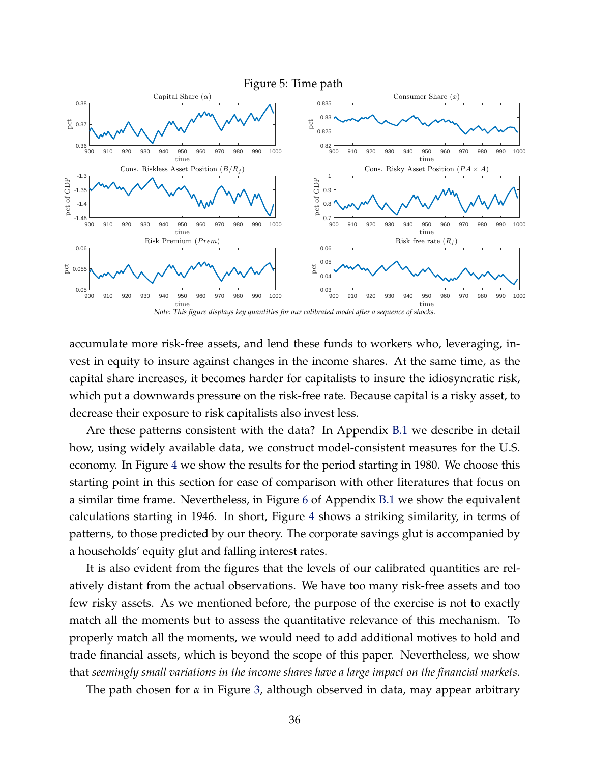Figure 5: Time path

*Note: This figure displays key quantities for our calibrated model after a sequence of shocks.*

accumulate more risk-free assets, and lend these funds to workers who, leveraging, invest in equity to insure against changes in the income shares. At the same time, as the capital share increases, it becomes harder for capitalists to insure the idiosyncratic risk, which put a downwards pressure on the risk-free rate. Because capital is a risky asset, to decrease their exposure to risk capitalists also invest less.

Are these patterns consistent with the data? In Appendix B.1 we describe in detail how, using widely available data, we construct model-consistent measures for the U.S. economy. In Figure 4 we show the results for the period starting in 1980. We choose this starting point in this section for ease of comparison with other literatures that focus on a similar time frame. Nevertheless, in Figure 6 of Appendix B.1 we show the equivalent calculations starting in 1946. In short, Figure 4 shows a striking similarity, in terms of patterns, to those predicted by our theory. The corporate savings glut is accompanied by a households' equity glut and falling interest rates.

It is also evident from the figures that the levels of our calibrated quantities are relatively distant from the actual observations. We have too many risk-free assets and too few risky assets. As we mentioned before, the purpose of the exercise is not to exactly match all the moments but to assess the quantitative relevance of this mechanism. To properly match all the moments, we would need to add additional motives to hold and trade financial assets, which is beyond the scope of this paper. Nevertheless, we show that *seemingly small variations in the income shares have a large impact on the financial markets*.

The path chosen for $\alpha$ in Figure 3, although observed in data, may appear arbitrary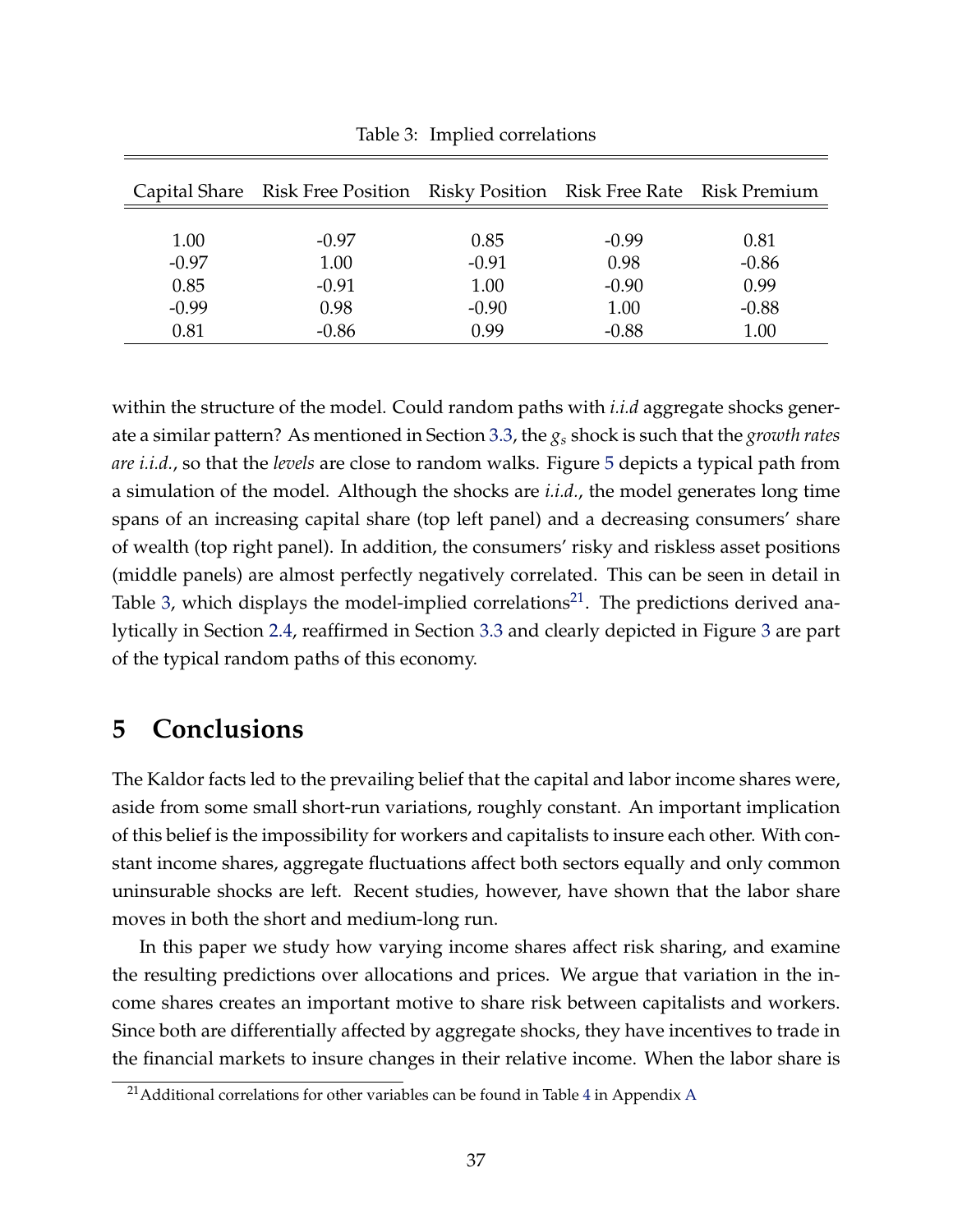Table 3: Implied correlations

| Capital Share | Risk Free Position | Risky Position | Risk Free Rate | Risk Premium |
|---|---|---|---|---|
| 1.00 | -0.97 | 0.85 | -0.99 | 0.81 |
| -0.97 | 1.00 | -0.91 | 0.98 | -0.86 |
| 0.85 | -0.91 | 1.00 | -0.90 | 0.99 |
| -0.99 | 0.98 | -0.90 | 1.00 | -0.88 |
| 0.81 | -0.86 | 0.99 | -0.88 | 1.00 |

within the structure of the model. Could random paths with *i.i.d* aggregate shocks generate a similar pattern? As mentioned in Section 3.3, the $g_s$ shock is such that the *growth rates are i.i.d.*, so that the *levels* are close to random walks. Figure 5 depicts a typical path from a simulation of the model. Although the shocks are *i.i.d.*, the model generates long time spans of an increasing capital share (top left panel) and a decreasing consumers' share of wealth (top right panel). In addition, the consumers' risky and riskless asset positions (middle panels) are almost perfectly negatively correlated. This can be seen in detail in Table 3, which displays the model-implied correlations[21]. The predictions derived analytically in Section 2.4, reaffirmed in Section 3.3 and clearly depicted in Figure 3 are part of the typical random paths of this economy.

# 5 Conclusions

The Kaldor facts led to the prevailing belief that the capital and labor income shares were, aside from some small short-run variations, roughly constant. An important implication of this belief is the impossibility for workers and capitalists to insure each other. With constant income shares, aggregate fluctuations affect both sectors equally and only common uninsurable shocks are left. Recent studies, however, have shown that the labor share moves in both the short and medium-long run.

In this paper we study how varying income shares affect risk sharing, and examine the resulting predictions over allocations and prices. We argue that variation in the income shares creates an important motive to share risk between capitalists and workers. Since both are differentially affected by aggregate shocks, they have incentives to trade in the financial markets to insure changes in their relative income. When the labor share is

[21] Additional correlations for other variables can be found in Table 4 in Appendix A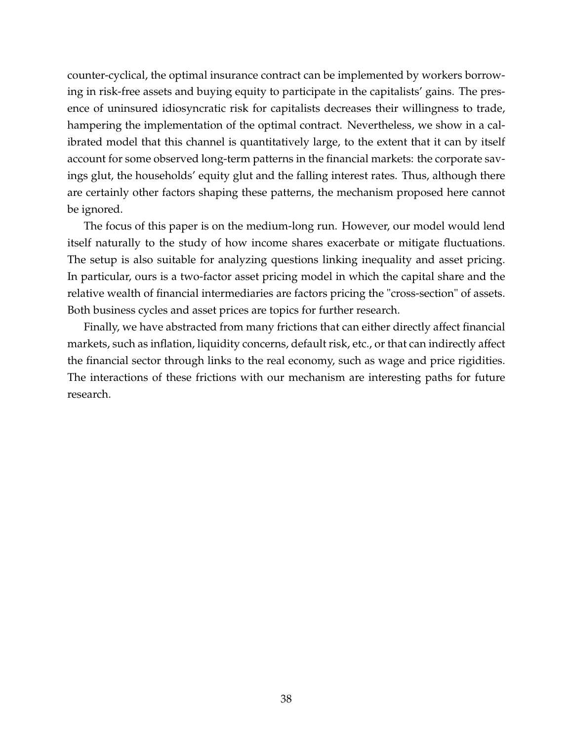counter-cyclical, the optimal insurance contract can be implemented by workers borrowing in risk-free assets and buying equity to participate in the capitalists' gains. The presence of uninsured idiosyncratic risk for capitalists decreases their willingness to trade, hampering the implementation of the optimal contract. Nevertheless, we show in a calibrated model that this channel is quantitatively large, to the extent that it can by itself account for some observed long-term patterns in the financial markets: the corporate savings glut, the households' equity glut and the falling interest rates. Thus, although there are certainly other factors shaping these patterns, the mechanism proposed here cannot be ignored.

The focus of this paper is on the medium-long run. However, our model would lend itself naturally to the study of how income shares exacerbate or mitigate fluctuations. The setup is also suitable for analyzing questions linking inequality and asset pricing. In particular, ours is a two-factor asset pricing model in which the capital share and the relative wealth of financial intermediaries are factors pricing the "cross-section" of assets. Both business cycles and asset prices are topics for further research.

Finally, we have abstracted from many frictions that can either directly affect financial markets, such as inflation, liquidity concerns, default risk, etc., or that can indirectly affect the financial sector through links to the real economy, such as wage and price rigidities. The interactions of these frictions with our mechanism are interesting paths for future research.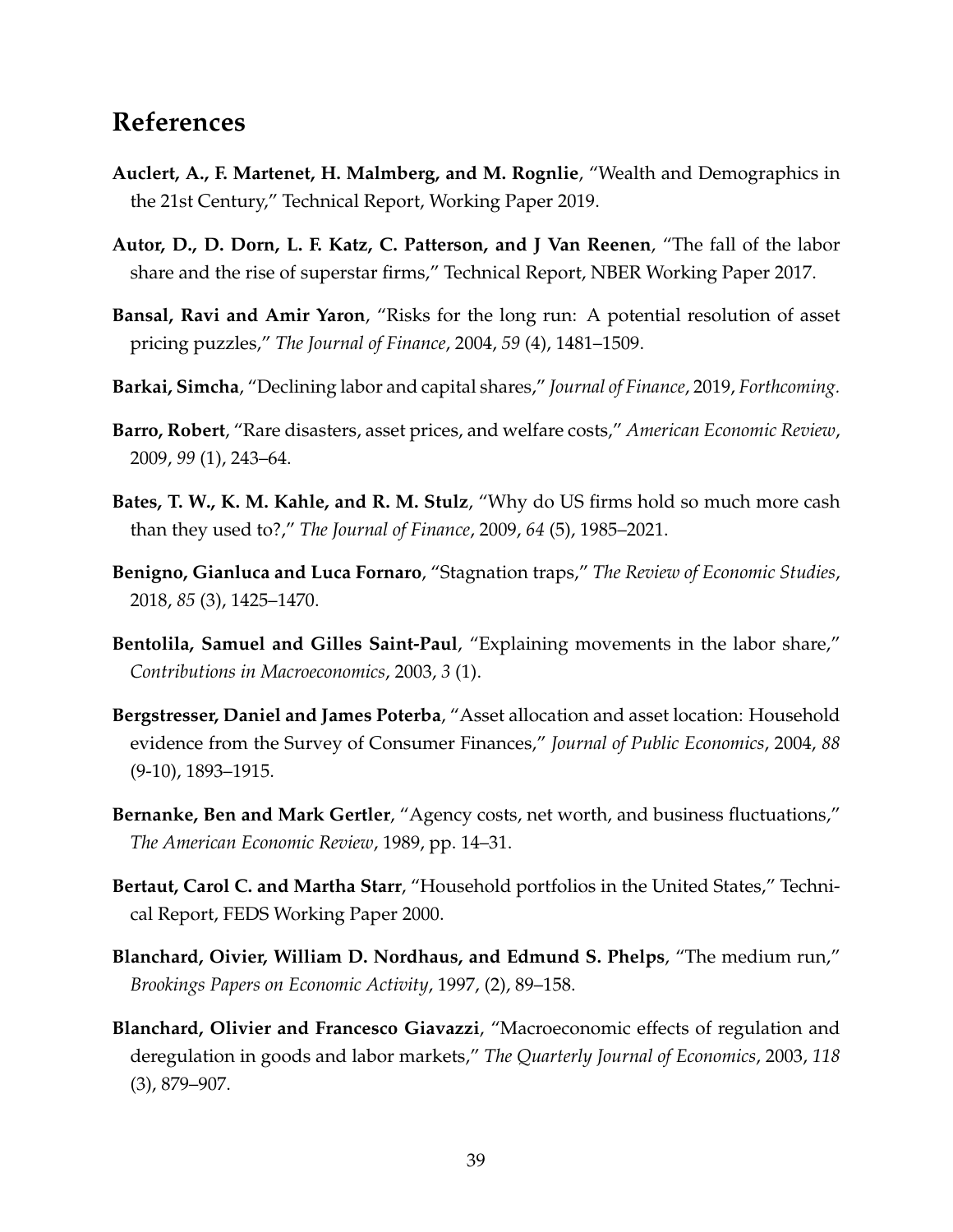# References

**Auclert, A., F. Martenet, H. Malmberg, and M. Rognlie**, "Wealth and Demographics in the 21st Century," Technical Report, Working Paper 2019.

**Autor, D., D. Dorn, L. F. Katz, C. Patterson, and J Van Reenen**, "The fall of the labor share and the rise of superstar firms," Technical Report, NBER Working Paper 2017.

**Bansal, Ravi and Amir Yaron**, "Risks for the long run: A potential resolution of asset pricing puzzles," *The Journal of Finance*, 2004, *59* (4), 1481–1509.

**Barkai, Simcha**, "Declining labor and capital shares," *Journal of Finance*, 2019, *Forthcoming.*

**Barro, Robert**, "Rare disasters, asset prices, and welfare costs," *American Economic Review*, 2009, *99* (1), 243–64.

**Bates, T. W., K. M. Kahle, and R. M. Stulz**, "Why do US firms hold so much more cash than they used to?," *The Journal of Finance*, 2009, *64* (5), 1985–2021.

**Benigno, Gianluca and Luca Fornaro**, "Stagnation traps," *The Review of Economic Studies*, 2018, *85* (3), 1425–1470.

**Bentolila, Samuel and Gilles Saint-Paul**, "Explaining movements in the labor share," *Contributions in Macroeconomics*, 2003, *3* (1).

**Bergstresser, Daniel and James Poterba**, "Asset allocation and asset location: Household evidence from the Survey of Consumer Finances," *Journal of Public Economics*, 2004, *88* (9-10), 1893–1915.

**Bernanke, Ben and Mark Gertler**, "Agency costs, net worth, and business fluctuations," *The American Economic Review*, 1989, pp. 14–31.

**Bertaut, Carol C. and Martha Starr**, "Household portfolios in the United States," Technical Report, FEDS Working Paper 2000.

**Blanchard, Oivier, William D. Nordhaus, and Edmund S. Phelps**, "The medium run," *Brookings Papers on Economic Activity*, 1997, (2), 89–158.

**Blanchard, Olivier and Francesco Giavazzi**, "Macroeconomic effects of regulation and deregulation in goods and labor markets," *The Quarterly Journal of Economics*, 2003, *118* (3), 879–907.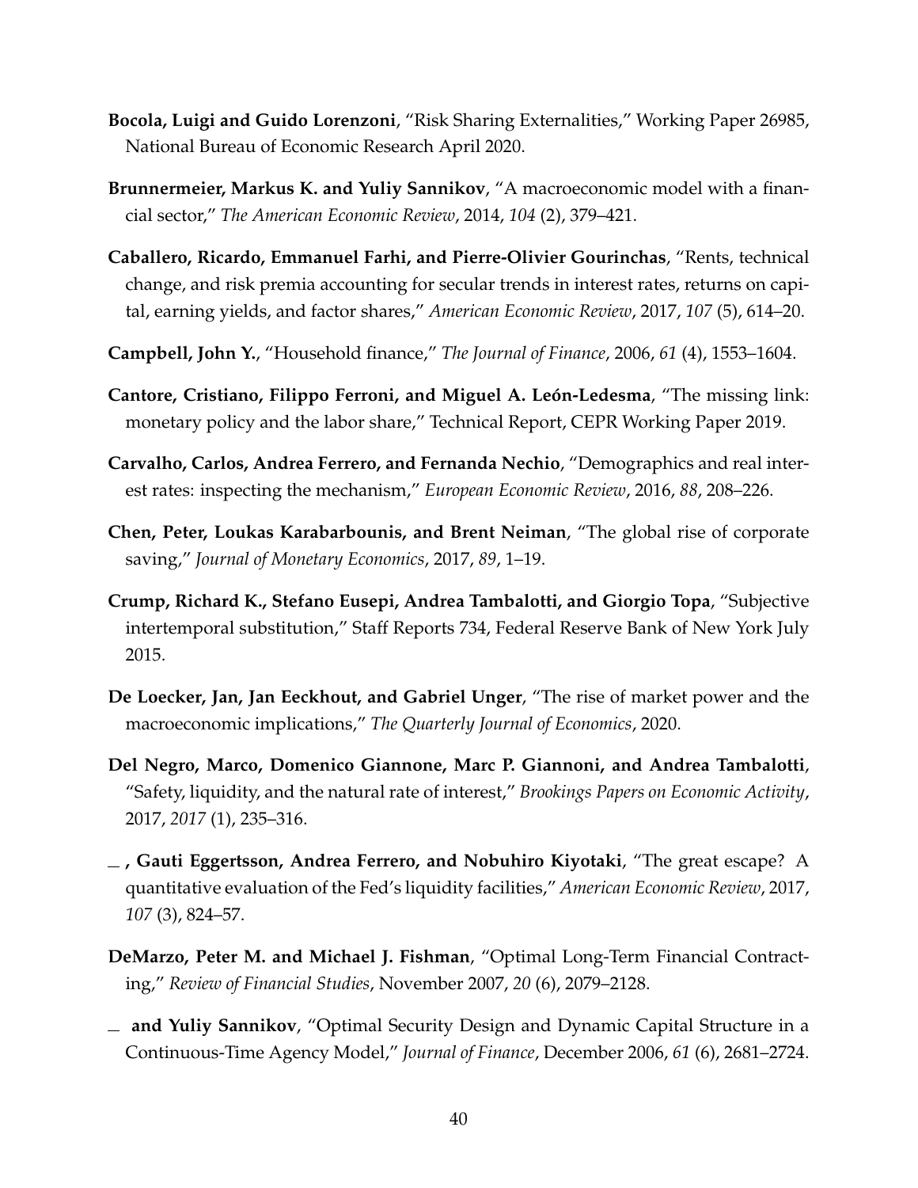**Bocola, Luigi and Guido Lorenzoni**, "Risk Sharing Externalities," Working Paper 26985, National Bureau of Economic Research April 2020.

**Brunnermeier, Markus K. and Yuliy Sannikov**, "A macroeconomic model with a financial sector," *The American Economic Review*, 2014, *104* (2), 379–421.

**Caballero, Ricardo, Emmanuel Farhi, and Pierre-Olivier Gourinchas**, "Rents, technical change, and risk premia accounting for secular trends in interest rates, returns on capital, earning yields, and factor shares," *American Economic Review*, 2017, *107* (5), 614–20.

**Campbell, John Y.**, "Household finance," *The Journal of Finance*, 2006, *61* (4), 1553–1604.

**Cantore, Cristiano, Filippo Ferroni, and Miguel A. León-Ledesma**, "The missing link: monetary policy and the labor share," Technical Report, CEPR Working Paper 2019.

**Carvalho, Carlos, Andrea Ferrero, and Fernanda Nechio**, "Demographics and real interest rates: inspecting the mechanism," *European Economic Review*, 2016, *88*, 208–226.

**Chen, Peter, Loukas Karabarbounis, and Brent Neiman**, "The global rise of corporate saving," *Journal of Monetary Economics*, 2017, *89*, 1–19.

**Crump, Richard K., Stefano Eusepi, Andrea Tambalotti, and Giorgio Topa**, "Subjective intertemporal substitution," Staff Reports 734, Federal Reserve Bank of New York July 2015.

**De Loecker, Jan, Jan Eeckhout, and Gabriel Unger**, "The rise of market power and the macroeconomic implications," *The Quarterly Journal of Economics*, 2020.

**Del Negro, Marco, Domenico Giannone, Marc P. Giannoni, and Andrea Tambalotti**, "Safety, liquidity, and the natural rate of interest," *Brookings Papers on Economic Activity*, 2017, *2017* (1), 235–316.

**\_ , Gauti Eggertsson, Andrea Ferrero, and Nobuhiro Kiyotaki**, "The great escape? A quantitative evaluation of the Fed's liquidity facilities," *American Economic Review*, 2017, *107* (3), 824–57.

**DeMarzo, Peter M. and Michael J. Fishman**, "Optimal Long-Term Financial Contracting," *Review of Financial Studies*, November 2007, *20* (6), 2079–2128.

**\_ and Yuliy Sannikov**, "Optimal Security Design and Dynamic Capital Structure in a Continuous-Time Agency Model," *Journal of Finance*, December 2006, *61* (6), 2681–2724.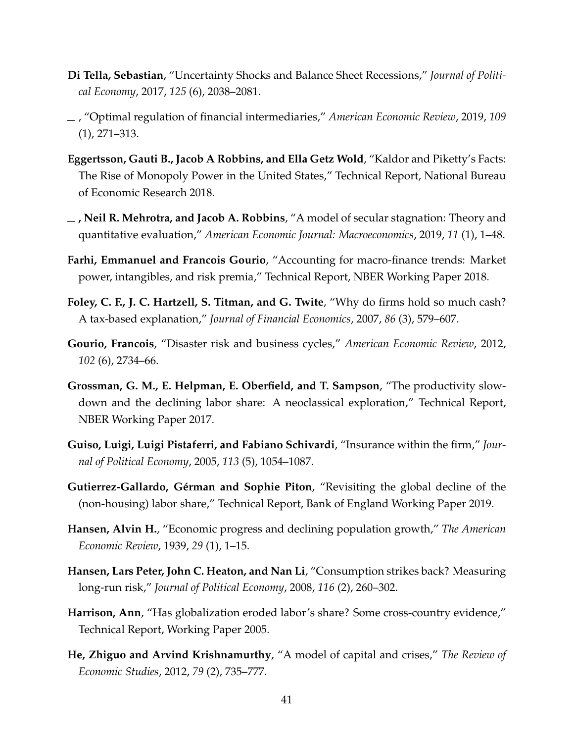**Di Tella, Sebastian**, "Uncertainty Shocks and Balance Sheet Recessions," *Journal of Political Economy*, 2017, *125* (6), 2038–2081.

\_ , "Optimal regulation of financial intermediaries," *American Economic Review*, 2019, *109* (1), 271–313.

**Eggertsson, Gauti B., Jacob A Robbins, and Ella Getz Wold**, "Kaldor and Piketty's Facts: The Rise of Monopoly Power in the United States," Technical Report, National Bureau of Economic Research 2018.

**\_ , Neil R. Mehrotra, and Jacob A. Robbins**, "A model of secular stagnation: Theory and quantitative evaluation," *American Economic Journal: Macroeconomics*, 2019, *11* (1), 1–48.

**Farhi, Emmanuel and Francois Gourio**, "Accounting for macro-finance trends: Market power, intangibles, and risk premia," Technical Report, NBER Working Paper 2018.

**Foley, C. F., J. C. Hartzell, S. Titman, and G. Twite**, "Why do firms hold so much cash? A tax-based explanation," *Journal of Financial Economics*, 2007, *86* (3), 579–607.

**Gourio, Francois**, "Disaster risk and business cycles," *American Economic Review*, 2012, *102* (6), 2734–66.

**Grossman, G. M., E. Helpman, E. Oberfield, and T. Sampson**, "The productivity slowdown and the declining labor share: A neoclassical exploration," Technical Report, NBER Working Paper 2017.

**Guiso, Luigi, Luigi Pistaferri, and Fabiano Schivardi**, "Insurance within the firm," *Journal of Political Economy*, 2005, *113* (5), 1054–1087.

**Gutierrez-Gallardo, Gérman and Sophie Piton**, "Revisiting the global decline of the (non-housing) labor share," Technical Report, Bank of England Working Paper 2019.

**Hansen, Alvin H.**, "Economic progress and declining population growth," *The American Economic Review*, 1939, *29* (1), 1–15.

**Hansen, Lars Peter, John C. Heaton, and Nan Li**, "Consumption strikes back? Measuring long-run risk," *Journal of Political Economy*, 2008, *116* (2), 260–302.

**Harrison, Ann**, "Has globalization eroded labor's share? Some cross-country evidence," Technical Report, Working Paper 2005.

**He, Zhiguo and Arvind Krishnamurthy**, "A model of capital and crises," *The Review of Economic Studies*, 2012, *79* (2), 735–777.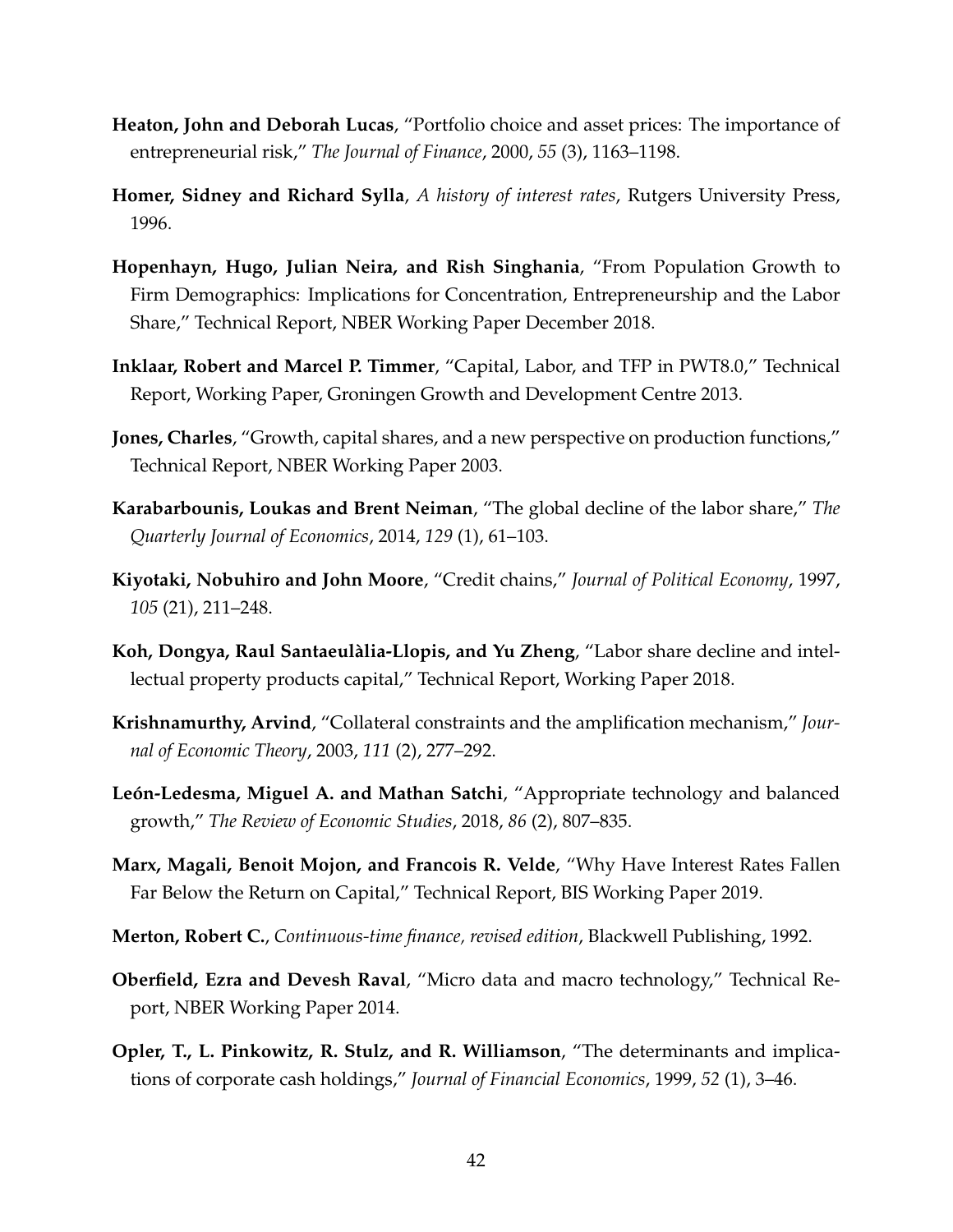**Heaton, John and Deborah Lucas**, "Portfolio choice and asset prices: The importance of entrepreneurial risk," *The Journal of Finance*, 2000, *55* (3), 1163–1198.

**Homer, Sidney and Richard Sylla**, *A history of interest rates*, Rutgers University Press, 1996.

**Hopenhayn, Hugo, Julian Neira, and Rish Singhania**, "From Population Growth to Firm Demographics: Implications for Concentration, Entrepreneurship and the Labor Share," Technical Report, NBER Working Paper December 2018.

**Inklaar, Robert and Marcel P. Timmer**, "Capital, Labor, and TFP in PWT8.0," Technical Report, Working Paper, Groningen Growth and Development Centre 2013.

**Jones, Charles**, "Growth, capital shares, and a new perspective on production functions," Technical Report, NBER Working Paper 2003.

**Karabarbounis, Loukas and Brent Neiman**, "The global decline of the labor share," *The Quarterly Journal of Economics*, 2014, *129* (1), 61–103.

**Kiyotaki, Nobuhiro and John Moore**, "Credit chains," *Journal of Political Economy*, 1997, *105* (21), 211–248.

**Koh, Dongya, Raul Santaeulàlia-Llopis, and Yu Zheng**, "Labor share decline and intellectual property products capital," Technical Report, Working Paper 2018.

**Krishnamurthy, Arvind**, "Collateral constraints and the amplification mechanism," *Journal of Economic Theory*, 2003, *111* (2), 277–292.

**León-Ledesma, Miguel A. and Mathan Satchi**, "Appropriate technology and balanced growth," *The Review of Economic Studies*, 2018, *86* (2), 807–835.

**Marx, Magali, Benoit Mojon, and Francois R. Velde**, "Why Have Interest Rates Fallen Far Below the Return on Capital," Technical Report, BIS Working Paper 2019.

**Merton, Robert C.**, *Continuous-time finance, revised edition*, Blackwell Publishing, 1992.

**Oberfield, Ezra and Devesh Raval**, "Micro data and macro technology," Technical Report, NBER Working Paper 2014.

**Opler, T., L. Pinkowitz, R. Stulz, and R. Williamson**, "The determinants and implications of corporate cash holdings," *Journal of Financial Economics*, 1999, *52* (1), 3–46.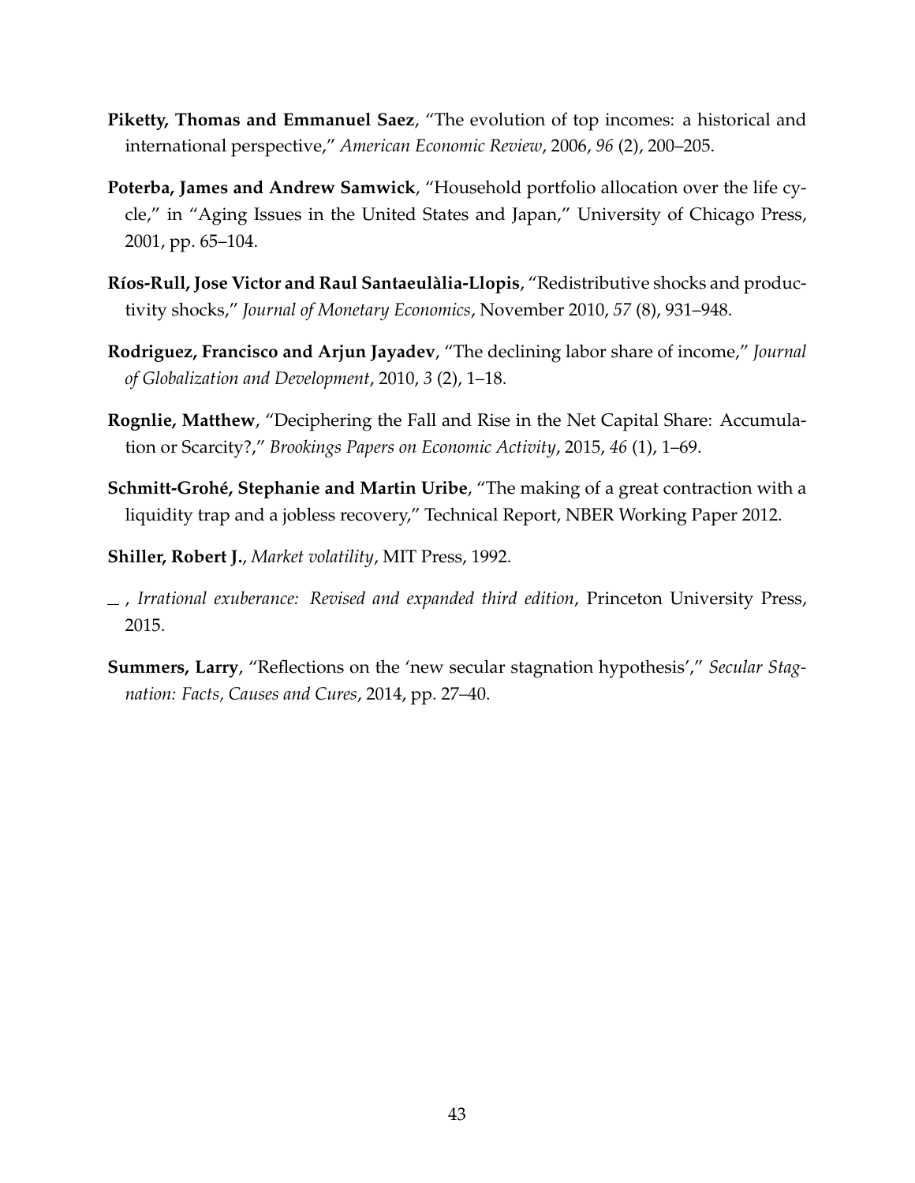**Piketty, Thomas and Emmanuel Saez**, "The evolution of top incomes: a historical and international perspective," *American Economic Review*, 2006, *96* (2), 200–205.

**Poterba, James and Andrew Samwick**, "Household portfolio allocation over the life cycle," in "Aging Issues in the United States and Japan," University of Chicago Press, 2001, pp. 65–104.

**Ríos-Rull, Jose Victor and Raul Santaeulàlia-Llopis**, "Redistributive shocks and productivity shocks," *Journal of Monetary Economics*, November 2010, *57* (8), 931–948.

**Rodriguez, Francisco and Arjun Jayadev**, "The declining labor share of income," *Journal of Globalization and Development*, 2010, *3* (2), 1–18.

**Rognlie, Matthew**, "Deciphering the Fall and Rise in the Net Capital Share: Accumulation or Scarcity?," *Brookings Papers on Economic Activity*, 2015, *46* (1), 1–69.

**Schmitt-Grohé, Stephanie and Martin Uribe**, "The making of a great contraction with a liquidity trap and a jobless recovery," Technical Report, NBER Working Paper 2012.

**Shiller, Robert J.**, *Market volatility*, MIT Press, 1992.

— , *Irrational exuberance: Revised and expanded third edition*, Princeton University Press, 2015.

**Summers, Larry**, "Reflections on the 'new secular stagnation hypothesis'," *Secular Stagnation: Facts, Causes and Cures*, 2014, pp. 27–40.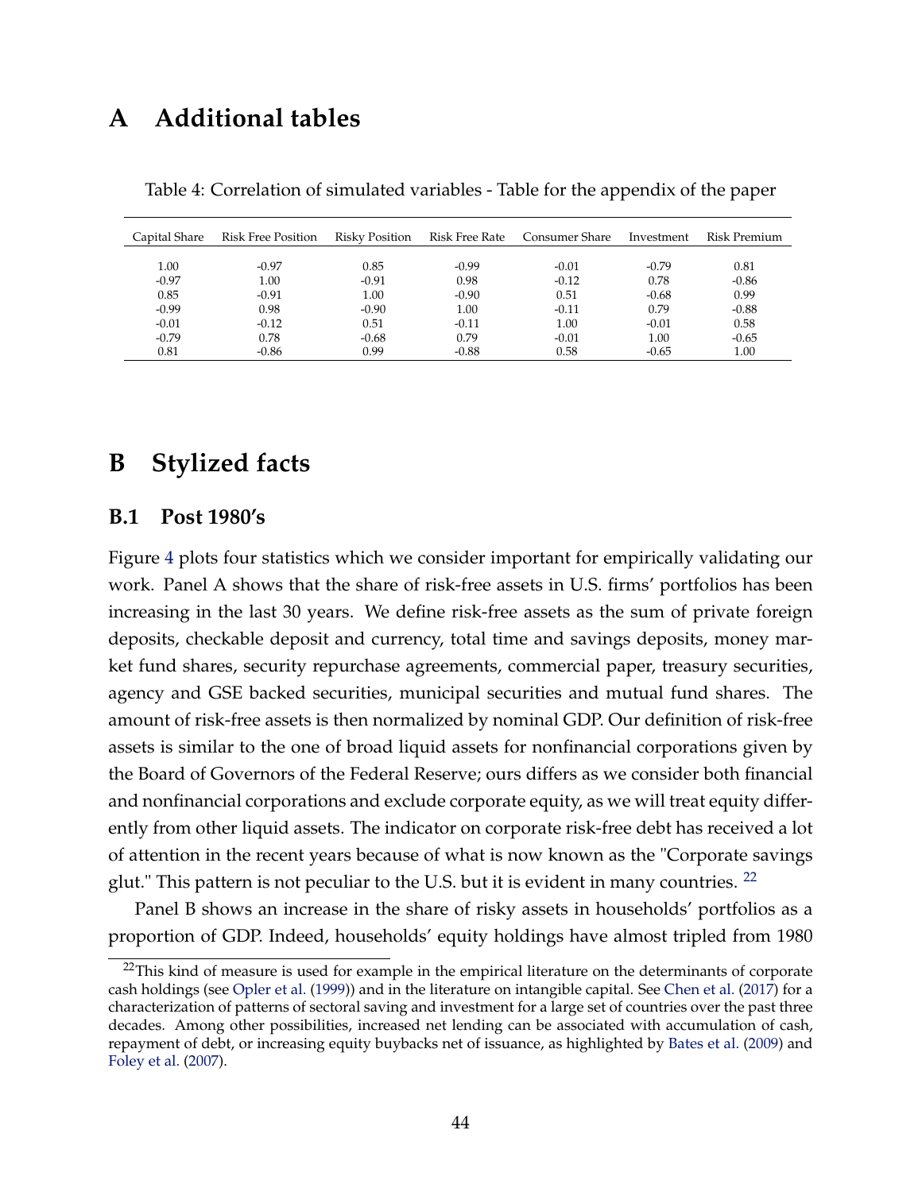# A Additional tables

Table 4: Correlation of simulated variables - Table for the appendix of the paper

| Capital Share | Risk Free Position | Risky Position | Risk Free Rate | Consumer Share | Investment | Risk Premium |
|---|---|---|---|---|---|---|
| 1.00 | -0.97 | 0.85 | -0.99 | -0.01 | -0.79 | 0.81 |
| -0.97 | 1.00 | -0.91 | 0.98 | -0.12 | 0.78 | -0.86 |
| 0.85 | -0.91 | 1.00 | -0.90 | 0.51 | -0.68 | 0.99 |
| -0.99 | 0.98 | -0.90 | 1.00 | -0.11 | 0.79 | -0.88 |
| -0.01 | -0.12 | 0.51 | -0.11 | 1.00 | -0.01 | 0.58 |
| -0.79 | 0.78 | -0.68 | 0.79 | -0.01 | 1.00 | -0.65 |
| 0.81 | -0.86 | 0.99 | -0.88 | 0.58 | -0.65 | 1.00 |

# B Stylized facts

## B.1 Post 1980's

Figure 4 plots four statistics which we consider important for empirically validating our work. Panel A shows that the share of risk-free assets in U.S. firms' portfolios has been increasing in the last 30 years. We define risk-free assets as the sum of private foreign deposits, checkable deposit and currency, total time and savings deposits, money market fund shares, security repurchase agreements, commercial paper, treasury securities, agency and GSE backed securities, municipal securities and mutual fund shares. The amount of risk-free assets is then normalized by nominal GDP. Our definition of risk-free assets is similar to the one of broad liquid assets for nonfinancial corporations given by the Board of Governors of the Federal Reserve; ours differs as we consider both financial and nonfinancial corporations and exclude corporate equity, as we will treat equity differently from other liquid assets. The indicator on corporate risk-free debt has received a lot of attention in the recent years because of what is now known as the "Corporate savings glut." This pattern is not peculiar to the U.S. but it is evident in many countries. [22]

Panel B shows an increase in the share of risky assets in households' portfolios as a proportion of GDP. Indeed, households' equity holdings have almost tripled from 1980

[22] This kind of measure is used for example in the empirical literature on the determinants of corporate cash holdings (see Opler et al. (1999)) and in the literature on intangible capital. See Chen et al. (2017) for a characterization of patterns of sectoral saving and investment for a large set of countries over the past three decades. Among other possibilities, increased net lending can be associated with accumulation of cash, repayment of debt, or increasing equity buybacks net of issuance, as highlighted by Bates et al. (2009) and Foley et al. (2007).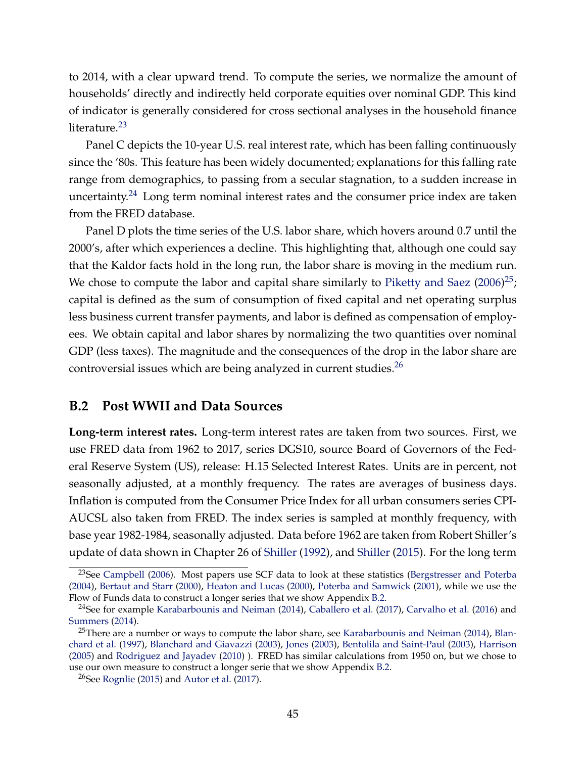to 2014, with a clear upward trend. To compute the series, we normalize the amount of households' directly and indirectly held corporate equities over nominal GDP. This kind of indicator is generally considered for cross sectional analyses in the household finance literature.[23]

Panel C depicts the 10-year U.S. real interest rate, which has been falling continuously since the '80s. This feature has been widely documented; explanations for this falling rate range from demographics, to passing from a secular stagnation, to a sudden increase in uncertainty.[24] Long term nominal interest rates and the consumer price index are taken from the FRED database.

Panel D plots the time series of the U.S. labor share, which hovers around 0.7 until the 2000's, after which experiences a decline. This highlighting that, although one could say that the Kaldor facts hold in the long run, the labor share is moving in the medium run. We chose to compute the labor and capital share similarly to Piketty and Saez (2006)[25]; capital is defined as the sum of consumption of fixed capital and net operating surplus less business current transfer payments, and labor is defined as compensation of employees. We obtain capital and labor shares by normalizing the two quantities over nominal GDP (less taxes). The magnitude and the consequences of the drop in the labor share are controversial issues which are being analyzed in current studies.[26]

## B.2 Post WWII and Data Sources

**Long-term interest rates.** Long-term interest rates are taken from two sources. First, we use FRED data from 1962 to 2017, series DGS10, source Board of Governors of the Federal Reserve System (US), release: H.15 Selected Interest Rates. Units are in percent, not seasonally adjusted, at a monthly frequency. The rates are averages of business days. Inflation is computed from the Consumer Price Index for all urban consumers series CPIAUCSL also taken from FRED. The index series is sampled at monthly frequency, with base year 1982-1984, seasonally adjusted. Data before 1962 are taken from Robert Shiller's update of data shown in Chapter 26 of Shiller (1992), and Shiller (2015). For the long term

---

[23] See Campbell (2006). Most papers use SCF data to look at these statistics (Bergstresser and Poterba (2004), Bertaut and Starr (2000), Heaton and Lucas (2000), Poterba and Samwick (2001), while we use the Flow of Funds data to construct a longer series that we show Appendix B.2.

[24] See for example Karabarbounis and Neiman (2014), Caballero et al. (2017), Carvalho et al. (2016) and Summers (2014).

[25] There are a number or ways to compute the labor share, see Karabarbounis and Neiman (2014), Blanchard et al. (1997), Blanchard and Giavazzi (2003), Jones (2003), Bentolila and Saint-Paul (2003), Harrison (2005) and Rodriguez and Jayadev (2010) ). FRED has similar calculations from 1950 on, but we chose to use our own measure to construct a longer serie that we show Appendix B.2.

[26] See Rognlie (2015) and Autor et al. (2017).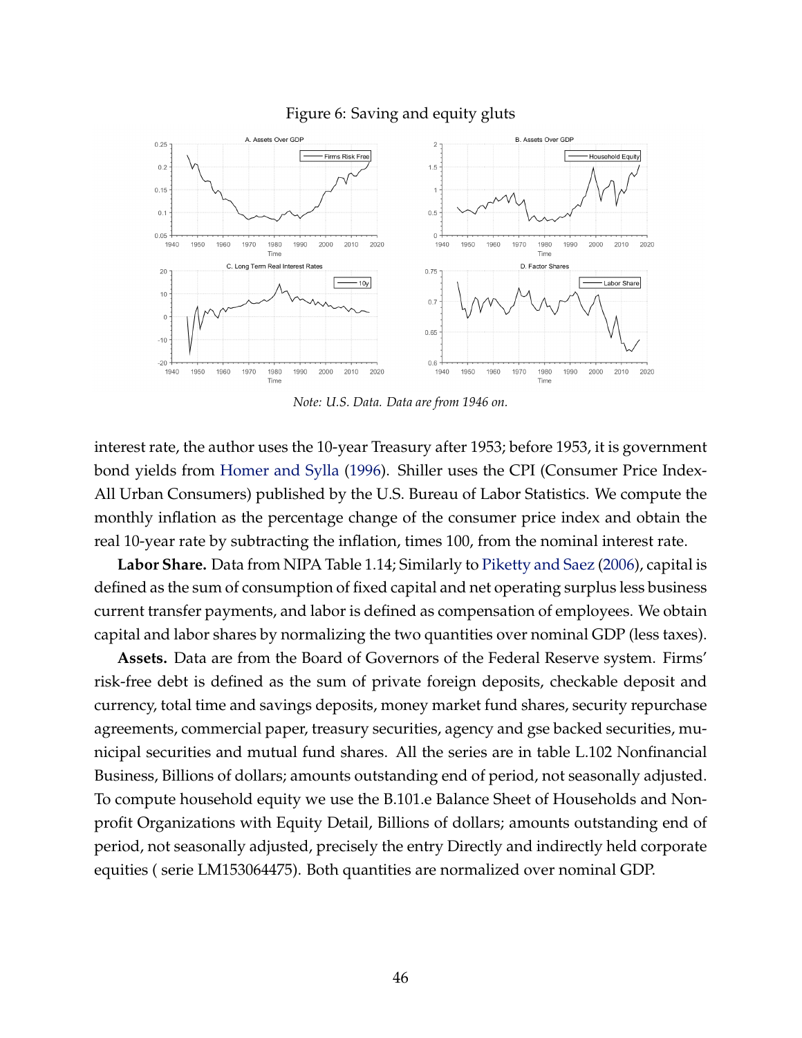Figure 6: Saving and equity gluts

*Note: U.S. Data. Data are from 1946 on.*

interest rate, the author uses the 10-year Treasury after 1953; before 1953, it is government bond yields from Homer and Sylla (1996). Shiller uses the CPI (Consumer Price Index-All Urban Consumers) published by the U.S. Bureau of Labor Statistics. We compute the monthly inflation as the percentage change of the consumer price index and obtain the real 10-year rate by subtracting the inflation, times 100, from the nominal interest rate.

**Labor Share.** Data from NIPA Table 1.14; Similarly to Piketty and Saez (2006), capital is defined as the sum of consumption of fixed capital and net operating surplus less business current transfer payments, and labor is defined as compensation of employees. We obtain capital and labor shares by normalizing the two quantities over nominal GDP (less taxes).

**Assets.** Data are from the Board of Governors of the Federal Reserve system. Firms' risk-free debt is defined as the sum of private foreign deposits, checkable deposit and currency, total time and savings deposits, money market fund shares, security repurchase agreements, commercial paper, treasury securities, agency and gse backed securities, municipal securities and mutual fund shares. All the series are in table L.102 Nonfinancial Business, Billions of dollars; amounts outstanding end of period, not seasonally adjusted. To compute household equity we use the B.101.e Balance Sheet of Households and Nonprofit Organizations with Equity Detail, Billions of dollars; amounts outstanding end of period, not seasonally adjusted, precisely the entry Directly and indirectly held corporate equities ( serie LM153064475). Both quantities are normalized over nominal GDP.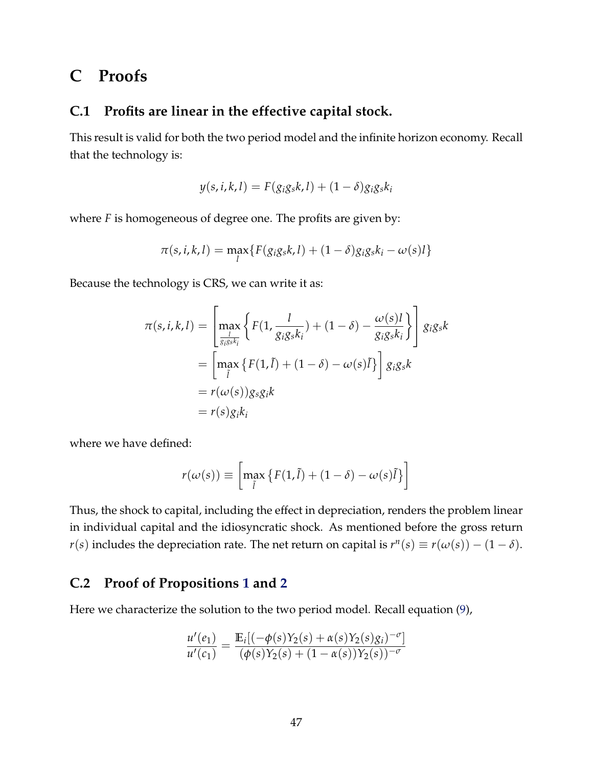# C Proofs

## C.1 Profits are linear in the effective capital stock.

This result is valid for both the two period model and the infinite horizon economy. Recall that the technology is:

$$y(s, i, k, l) = F(g_i g_s k, l) + (1 - \delta) g_i g_s k_i$$

where $F$ is homogeneous of degree one. The profits are given by:

$$\pi(s, i, k, l) = \max_{l} \{ F(g_i g_s k, l) + (1 - \delta) g_i g_s k_i - \omega(s) l \}$$

Because the technology is CRS, we can write it as:

$$\begin{aligned}
\pi(s, i, k, l) &= \left[ \max_{\frac{l}{g_i g_s k_i}} \left\{ F(1, \frac{l}{g_i g_s k_i}) + (1 - \delta) - \frac{\omega(s) l}{g_i g_s k_i} \right\} \right] g_i g_s k \\
&= \left[ \max_{\tilde{l}} \left\{ F(1, \tilde{l}) + (1 - \delta) - \omega(s) \tilde{l} \right\} \right] g_i g_s k \\
&= r(\omega(s)) g_s g_i k \\
&= r(s) g_i k_i
\end{aligned}$$

where we have defined:

$$r(\omega(s)) \equiv \left[ \max_{\tilde{l}} \left\{ F(1, \tilde{l}) + (1 - \delta) - \omega(s) \tilde{l} \right\} \right]$$

Thus, the shock to capital, including the effect in depreciation, renders the problem linear in individual capital and the idiosyncratic shock. As mentioned before the gross return $r(s)$ includes the depreciation rate. The net return on capital is $r^n(s) \equiv r(\omega(s)) - (1 - \delta)$.

## C.2 Proof of Propositions 1 and 2

Here we characterize the solution to the two period model. Recall equation (9),

$$\frac{u'(e_1)}{u'(c_1)} = \frac{\mathbb{E}_i[(-\phi(s) Y_2(s) + \alpha(s) Y_2(s) g_i)^{-\sigma}]}{(\phi(s) Y_2(s) + (1 - \alpha(s)) Y_2(s))^{-\sigma}}$$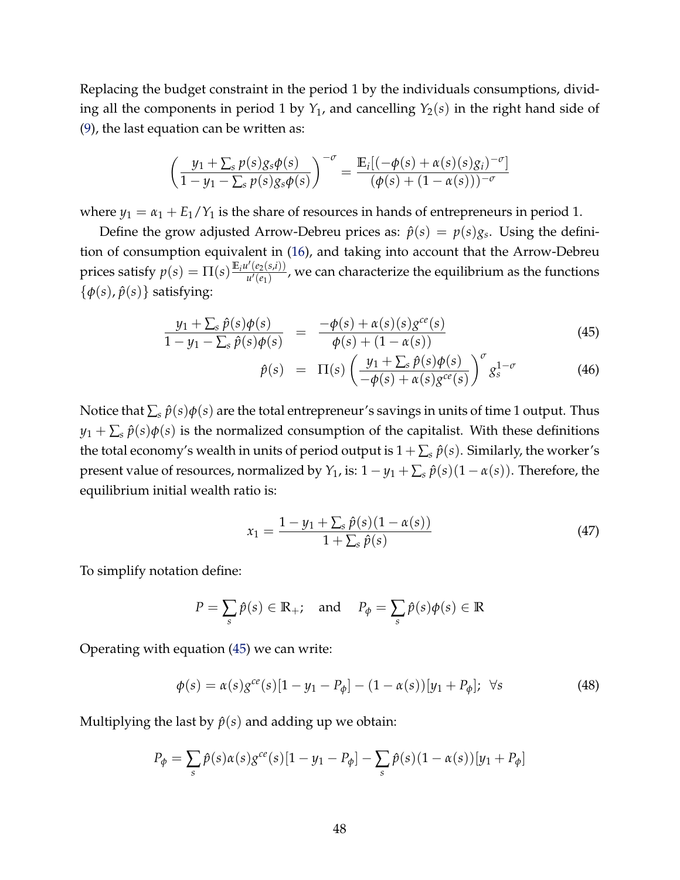Replacing the budget constraint in the period 1 by the individuals consumptions, dividing all the components in period 1 by $Y_1$, and cancelling $Y_2(s)$ in the right hand side of (9), the last equation can be written as:

$$\left( \frac{y_1 + \sum_s p(s) g_s \phi(s)}{1 - y_1 - \sum_s p(s) g_s \phi(s)} \right)^{-\sigma} = \frac{\mathbb{E}_i[(-\phi(s) + \alpha(s)(s) g_i)^{-\sigma}]}{(\phi(s) + (1 - \alpha(s)))^{-\sigma}}$$

where $y_1 = \alpha_1 + E_1/Y_1$ is the share of resources in hands of entrepreneurs in period 1.

Define the grow adjusted Arrow-Debreu prices as: $\hat{p}(s) = p(s) g_s$. Using the definition of consumption equivalent in (16), and taking into account that the Arrow-Debreu prices satisfy $p(s) = \Pi(s) \frac{\mathbb{E}_i u'(e_2(s,i))}{u'(e_1)}$, we can characterize the equilibrium as the functions $\{\phi(s), \hat{p}(s)\}$ satisfying:

$$\frac{y_1 + \sum_s \hat{p}(s)\phi(s)}{1 - y_1 - \sum_s \hat{p}(s)\phi(s)} = \frac{-\phi(s) + \alpha(s)(s) g^{ce}(s)}{\phi(s) + (1 - \alpha(s))} \tag{45}$$

$$\hat{p}(s) = \Pi(s) \left( \frac{y_1 + \sum_s \hat{p}(s)\phi(s)}{-\phi(s) + \alpha(s) g^{ce}(s)} \right)^{\sigma} g_s^{1-\sigma} \tag{46}$$

Notice that $\sum_s \hat{p}(s)\phi(s)$ are the total entrepreneur's savings in units of time 1 output. Thus $y_1 + \sum_s \hat{p}(s)\phi(s)$ is the normalized consumption of the capitalist. With these definitions the total economy's wealth in units of period output is $1 + \sum_s \hat{p}(s)$. Similarly, the worker's present value of resources, normalized by $Y_1$, is: $1 - y_1 + \sum_s \hat{p}(s)(1 - \alpha(s))$. Therefore, the equilibrium initial wealth ratio is:

$$x_1 = \frac{1 - y_1 + \sum_s \hat{p}(s)(1 - \alpha(s))}{1 + \sum_s \hat{p}(s)} \tag{47}$$

To simplify notation define:

$$P = \sum_s \hat{p}(s) \in \mathbb{R}_+; \quad \text{and} \quad P_\phi = \sum_s \hat{p}(s)\phi(s) \in \mathbb{R}$$

Operating with equation (45) we can write:

$$\phi(s) = \alpha(s) g^{ce}(s)[1 - y_1 - P_\phi] - (1 - \alpha(s))[y_1 + P_\phi]; \ \ \forall s \tag{48}$$

Multiplying the last by $\hat{p}(s)$ and adding up we obtain:

$$P_\phi = \sum_s \hat{p}(s)\alpha(s) g^{ce}(s)[1 - y_1 - P_\phi] - \sum_s \hat{p}(s)(1 - \alpha(s))[y_1 + P_\phi]$$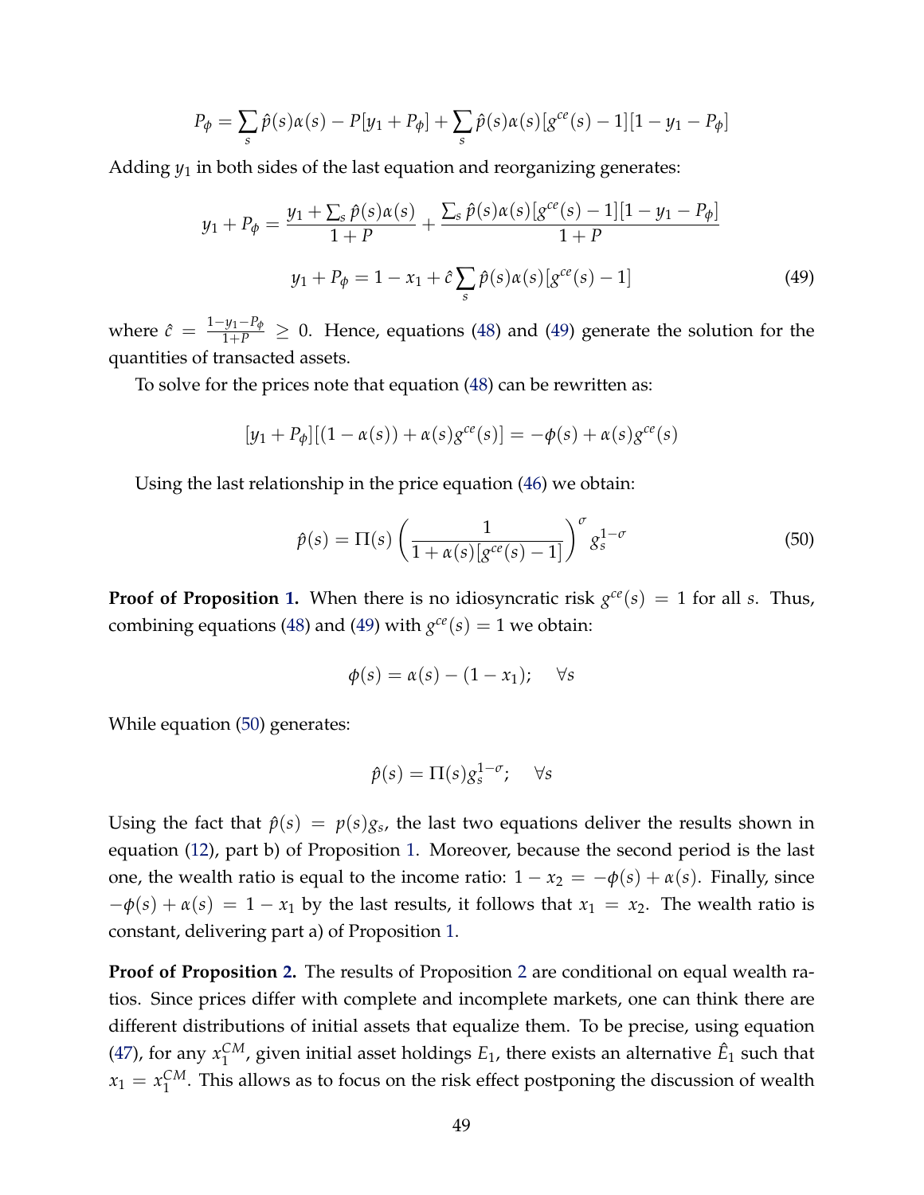$$P_\phi = \sum_s \hat{p}(s)\alpha(s) - P[y_1 + P_\phi] + \sum_s \hat{p}(s)\alpha(s)[g^{ce}(s) - 1][1 - y_1 - P_\phi]$$

Adding $y_1$ in both sides of the last equation and reorganizing generates:

$$y_1 + P_\phi = \frac{y_1 + \sum_s \hat{p}(s)\alpha(s)}{1+P} + \frac{\sum_s \hat{p}(s)\alpha(s)[g^{ce}(s) - 1][1 - y_1 - P_\phi]}{1+P}$$

$$y_1 + P_\phi = 1 - x_1 + \hat{c}\sum_s \hat{p}(s)\alpha(s)[g^{ce}(s) - 1] \tag{49}$$

where $\hat{c} = \frac{1-y_1-P_\phi}{1+P} \geq 0$. Hence, equations (48) and (49) generate the solution for the quantities of transacted assets.

To solve for the prices note that equation (48) can be rewritten as:

$$[y_1 + P_\phi][(1-\alpha(s)) + \alpha(s)g^{ce}(s)] = -\phi(s) + \alpha(s)g^{ce}(s)$$

Using the last relationship in the price equation (46) we obtain:

$$\hat{p}(s) = \Pi(s)\left(\frac{1}{1+\alpha(s)[g^{ce}(s)-1]}\right)^{\sigma} g_s^{1-\sigma} \tag{50}$$

**Proof of Proposition 1.** When there is no idiosyncratic risk $g^{ce}(s) = 1$ for all $s$. Thus, combining equations (48) and (49) with $g^{ce}(s) = 1$ we obtain:

$$\phi(s) = \alpha(s) - (1 - x_1); \quad \forall s$$

While equation (50) generates:

$$\hat{p}(s) = \Pi(s)g_s^{1-\sigma}; \quad \forall s$$

Using the fact that $\hat{p}(s) = p(s)g_s$, the last two equations deliver the results shown in equation (12), part b) of Proposition 1. Moreover, because the second period is the last one, the wealth ratio is equal to the income ratio: $1 - x_2 = -\phi(s) + \alpha(s)$. Finally, since $-\phi(s) + \alpha(s) = 1 - x_1$ by the last results, it follows that $x_1 = x_2$. The wealth ratio is constant, delivering part a) of Proposition 1.

**Proof of Proposition 2.** The results of Proposition 2 are conditional on equal wealth ratios. Since prices differ with complete and incomplete markets, one can think there are different distributions of initial assets that equalize them. To be precise, using equation (47), for any $x_1^{CM}$, given initial asset holdings $E_1$, there exists an alternative $\hat{E}_1$ such that $x_1 = x_1^{CM}$. This allows as to focus on the risk effect postponing the discussion of wealth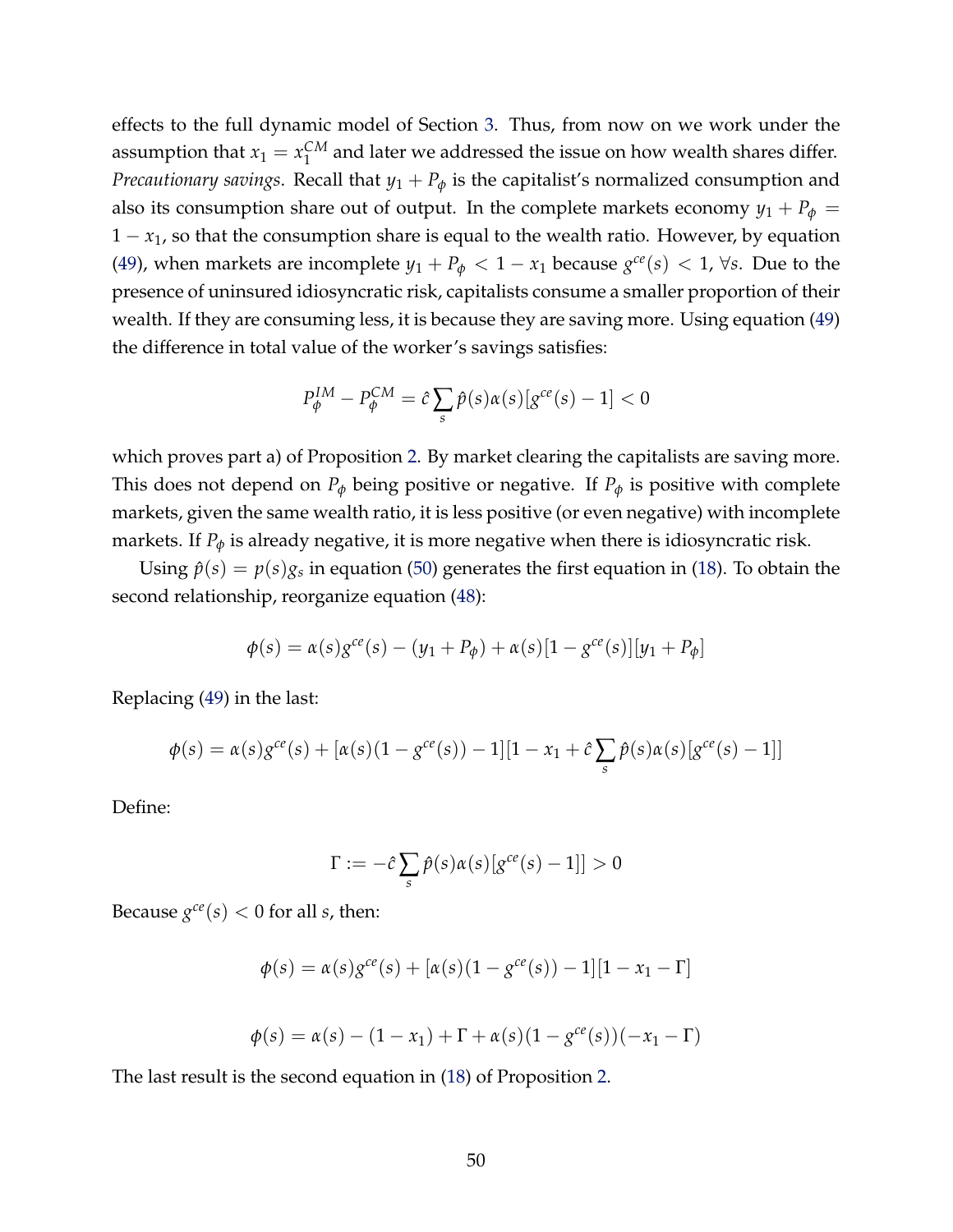effects to the full dynamic model of Section 3. Thus, from now on we work under the assumption that $x_1 = x_1^{CM}$ and later we addressed the issue on how wealth shares differ. *Precautionary savings*. Recall that $y_1 + P_\phi$ is the capitalist's normalized consumption and also its consumption share out of output. In the complete markets economy $y_1 + P_\phi = 1 - x_1$, so that the consumption share is equal to the wealth ratio. However, by equation (49), when markets are incomplete $y_1 + P_\phi < 1 - x_1$ because $g^{ce}(s) < 1$, $\forall s$. Due to the presence of uninsured idiosyncratic risk, capitalists consume a smaller proportion of their wealth. If they are consuming less, it is because they are saving more. Using equation (49) the difference in total value of the worker's savings satisfies:

$$P_\phi^{IM} - P_\phi^{CM} = \hat{c} \sum_s \hat{p}(s)\alpha(s)[g^{ce}(s) - 1] < 0$$

which proves part a) of Proposition 2. By market clearing the capitalists are saving more. This does not depend on $P_\phi$ being positive or negative. If $P_\phi$ is positive with complete markets, given the same wealth ratio, it is less positive (or even negative) with incomplete markets. If $P_\phi$ is already negative, it is more negative when there is idiosyncratic risk.

Using $\hat{p}(s) = p(s)g_s$ in equation (50) generates the first equation in (18). To obtain the second relationship, reorganize equation (48):

$$\phi(s) = \alpha(s)g^{ce}(s) - (y_1 + P_\phi) + \alpha(s)[1 - g^{ce}(s)][y_1 + P_\phi]$$

Replacing (49) in the last:

$$\phi(s) = \alpha(s)g^{ce}(s) + [\alpha(s)(1 - g^{ce}(s)) - 1][1 - x_1 + \hat{c}\sum_s \hat{p}(s)\alpha(s)[g^{ce}(s) - 1]]$$

Define:

$$\Gamma := -\hat{c}\sum_s \hat{p}(s)\alpha(s)[g^{ce}(s) - 1]] > 0$$

Because $g^{ce}(s) < 0$ for all $s$, then:

$$\phi(s) = \alpha(s)g^{ce}(s) + [\alpha(s)(1 - g^{ce}(s)) - 1][1 - x_1 - \Gamma]$$

$$\phi(s) = \alpha(s) - (1 - x_1) + \Gamma + \alpha(s)(1 - g^{ce}(s))(-x_1 - \Gamma)$$

The last result is the second equation in (18) of Proposition 2.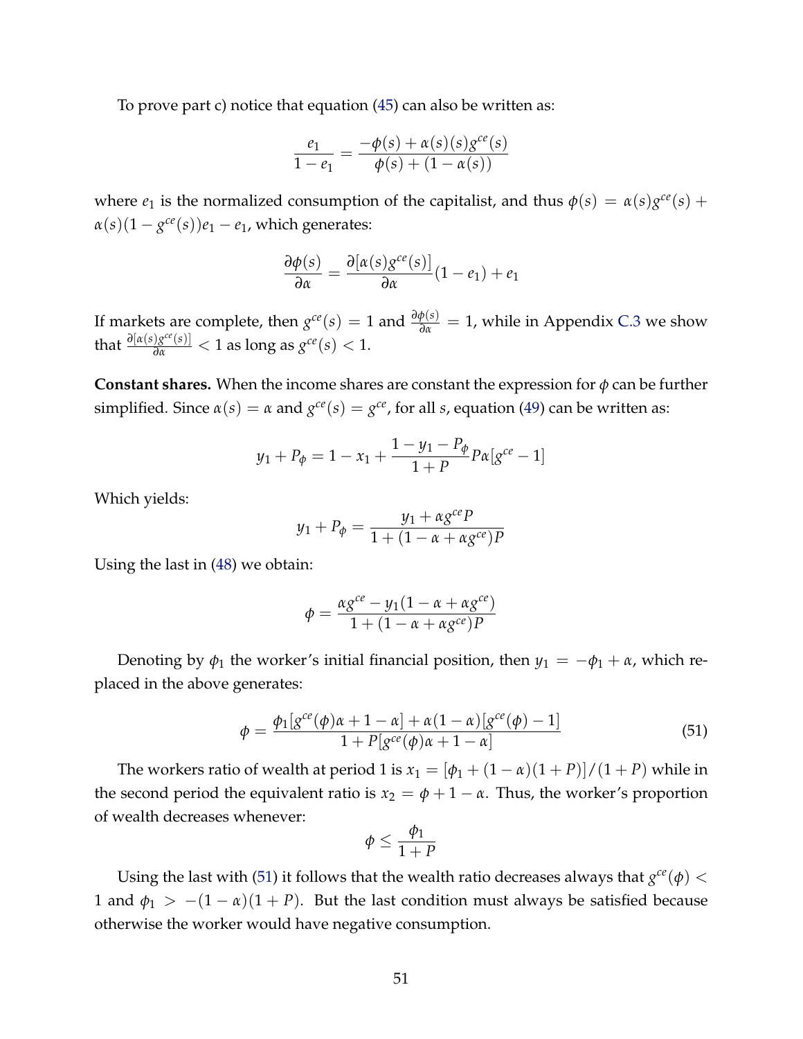To prove part c) notice that equation (45) can also be written as:

$$\frac{e_1}{1-e_1} = \frac{-\phi(s) + \alpha(s)(s)g^{ce}(s)}{\phi(s) + (1-\alpha(s))}$$

where $e_1$ is the normalized consumption of the capitalist, and thus $\phi(s) = \alpha(s)g^{ce}(s) + \alpha(s)(1-g^{ce}(s))e_1 - e_1$, which generates:

$$\frac{\partial \phi(s)}{\partial \alpha} = \frac{\partial[\alpha(s)g^{ce}(s)]}{\partial \alpha}(1-e_1) + e_1$$

If markets are complete, then $g^{ce}(s) = 1$ and $\frac{\partial \phi(s)}{\partial \alpha} = 1$, while in Appendix C.3 we show that $\frac{\partial[\alpha(s)g^{ce}(s)]}{\partial \alpha} < 1$ as long as $g^{ce}(s) < 1$.

**Constant shares.** When the income shares are constant the expression for $\phi$ can be further simplified. Since $\alpha(s) = \alpha$ and $g^{ce}(s) = g^{ce}$, for all $s$, equation (49) can be written as:

$$y_1 + P_\phi = 1 - x_1 + \frac{1 - y_1 - P_\phi}{1+P} P\alpha[g^{ce} - 1]$$

Which yields:

$$y_1 + P_\phi = \frac{y_1 + \alpha g^{ce} P}{1 + (1 - \alpha + \alpha g^{ce})P}$$

Using the last in (48) we obtain:

$$\phi = \frac{\alpha g^{ce} - y_1(1 - \alpha + \alpha g^{ce})}{1 + (1 - \alpha + \alpha g^{ce})P}$$

Denoting by $\phi_1$ the worker's initial financial position, then $y_1 = -\phi_1 + \alpha$, which replaced in the above generates:

$$\phi = \frac{\phi_1[g^{ce}(\phi)\alpha + 1 - \alpha] + \alpha(1-\alpha)[g^{ce}(\phi) - 1]}{1 + P[g^{ce}(\phi)\alpha + 1 - \alpha]} \tag{51}$$

The workers ratio of wealth at period 1 is $x_1 = [\phi_1 + (1-\alpha)(1+P)]/(1+P)$ while in the second period the equivalent ratio is $x_2 = \phi + 1 - \alpha$. Thus, the worker's proportion of wealth decreases whenever:

$$\phi \leq \frac{\phi_1}{1+P}$$

Using the last with (51) it follows that the wealth ratio decreases always that $g^{ce}(\phi) < 1$ and $\phi_1 > -(1-\alpha)(1+P)$. But the last condition must always be satisfied because otherwise the worker would have negative consumption.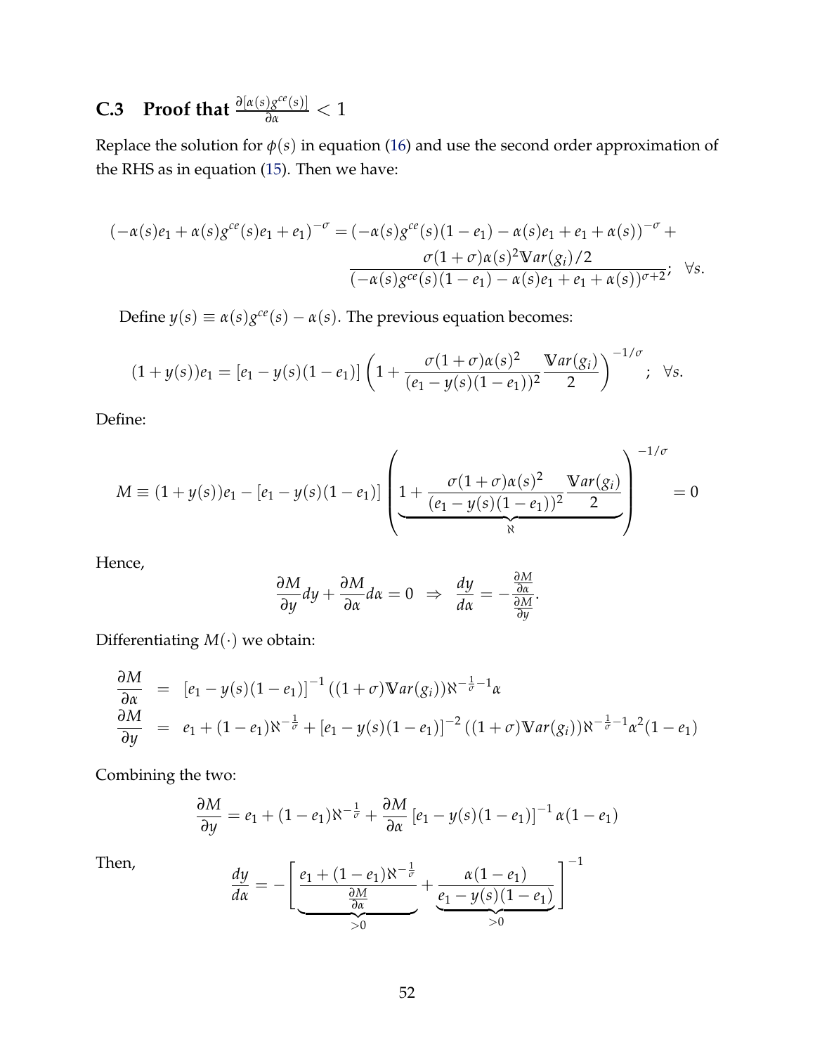### C.3 Proof that $\frac{\partial[\alpha(s)g^{ce}(s)]}{\partial\alpha} < 1$

Replace the solution for $\phi(s)$ in equation (16) and use the second order approximation of the RHS as in equation (15). Then we have:

$$
(-\alpha(s)e_1 + \alpha(s)g^{ce}(s)e_1 + e_1)^{-\sigma} = (-\alpha(s)g^{ce}(s)(1-e_1) - \alpha(s)e_1 + e_1 + \alpha(s))^{-\sigma} + \frac{\sigma(1+\sigma)\alpha(s)^2 \mathbb{V}ar(g_i)/2}{(-\alpha(s)g^{ce}(s)(1-e_1) - \alpha(s)e_1 + e_1 + \alpha(s))^{\sigma+2}}; \quad \forall s.
$$

Define $y(s) \equiv \alpha(s)g^{ce}(s) - \alpha(s)$. The previous equation becomes:

$$
(1+y(s))e_1 = [e_1 - y(s)(1-e_1)] \left(1 + \frac{\sigma(1+\sigma)\alpha(s)^2}{(e_1 - y(s)(1-e_1))^2} \frac{\mathbb{V}ar(g_i)}{2}\right)^{-1/\sigma}; \quad \forall s.
$$

Define:

$$
M \equiv (1+y(s))e_1 - [e_1 - y(s)(1-e_1)] \left(\underbrace{1 + \frac{\sigma(1+\sigma)\alpha(s)^2}{(e_1 - y(s)(1-e_1))^2} \frac{\mathbb{V}ar(g_i)}{2}}_{\aleph}\right)^{-1/\sigma} = 0
$$

Hence,

$$
\frac{\partial M}{\partial y} dy + \frac{\partial M}{\partial \alpha} d\alpha = 0 \;\Rightarrow\; \frac{dy}{d\alpha} = -\frac{\frac{\partial M}{\partial \alpha}}{\frac{\partial M}{\partial y}}.
$$

Differentiating $M(\cdot)$ we obtain:

$$
\begin{aligned}
\frac{\partial M}{\partial \alpha} &= [e_1 - y(s)(1-e_1)]^{-1} ((1+\sigma)\mathbb{V}ar(g_i)) \aleph^{-\frac{1}{\sigma}-1} \alpha \\
\frac{\partial M}{\partial y} &= e_1 + (1-e_1)\aleph^{-\frac{1}{\sigma}} + [e_1 - y(s)(1-e_1)]^{-2} ((1+\sigma)\mathbb{V}ar(g_i)) \aleph^{-\frac{1}{\sigma}-1} \alpha^2 (1-e_1)
\end{aligned}
$$

Combining the two:

$$
\frac{\partial M}{\partial y} = e_1 + (1-e_1)\aleph^{-\frac{1}{\sigma}} + \frac{\partial M}{\partial \alpha} [e_1 - y(s)(1-e_1)]^{-1} \alpha (1-e_1)
$$

Then,

$$
\frac{dy}{d\alpha} = -\left[\underbrace{\frac{e_1 + (1-e_1)\aleph^{-\frac{1}{\sigma}}}{\frac{\partial M}{\partial \alpha}}}_{>0} + \underbrace{\frac{\alpha(1-e_1)}{e_1 - y(s)(1-e_1)}}_{>0}\right]^{-1}
$$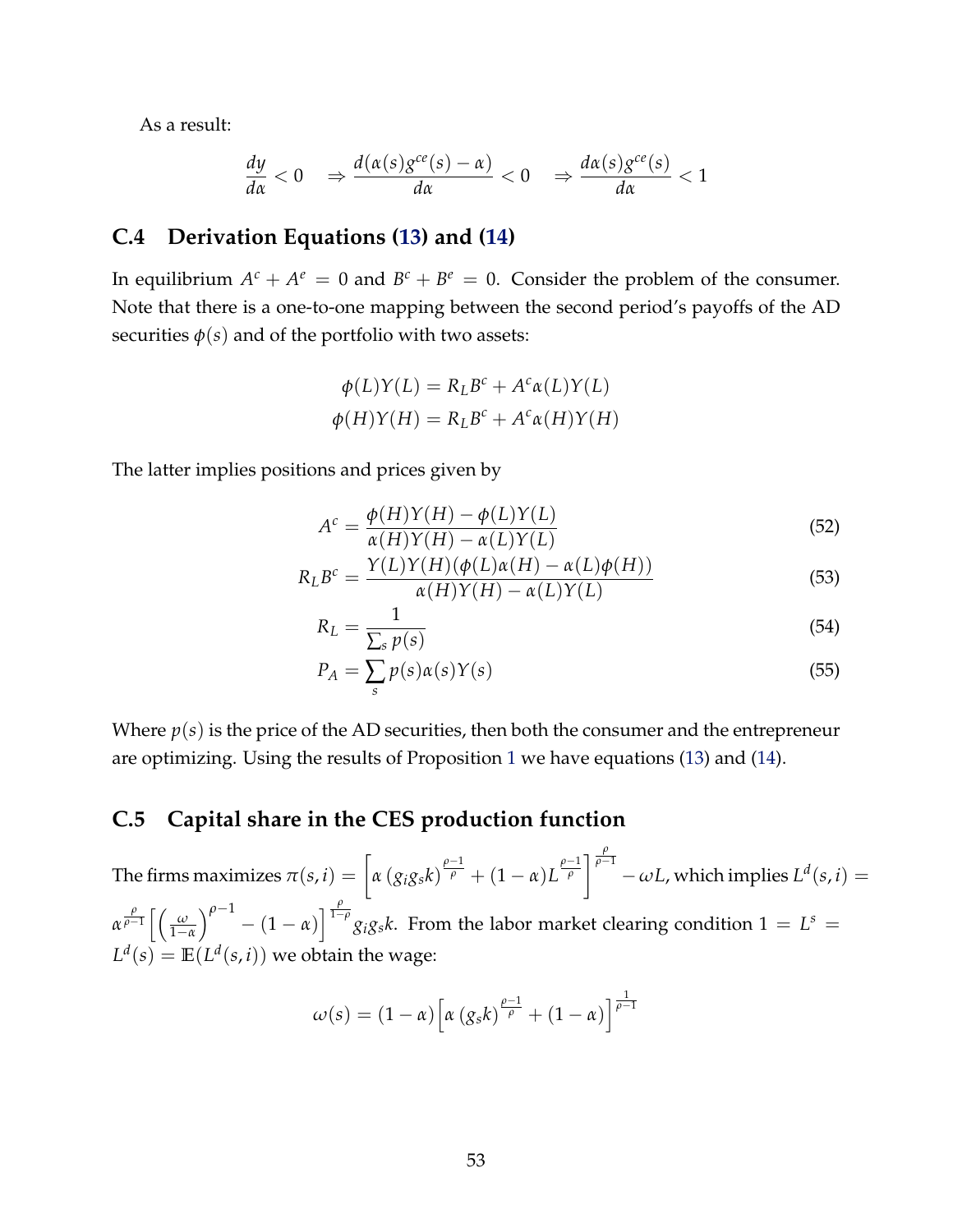As a result:

$$\frac{dy}{d\alpha} < 0 \quad \Rightarrow \frac{d(\alpha(s)g^{ce}(s) - \alpha)}{d\alpha} < 0 \quad \Rightarrow \frac{d\alpha(s)g^{ce}(s)}{d\alpha} < 1$$

## C.4 Derivation Equations (13) and (14)

In equilibrium $A^c + A^e = 0$ and $B^c + B^e = 0$. Consider the problem of the consumer. Note that there is a one-to-one mapping between the second period's payoffs of the AD securities $\phi(s)$ and of the portfolio with two assets:

$$\phi(L)Y(L) = R_L B^c + A^c \alpha(L)Y(L)$$
$$\phi(H)Y(H) = R_L B^c + A^c \alpha(H)Y(H)$$

The latter implies positions and prices given by

$$A^c = \frac{\phi(H)Y(H) - \phi(L)Y(L)}{\alpha(H)Y(H) - \alpha(L)Y(L)} \tag{52}$$

$$R_L B^c = \frac{Y(L)Y(H)(\phi(L)\alpha(H) - \alpha(L)\phi(H))}{\alpha(H)Y(H) - \alpha(L)Y(L)} \tag{53}$$

$$R_L = \frac{1}{\sum_s p(s)} \tag{54}$$

$$P_A = \sum_s p(s)\alpha(s)Y(s) \tag{55}$$

Where $p(s)$ is the price of the AD securities, then both the consumer and the entrepreneur are optimizing. Using the results of Proposition 1 we have equations (13) and (14).

## C.5 Capital share in the CES production function

The firms maximizes $\pi(s,i) = \left[\alpha\left(g_i g_s k\right)^{\frac{\rho-1}{\rho}} + (1-\alpha)L^{\frac{\rho-1}{\rho}}\right]^{\frac{\rho}{\rho-1}} - \omega L$, which implies $L^d(s,i) = \alpha^{\frac{\rho}{\rho-1}}\left[\left(\frac{\omega}{1-\alpha}\right)^{\rho-1} - (1-\alpha)\right]^{\frac{\rho}{1-\rho}} g_i g_s k$. From the labor market clearing condition $1 = L^s = L^d(s) = \mathbb{E}(L^d(s,i))$ we obtain the wage:

$$\omega(s) = (1-\alpha)\left[\alpha\left(g_s k\right)^{\frac{\rho-1}{\rho}} + (1-\alpha)\right]^{\frac{1}{\rho-1}}$$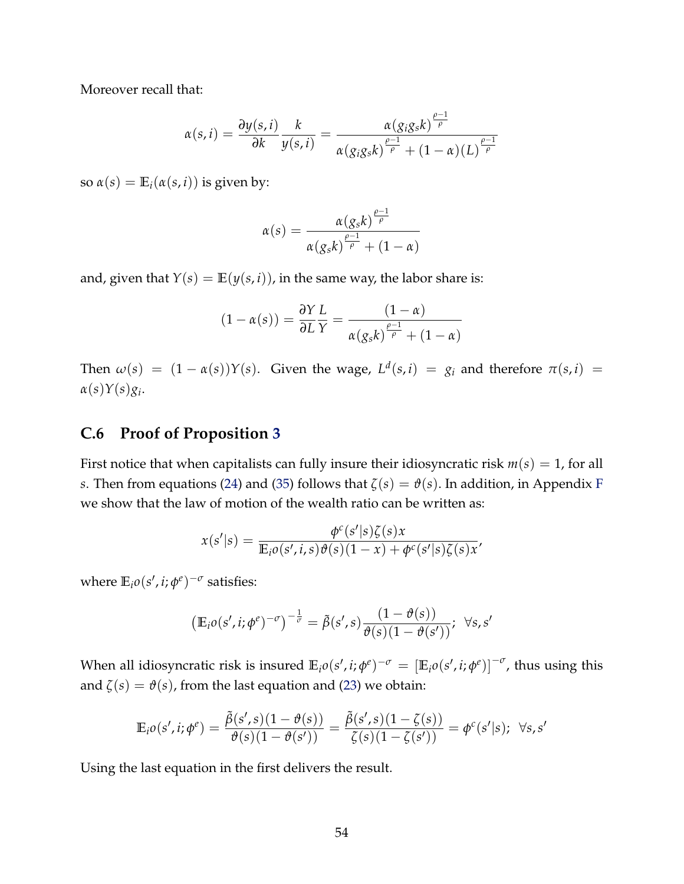Moreover recall that:

$$\alpha(s,i) = \frac{\partial y(s,i)}{\partial k}\frac{k}{y(s,i)} = \frac{\alpha(g_i g_s k)^{\frac{\rho-1}{\rho}}}{\alpha(g_i g_s k)^{\frac{\rho-1}{\rho}} + (1-\alpha)(L)^{\frac{\rho-1}{\rho}}}$$

so $\alpha(s) = \mathbb{E}_i(\alpha(s,i))$ is given by:

$$\alpha(s) = \frac{\alpha(g_s k)^{\frac{\rho-1}{\rho}}}{\alpha(g_s k)^{\frac{\rho-1}{\rho}} + (1-\alpha)}$$

and, given that $Y(s) = \mathbb{E}(y(s,i))$, in the same way, the labor share is:

$$(1-\alpha(s)) = \frac{\partial Y}{\partial L}\frac{L}{Y} = \frac{(1-\alpha)}{\alpha(g_s k)^{\frac{\rho-1}{\rho}} + (1-\alpha)}$$

Then $\omega(s) = (1-\alpha(s))Y(s)$. Given the wage, $L^d(s,i) = g_i$ and therefore $\pi(s,i) = \alpha(s)Y(s)g_i$.

## C.6 Proof of Proposition 3

First notice that when capitalists can fully insure their idiosyncratic risk $m(s) = 1$, for all $s$. Then from equations (24) and (35) follows that $\zeta(s) = \vartheta(s)$. In addition, in Appendix F we show that the law of motion of the wealth ratio can be written as:

$$x(s'|s) = \frac{\phi^c(s'|s)\zeta(s)x}{\mathbb{E}_i o(s',i,s)\vartheta(s)(1-x) + \phi^c(s'|s)\zeta(s)x},$$

where $\mathbb{E}_i o(s',i;\phi^e)^{-\sigma}$ satisfies:

$$\left(\mathbb{E}_i o(s',i;\phi^e)^{-\sigma}\right)^{-\frac{1}{\sigma}} = \tilde{\beta}(s',s)\frac{(1-\vartheta(s))}{\vartheta(s)(1-\vartheta(s'))};\ \ \forall s,s'$$

When all idiosyncratic risk is insured $\mathbb{E}_i o(s',i;\phi^e)^{-\sigma} = [\mathbb{E}_i o(s',i;\phi^e)]^{-\sigma}$, thus using this and $\zeta(s) = \vartheta(s)$, from the last equation and (23) we obtain:

$$\mathbb{E}_i o(s',i;\phi^e) = \frac{\tilde{\beta}(s',s)(1-\vartheta(s))}{\vartheta(s)(1-\vartheta(s'))} = \frac{\tilde{\beta}(s',s)(1-\zeta(s))}{\zeta(s)(1-\zeta(s'))} = \phi^c(s'|s);\ \ \forall s,s'$$

Using the last equation in the first delivers the result.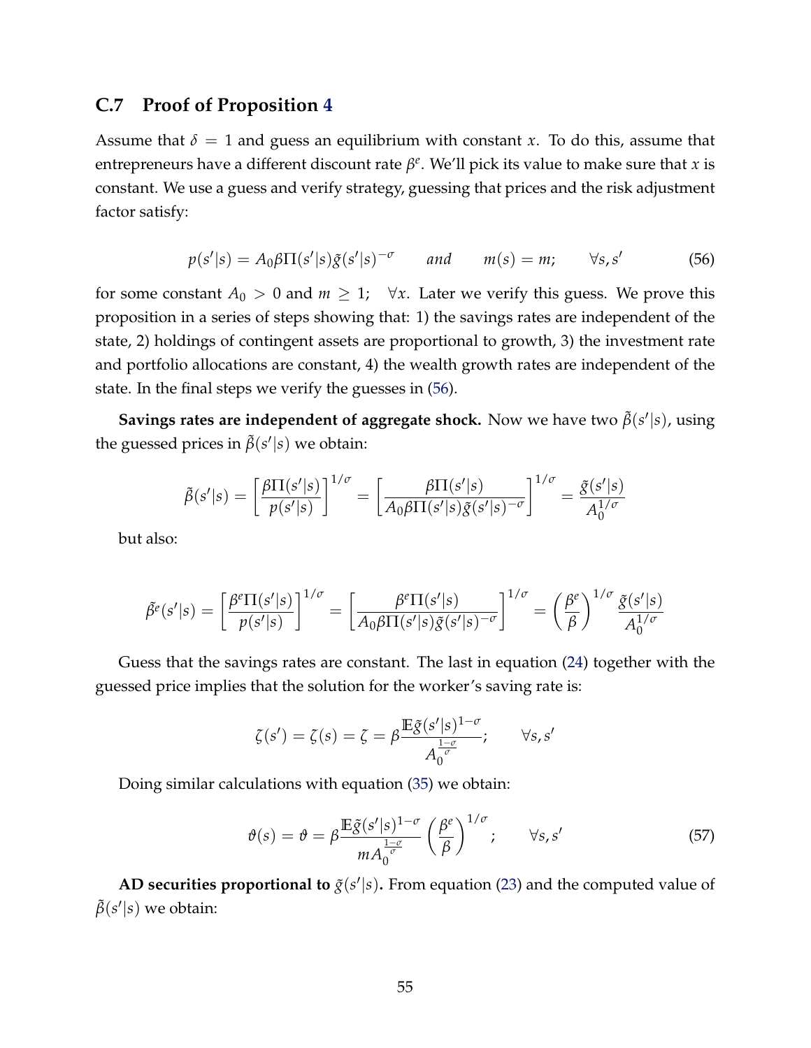## C.7 Proof of Proposition 4

Assume that $\delta = 1$ and guess an equilibrium with constant $x$. To do this, assume that entrepreneurs have a different discount rate $\beta^e$. We'll pick its value to make sure that $x$ is constant. We use a guess and verify strategy, guessing that prices and the risk adjustment factor satisfy:

$$p(s'|s) = A_0 \beta \Pi(s'|s) \tilde{g}(s'|s)^{-\sigma} \qquad \textit{and} \qquad m(s) = m; \qquad \forall s, s' \tag{56}$$

for some constant $A_0 > 0$ and $m \geq 1; \quad \forall x$. Later we verify this guess. We prove this proposition in a series of steps showing that: 1) the savings rates are independent of the state, 2) holdings of contingent assets are proportional to growth, 3) the investment rate and portfolio allocations are constant, 4) the wealth growth rates are independent of the state. In the final steps we verify the guesses in (56).

**Savings rates are independent of aggregate shock.** Now we have two $\tilde{\beta}(s'|s)$, using the guessed prices in $\tilde{\beta}(s'|s)$ we obtain:

$$\tilde{\beta}(s'|s) = \left[\frac{\beta \Pi(s'|s)}{p(s'|s)}\right]^{1/\sigma} = \left[\frac{\beta \Pi(s'|s)}{A_0 \beta \Pi(s'|s) \tilde{g}(s'|s)^{-\sigma}}\right]^{1/\sigma} = \frac{\tilde{g}(s'|s)}{A_0^{1/\sigma}}$$

but also:

$$\tilde{\beta}^e(s'|s) = \left[\frac{\beta^e \Pi(s'|s)}{p(s'|s)}\right]^{1/\sigma} = \left[\frac{\beta^e \Pi(s'|s)}{A_0 \beta \Pi(s'|s) \tilde{g}(s'|s)^{-\sigma}}\right]^{1/\sigma} = \left(\frac{\beta^e}{\beta}\right)^{1/\sigma} \frac{\tilde{g}(s'|s)}{A_0^{1/\sigma}}$$

Guess that the savings rates are constant. The last in equation (24) together with the guessed price implies that the solution for the worker's saving rate is:

$$\zeta(s') = \zeta(s) = \zeta = \beta \frac{\mathbb{E}\tilde{g}(s'|s)^{1-\sigma}}{A_0^{\frac{1-\sigma}{\sigma}}}; \qquad \forall s, s'$$

Doing similar calculations with equation (35) we obtain:

$$\vartheta(s) = \vartheta = \beta \frac{\mathbb{E}\tilde{g}(s'|s)^{1-\sigma}}{m A_0^{\frac{1-\sigma}{\sigma}}} \left(\frac{\beta^e}{\beta}\right)^{1/\sigma}; \qquad \forall s, s' \tag{57}$$

**AD securities proportional to $\tilde{g}(s'|s)$.** From equation (23) and the computed value of $\tilde{\beta}(s'|s)$ we obtain: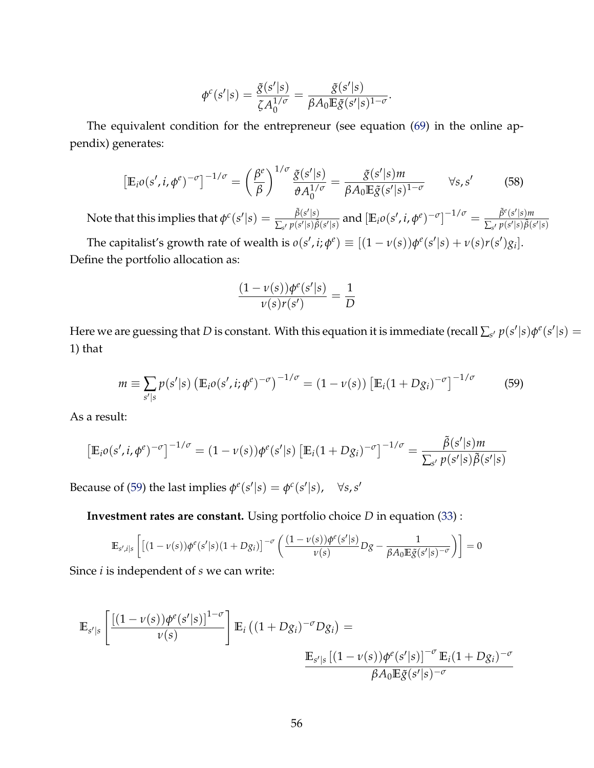$$\phi^c(s'|s) = \frac{\tilde{g}(s'|s)}{\zeta A_0^{1/\sigma}} = \frac{\tilde{g}(s'|s)}{\beta A_0 \mathbb{E}\tilde{g}(s'|s)^{1-\sigma}}.$$

The equivalent condition for the entrepreneur (see equation (69) in the online appendix) generates:

$$\left[\mathbb{E}_i o(s', i, \phi^e)^{-\sigma}\right]^{-1/\sigma} = \left(\frac{\beta^e}{\beta}\right)^{1/\sigma} \frac{\tilde{g}(s'|s)}{\vartheta A_0^{1/\sigma}} = \frac{\tilde{g}(s'|s)m}{\beta A_0 \mathbb{E}\tilde{g}(s'|s)^{1-\sigma}} \qquad \forall s, s' \tag{58}$$

Note that this implies that $\phi^c(s'|s) = \frac{\tilde{\beta}(s'|s)}{\sum_{s'} p(s'|s)\tilde{\beta}(s'|s)}$ and $\left[\mathbb{E}_i o(s', i, \phi^e)^{-\sigma}\right]^{-1/\sigma} = \frac{\tilde{\beta}^e(s'|s)m}{\sum_{s'} p(s'|s)\tilde{\beta}(s'|s)}$

The capitalist's growth rate of wealth is $o(s', i; \phi^e) \equiv [(1-\nu(s))\phi^e(s'|s) + \nu(s)r(s')g_i]$. Define the portfolio allocation as:

$$\frac{(1-\nu(s))\phi^e(s'|s)}{\nu(s)r(s')} = \frac{1}{D}$$

Here we are guessing that $D$ is constant. With this equation it is immediate (recall $\sum_{s'} p(s'|s)\phi^e(s'|s) = 1$) that

$$m \equiv \sum_{s'|s} p(s'|s) \left(\mathbb{E}_i o(s', i; \phi^e)^{-\sigma}\right)^{-1/\sigma} = (1-\nu(s)) \left[\mathbb{E}_i (1 + Dg_i)^{-\sigma}\right]^{-1/\sigma} \tag{59}$$

As a result:

$$\left[\mathbb{E}_i o(s', i, \phi^e)^{-\sigma}\right]^{-1/\sigma} = (1-\nu(s))\phi^e(s'|s) \left[\mathbb{E}_i (1 + Dg_i)^{-\sigma}\right]^{-1/\sigma} = \frac{\tilde{\beta}(s'|s)m}{\sum_{s'} p(s'|s)\tilde{\beta}(s'|s)}$$

Because of (59) the last implies $\phi^e(s'|s) = \phi^c(s'|s), \quad \forall s, s'$

**Investment rates are constant.** Using portfolio choice $D$ in equation (33) :

$$\mathbb{E}_{s',i|s}\left[\left[(1-\nu(s))\phi^e(s'|s)(1 + Dg_i)\right]^{-\sigma}\left(\frac{(1-\nu(s))\phi^e(s'|s)}{\nu(s)}Dg - \frac{1}{\beta A_0 \mathbb{E}\tilde{g}(s'|s)^{-\sigma}}\right)\right] = 0$$

Since $i$ is independent of $s$ we can write:

$$\mathbb{E}_{s'|s}\left[\frac{\left[(1-\nu(s))\phi^e(s'|s)\right]^{1-\sigma}}{\nu(s)}\right]\mathbb{E}_i\left((1 + Dg_i)^{-\sigma}Dg_i\right) = \frac{\mathbb{E}_{s'|s}\left[(1-\nu(s))\phi^e(s'|s)\right]^{-\sigma}\mathbb{E}_i(1 + Dg_i)^{-\sigma}}{\beta A_0 \mathbb{E}\tilde{g}(s'|s)^{-\sigma}}$$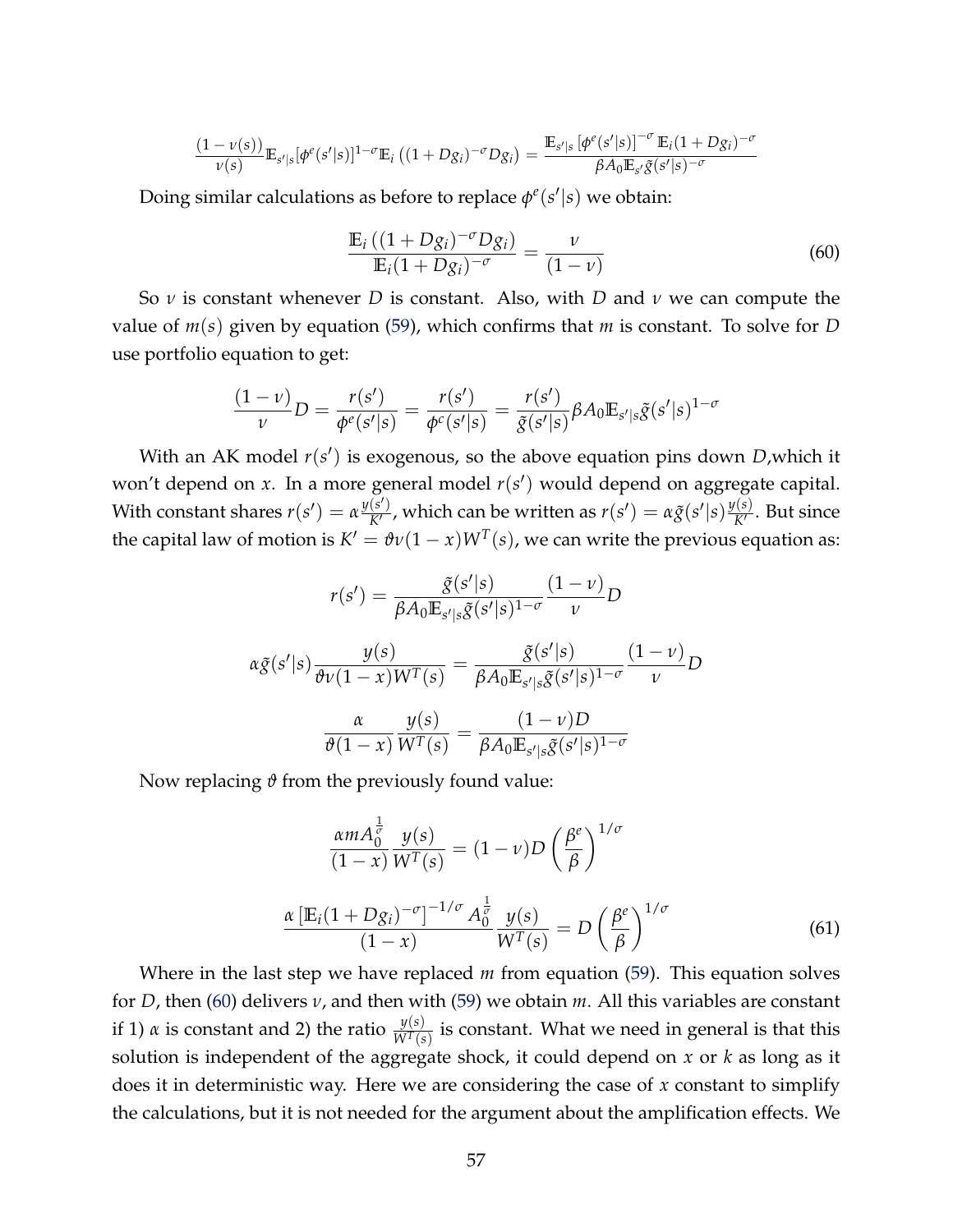$$\frac{(1-\nu(s))}{\nu(s)}\mathbb{E}_{s'|s}[\phi^e(s'|s)]^{1-\sigma}\mathbb{E}_i\left((1+Dg_i)^{-\sigma}Dg_i\right) = \frac{\mathbb{E}_{s'|s}\left[\phi^e(s'|s)\right]^{-\sigma}\mathbb{E}_i(1+Dg_i)^{-\sigma}}{\beta A_0 \mathbb{E}_{s'}\tilde{g}(s'|s)^{-\sigma}}$$

Doing similar calculations as before to replace $\phi^e(s'|s)$ we obtain:

$$\frac{\mathbb{E}_i\left((1+Dg_i)^{-\sigma}Dg_i\right)}{\mathbb{E}_i(1+Dg_i)^{-\sigma}} = \frac{\nu}{(1-\nu)} \tag{60}$$

So $\nu$ is constant whenever $D$ is constant. Also, with $D$ and $\nu$ we can compute the value of $m(s)$ given by equation (59), which confirms that $m$ is constant. To solve for $D$ use portfolio equation to get:

$$\frac{(1-\nu)}{\nu}D = \frac{r(s')}{\phi^e(s'|s)} = \frac{r(s')}{\phi^c(s'|s)} = \frac{r(s')}{\tilde{g}(s'|s)}\beta A_0 \mathbb{E}_{s'|s}\tilde{g}(s'|s)^{1-\sigma}$$

With an AK model $r(s')$ is exogenous, so the above equation pins down $D$,which it won't depend on $x$. In a more general model $r(s')$ would depend on aggregate capital. With constant shares $r(s') = \alpha\frac{y(s')}{K'}$, which can be written as $r(s') = \alpha\tilde{g}(s'|s)\frac{y(s)}{K'}$. But since the capital law of motion is $K' = \vartheta\nu(1-x)W^T(s)$, we can write the previous equation as:

$$r(s') = \frac{\tilde{g}(s'|s)}{\beta A_0 \mathbb{E}_{s'|s}\tilde{g}(s'|s)^{1-\sigma}}\frac{(1-\nu)}{\nu}D$$

$$\alpha\tilde{g}(s'|s)\frac{y(s)}{\vartheta\nu(1-x)W^T(s)} = \frac{\tilde{g}(s'|s)}{\beta A_0 \mathbb{E}_{s'|s}\tilde{g}(s'|s)^{1-\sigma}}\frac{(1-\nu)}{\nu}D$$

$$\frac{\alpha}{\vartheta(1-x)}\frac{y(s)}{W^T(s)} = \frac{(1-\nu)D}{\beta A_0 \mathbb{E}_{s'|s}\tilde{g}(s'|s)^{1-\sigma}}$$

Now replacing $\vartheta$ from the previously found value:

$$\frac{\alpha m A_0^{\frac{1}{\sigma}}}{(1-x)}\frac{y(s)}{W^T(s)} = (1-\nu)D\left(\frac{\beta^e}{\beta}\right)^{1/\sigma}$$

$$\frac{\alpha\left[\mathbb{E}_i(1+Dg_i)^{-\sigma}\right]^{-1/\sigma}A_0^{\frac{1}{\sigma}}}{(1-x)}\frac{y(s)}{W^T(s)} = D\left(\frac{\beta^e}{\beta}\right)^{1/\sigma} \tag{61}$$

Where in the last step we have replaced $m$ from equation (59). This equation solves for $D$, then (60) delivers $\nu$, and then with (59) we obtain $m$. All this variables are constant if 1) $\alpha$ is constant and 2) the ratio $\frac{y(s)}{W^T(s)}$ is constant. What we need in general is that this solution is independent of the aggregate shock, it could depend on $x$ or $k$ as long as it does it in deterministic way. Here we are considering the case of $x$ constant to simplify the calculations, but it is not needed for the argument about the amplification effects. We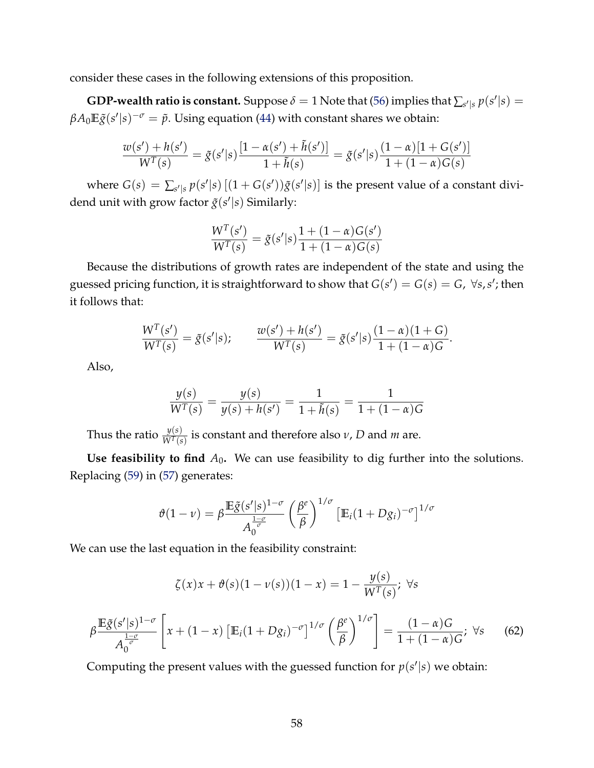consider these cases in the following extensions of this proposition.

**GDP-wealth ratio is constant.** Suppose $\delta = 1$ Note that (56) implies that $\sum_{s'|s} p(s'|s) = \beta A_0 \mathbb{E}\tilde{g}(s'|s)^{-\sigma} = \tilde{p}$. Using equation (44) with constant shares we obtain:

$$\frac{w(s') + h(s')}{W^T(s)} = \tilde{g}(s'|s)\frac{[1 - \alpha(s') + \tilde{h}(s')]}{1 + \tilde{h}(s)} = \tilde{g}(s'|s)\frac{(1 - \alpha)[1 + G(s')]}{1 + (1 - \alpha)G(s)}$$

where $G(s) = \sum_{s'|s} p(s'|s)\left[(1 + G(s'))\tilde{g}(s'|s)\right]$ is the present value of a constant dividend unit with grow factor $\tilde{g}(s'|s)$ Similarly:

$$\frac{W^T(s')}{W^T(s)} = \tilde{g}(s'|s)\frac{1 + (1 - \alpha)G(s')}{1 + (1 - \alpha)G(s)}$$

Because the distributions of growth rates are independent of the state and using the guessed pricing function, it is straightforward to show that $G(s') = G(s) = G, \ \forall s, s'$; then it follows that:

$$\frac{W^T(s')}{W^T(s)} = \tilde{g}(s'|s); \qquad \frac{w(s') + h(s')}{W^T(s)} = \tilde{g}(s'|s)\frac{(1 - \alpha)(1 + G)}{1 + (1 - \alpha)G}.$$

Also,

$$\frac{y(s)}{W^T(s)} = \frac{y(s)}{y(s) + h(s')} = \frac{1}{1 + \tilde{h}(s)} = \frac{1}{1 + (1 - \alpha)G}$$

Thus the ratio $\frac{y(s)}{W^T(s)}$ is constant and therefore also $\nu$, $D$ and $m$ are.

**Use feasibility to find $A_0$.** We can use feasibility to dig further into the solutions. Replacing (59) in (57) generates:

$$\vartheta(1 - \nu) = \beta\frac{\mathbb{E}\tilde{g}(s'|s)^{1-\sigma}}{A_0^{\frac{1-\sigma}{\sigma}}}\left(\frac{\beta^e}{\beta}\right)^{1/\sigma}\left[\mathbb{E}_i(1 + Dg_i)^{-\sigma}\right]^{1/\sigma}$$

We can use the last equation in the feasibility constraint:

$$\zeta(x)x + \vartheta(s)(1 - \nu(s))(1 - x) = 1 - \frac{y(s)}{W^T(s)}; \ \forall s$$

$$\beta\frac{\mathbb{E}\tilde{g}(s'|s)^{1-\sigma}}{A_0^{\frac{1-\sigma}{\sigma}}}\left[x + (1 - x)\left[\mathbb{E}_i(1 + Dg_i)^{-\sigma}\right]^{1/\sigma}\left(\frac{\beta^e}{\beta}\right)^{1/\sigma}\right] = \frac{(1 - \alpha)G}{1 + (1 - \alpha)G}; \ \forall s \tag{62}$$

Computing the present values with the guessed function for $p(s'|s)$ we obtain: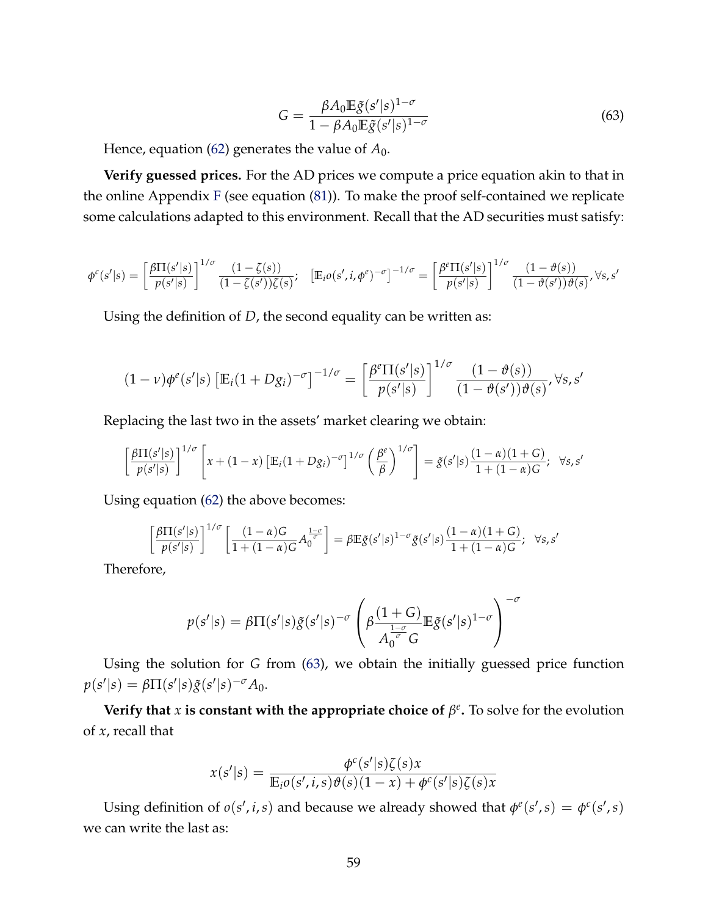$$G = \frac{\beta A_0 \mathbb{E}\tilde{g}(s'|s)^{1-\sigma}}{1 - \beta A_0 \mathbb{E}\tilde{g}(s'|s)^{1-\sigma}} \tag{63}$$

Hence, equation (62) generates the value of $A_0$.

**Verify guessed prices.** For the AD prices we compute a price equation akin to that in the online Appendix F (see equation (81)). To make the proof self-contained we replicate some calculations adapted to this environment. Recall that the AD securities must satisfy:

$$\phi^c(s'|s) = \left[\frac{\beta\Pi(s'|s)}{p(s'|s)}\right]^{1/\sigma} \frac{(1-\zeta(s))}{(1-\zeta(s'))\zeta(s)}; \quad \left[\mathbb{E}_i o(s', i, \phi^e)^{-\sigma}\right]^{-1/\sigma} = \left[\frac{\beta^e\Pi(s'|s)}{p(s'|s)}\right]^{1/\sigma} \frac{(1-\vartheta(s))}{(1-\vartheta(s'))\vartheta(s)}, \forall s, s'$$

Using the definition of $D$, the second equality can be written as:

$$(1-\nu)\phi^e(s'|s)\left[\mathbb{E}_i(1+Dg_i)^{-\sigma}\right]^{-1/\sigma} = \left[\frac{\beta^e\Pi(s'|s)}{p(s'|s)}\right]^{1/\sigma} \frac{(1-\vartheta(s))}{(1-\vartheta(s'))\vartheta(s)}, \forall s, s'$$

Replacing the last two in the assets' market clearing we obtain:

$$\left[\frac{\beta\Pi(s'|s)}{p(s'|s)}\right]^{1/\sigma}\left[x + (1-x)\left[\mathbb{E}_i(1+Dg_i)^{-\sigma}\right]^{1/\sigma}\left(\frac{\beta^e}{\beta}\right)^{1/\sigma}\right] = \tilde{g}(s'|s)\frac{(1-\alpha)(1+G)}{1+(1-\alpha)G}; \quad \forall s, s'$$

Using equation (62) the above becomes:

$$\left[\frac{\beta\Pi(s'|s)}{p(s'|s)}\right]^{1/\sigma}\left[\frac{(1-\alpha)G}{1+(1-\alpha)G}A_0^{\frac{1-\sigma}{\sigma}}\right] = \beta\mathbb{E}\tilde{g}(s'|s)^{1-\sigma}\tilde{g}(s'|s)\frac{(1-\alpha)(1+G)}{1+(1-\alpha)G}; \quad \forall s, s'$$

Therefore,

$$p(s'|s) = \beta\Pi(s'|s)\tilde{g}(s'|s)^{-\sigma}\left(\beta\frac{(1+G)}{A_0^{\frac{1-\sigma}{\sigma}}G}\mathbb{E}\tilde{g}(s'|s)^{1-\sigma}\right)^{-\sigma}$$

Using the solution for $G$ from (63), we obtain the initially guessed price function $p(s'|s) = \beta\Pi(s'|s)\tilde{g}(s'|s)^{-\sigma}A_0$.

**Verify that $x$ is constant with the appropriate choice of $\beta^e$.** To solve for the evolution of $x$, recall that

$$x(s'|s) = \frac{\phi^c(s'|s)\zeta(s)x}{\mathbb{E}_i o(s', i, s)\vartheta(s)(1-x) + \phi^c(s'|s)\zeta(s)x}$$

Using definition of $o(s', i, s)$ and because we already showed that $\phi^e(s', s) = \phi^c(s', s)$ we can write the last as: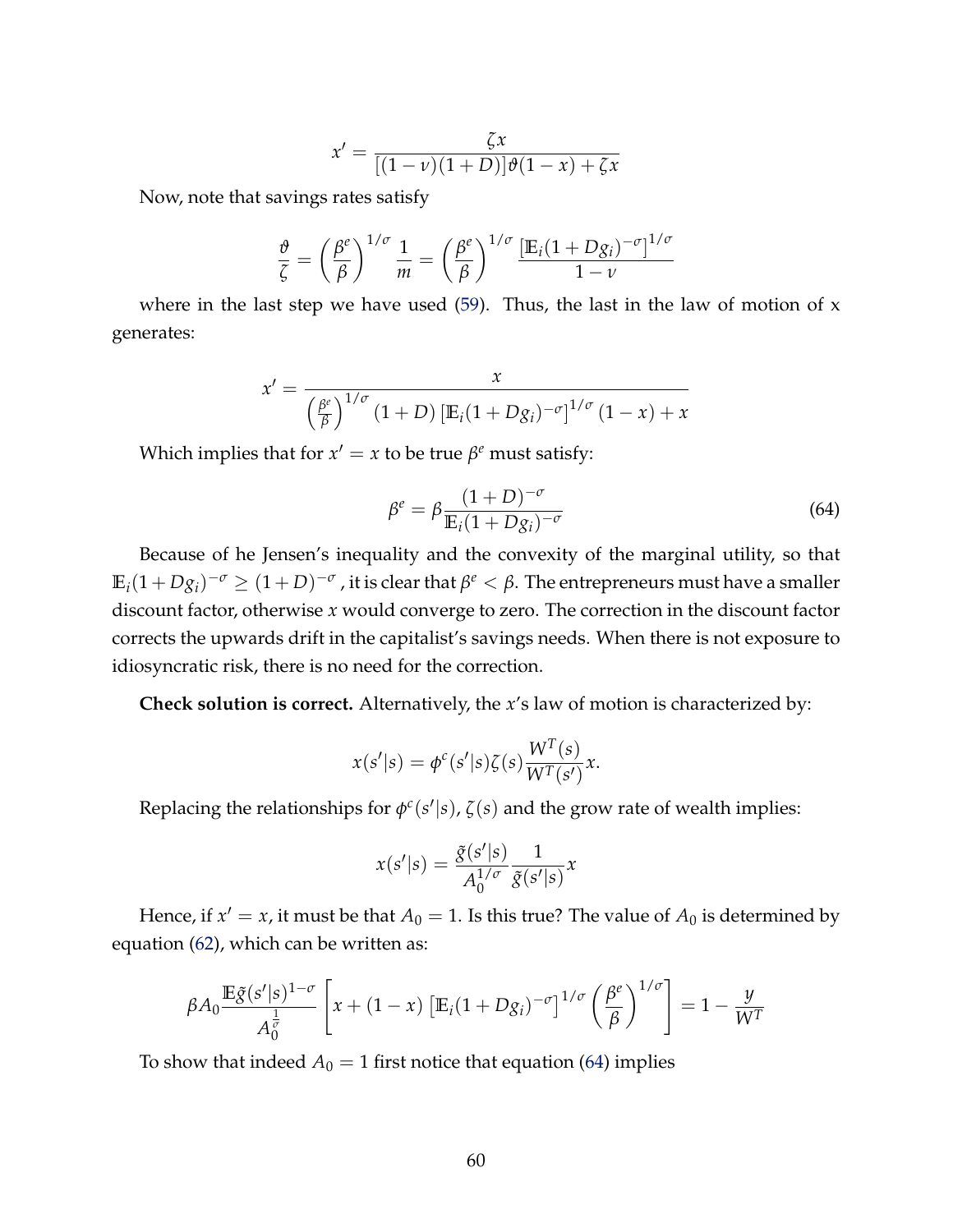$$x' = \frac{\zeta x}{[(1-\nu)(1+D)]\vartheta(1-x) + \zeta x}$$

Now, note that savings rates satisfy

$$\frac{\vartheta}{\zeta} = \left(\frac{\beta^e}{\beta}\right)^{1/\sigma} \frac{1}{m} = \left(\frac{\beta^e}{\beta}\right)^{1/\sigma} \frac{[\mathbb{E}_i(1+Dg_i)^{-\sigma}]^{1/\sigma}}{1-\nu}$$

where in the last step we have used (59). Thus, the last in the law of motion of x generates:

$$x' = \frac{x}{\left(\frac{\beta^e}{\beta}\right)^{1/\sigma} (1+D) \left[\mathbb{E}_i(1+Dg_i)^{-\sigma}\right]^{1/\sigma} (1-x) + x}$$

Which implies that for $x' = x$ to be true $\beta^e$ must satisfy:

$$\beta^e = \beta \frac{(1+D)^{-\sigma}}{\mathbb{E}_i(1+Dg_i)^{-\sigma}} \tag{64}$$

Because of he Jensen's inequality and the convexity of the marginal utility, so that $\mathbb{E}_i(1+Dg_i)^{-\sigma} \geq (1+D)^{-\sigma}$ , it is clear that $\beta^e < \beta$. The entrepreneurs must have a smaller discount factor, otherwise $x$ would converge to zero. The correction in the discount factor corrects the upwards drift in the capitalist's savings needs. When there is not exposure to idiosyncratic risk, there is no need for the correction.

**Check solution is correct.** Alternatively, the $x$'s law of motion is characterized by:

$$x(s'|s) = \phi^c(s'|s)\zeta(s)\frac{W^T(s)}{W^T(s')}x.$$

Replacing the relationships for $\phi^c(s'|s)$, $\zeta(s)$ and the grow rate of wealth implies:

$$x(s'|s) = \frac{\tilde{g}(s'|s)}{A_0^{1/\sigma}} \frac{1}{\tilde{g}(s'|s)} x$$

Hence, if $x' = x$, it must be that $A_0 = 1$. Is this true? The value of $A_0$ is determined by equation (62), which can be written as:

$$\beta A_0 \frac{\mathbb{E}\tilde{g}(s'|s)^{1-\sigma}}{A_0^{\frac{1}{\sigma}}} \left[ x + (1-x) \left[\mathbb{E}_i(1+Dg_i)^{-\sigma}\right]^{1/\sigma} \left(\frac{\beta^e}{\beta}\right)^{1/\sigma} \right] = 1 - \frac{y}{W^T}$$

To show that indeed $A_0 = 1$ first notice that equation (64) implies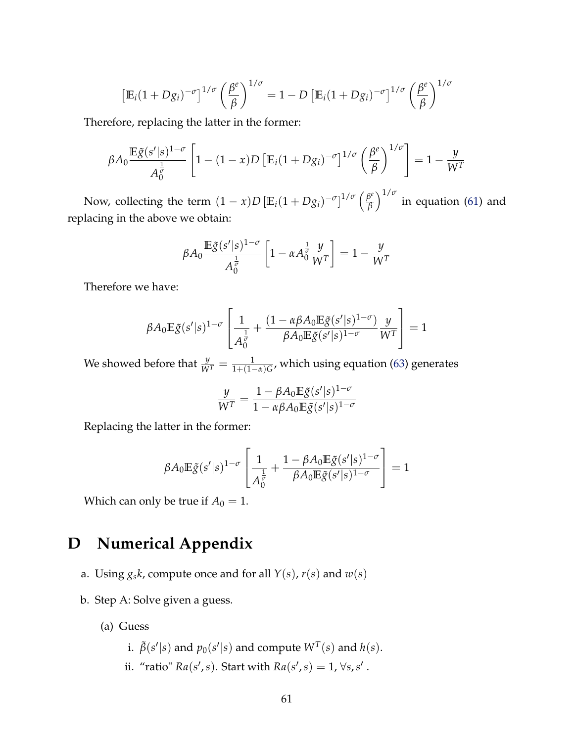$$\left[\mathbb{E}_i(1+Dg_i)^{-\sigma}\right]^{1/\sigma}\left(\frac{\beta^e}{\beta}\right)^{1/\sigma}=1-D\left[\mathbb{E}_i(1+Dg_i)^{-\sigma}\right]^{1/\sigma}\left(\frac{\beta^e}{\beta}\right)^{1/\sigma}$$

Therefore, replacing the latter in the former:

$$\beta A_0\frac{\mathbb{E}\tilde{g}(s'|s)^{1-\sigma}}{A_0^{\frac{1}{\sigma}}}\left[1-(1-x)D\left[\mathbb{E}_i(1+Dg_i)^{-\sigma}\right]^{1/\sigma}\left(\frac{\beta^e}{\beta}\right)^{1/\sigma}\right]=1-\frac{y}{W^T}$$

Now, collecting the term $(1-x)D\left[\mathbb{E}_i(1+Dg_i)^{-\sigma}\right]^{1/\sigma}\left(\frac{\beta^e}{\beta}\right)^{1/\sigma}$ in equation (61) and replacing in the above we obtain:

$$\beta A_0\frac{\mathbb{E}\tilde{g}(s'|s)^{1-\sigma}}{A_0^{\frac{1}{\sigma}}}\left[1-\alpha A_0^{\frac{1}{\sigma}}\frac{y}{W^T}\right]=1-\frac{y}{W^T}$$

Therefore we have:

$$\beta A_0\mathbb{E}\tilde{g}(s'|s)^{1-\sigma}\left[\frac{1}{A_0^{\frac{1}{\sigma}}}+\frac{(1-\alpha\beta A_0\mathbb{E}\tilde{g}(s'|s)^{1-\sigma})}{\beta A_0\mathbb{E}\tilde{g}(s'|s)^{1-\sigma}}\frac{y}{W^T}\right]=1$$

We showed before that $\frac{y}{W^T}=\frac{1}{1+(1-\alpha)G}$, which using equation (63) generates

$$\frac{y}{W^T}=\frac{1-\beta A_0\mathbb{E}\tilde{g}(s'|s)^{1-\sigma}}{1-\alpha\beta A_0\mathbb{E}\tilde{g}(s'|s)^{1-\sigma}}$$

Replacing the latter in the former:

$$\beta A_0\mathbb{E}\tilde{g}(s'|s)^{1-\sigma}\left[\frac{1}{A_0^{\frac{1}{\sigma}}}+\frac{1-\beta A_0\mathbb{E}\tilde{g}(s'|s)^{1-\sigma}}{\beta A_0\mathbb{E}\tilde{g}(s'|s)^{1-\sigma}}\right]=1$$

Which can only be true if $A_0=1$.

# D Numerical Appendix

a. Using $g_s k$, compute once and for all $Y(s)$, $r(s)$ and $w(s)$

b. Step A: Solve given a guess.

   (a) Guess

      i. $\tilde{\beta}(s'|s)$ and $p_0(s'|s)$ and compute $W^T(s)$ and $h(s)$.

      ii. "ratio" $Ra(s',s)$. Start with $Ra(s',s)=1,\ \forall s,s'$.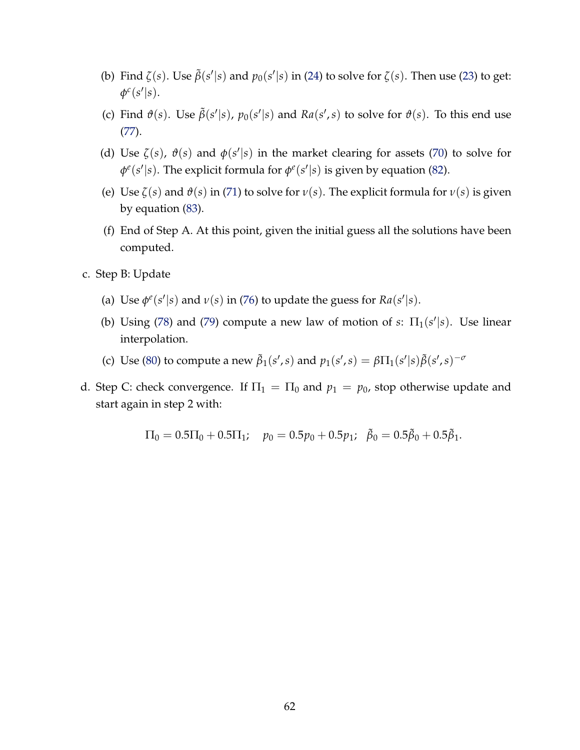(b) Find $\zeta(s)$. Use $\tilde{\beta}(s'|s)$ and $p_0(s'|s)$ in (24) to solve for $\zeta(s)$. Then use (23) to get: $\phi^c(s'|s)$.

(c) Find $\vartheta(s)$. Use $\tilde{\beta}(s'|s)$, $p_0(s'|s)$ and $Ra(s', s)$ to solve for $\vartheta(s)$. To this end use (77).

(d) Use $\zeta(s)$, $\vartheta(s)$ and $\phi(s'|s)$ in the market clearing for assets (70) to solve for $\phi^e(s'|s)$. The explicit formula for $\phi^e(s'|s)$ is given by equation (82).

(e) Use $\zeta(s)$ and $\vartheta(s)$ in (71) to solve for $\nu(s)$. The explicit formula for $\nu(s)$ is given by equation (83).

(f) End of Step A. At this point, given the initial guess all the solutions have been computed.

c. Step B: Update

(a) Use $\phi^e(s'|s)$ and $\nu(s)$ in (76) to update the guess for $Ra(s'|s)$.

(b) Using (78) and (79) compute a new law of motion of $s$: $\Pi_1(s'|s)$. Use linear interpolation.

(c) Use (80) to compute a new $\tilde{\beta}_1(s', s)$ and $p_1(s', s) = \beta \Pi_1(s'|s)\tilde{\beta}(s', s)^{-\sigma}$

d. Step C: check convergence. If $\Pi_1 = \Pi_0$ and $p_1 = p_0$, stop otherwise update and start again in step 2 with:

$$\Pi_0 = 0.5\Pi_0 + 0.5\Pi_1; \quad p_0 = 0.5p_0 + 0.5p_1; \quad \tilde{\beta}_0 = 0.5\tilde{\beta}_0 + 0.5\tilde{\beta}_1.$$